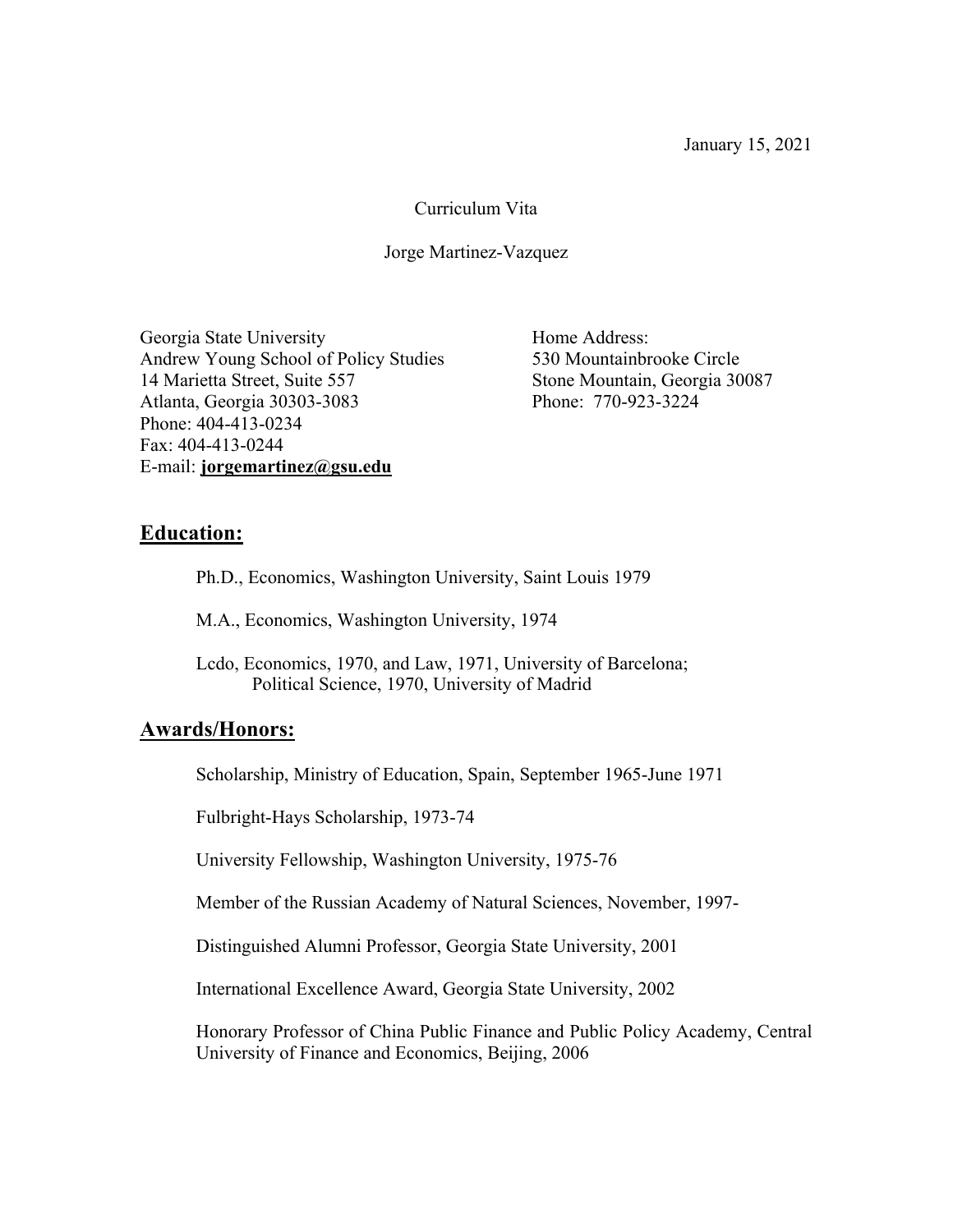January 15, 2021

Curriculum Vita

Jorge Martinez-Vazquez

Georgia State University
Andrew Young School of Policy Studies
14 Marietta Street, Suite 557
Atlanta, Georgia 30303-3083
Phone: 404-413-0234
Fax: 404-413-0244
E-mail: **jorgemartinez@gsu.edu**

Home Address:
530 Mountainbrooke Circle
Stone Mountain, Georgia 30087
Phone: 770-923-3224

## Education:

Ph.D., Economics, Washington University, Saint Louis 1979

M.A., Economics, Washington University, 1974

Lcdo, Economics, 1970, and Law, 1971, University of Barcelona;
Political Science, 1970, University of Madrid

## Awards/Honors:

Scholarship, Ministry of Education, Spain, September 1965-June 1971

Fulbright-Hays Scholarship, 1973-74

University Fellowship, Washington University, 1975-76

Member of the Russian Academy of Natural Sciences, November, 1997-

Distinguished Alumni Professor, Georgia State University, 2001

International Excellence Award, Georgia State University, 2002

Honorary Professor of China Public Finance and Public Policy Academy, Central University of Finance and Economics, Beijing, 2006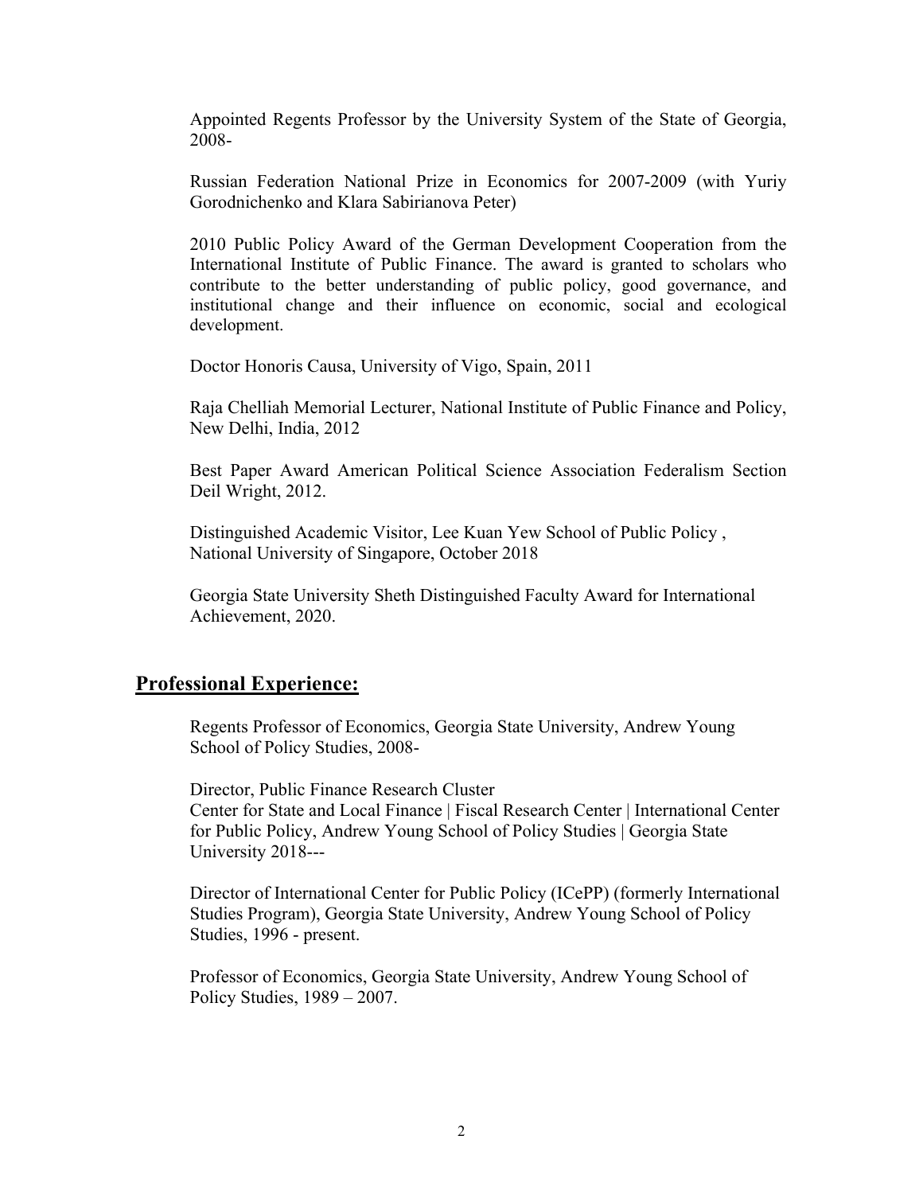Appointed Regents Professor by the University System of the State of Georgia, 2008-

Russian Federation National Prize in Economics for 2007-2009 (with Yuriy Gorodnichenko and Klara Sabirianova Peter)

2010 Public Policy Award of the German Development Cooperation from the International Institute of Public Finance. The award is granted to scholars who contribute to the better understanding of public policy, good governance, and institutional change and their influence on economic, social and ecological development.

Doctor Honoris Causa, University of Vigo, Spain, 2011

Raja Chelliah Memorial Lecturer, National Institute of Public Finance and Policy, New Delhi, India, 2012

Best Paper Award American Political Science Association Federalism Section Deil Wright, 2012.

Distinguished Academic Visitor, Lee Kuan Yew School of Public Policy , National University of Singapore, October 2018

Georgia State University Sheth Distinguished Faculty Award for International Achievement, 2020.

## Professional Experience:

Regents Professor of Economics, Georgia State University, Andrew Young School of Policy Studies, 2008-

Director, Public Finance Research Cluster
Center for State and Local Finance | Fiscal Research Center | International Center for Public Policy, Andrew Young School of Policy Studies | Georgia State University 2018---

Director of International Center for Public Policy (ICePP) (formerly International Studies Program), Georgia State University, Andrew Young School of Policy Studies, 1996 - present.

Professor of Economics, Georgia State University, Andrew Young School of Policy Studies, 1989 – 2007.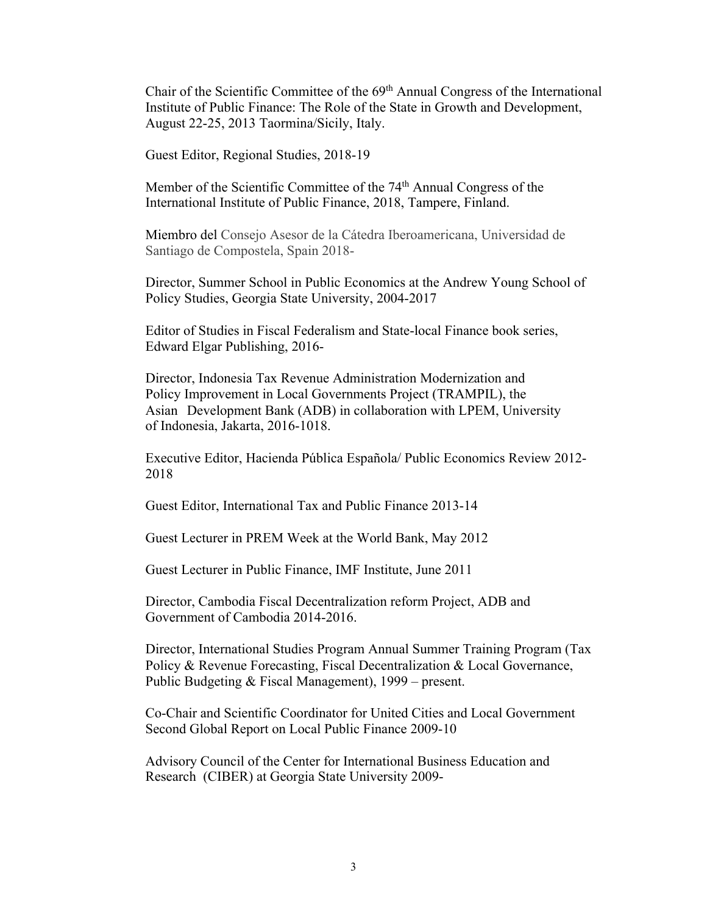Chair of the Scientific Committee of the 69th Annual Congress of the International Institute of Public Finance: The Role of the State in Growth and Development, August 22-25, 2013 Taormina/Sicily, Italy.

Guest Editor, Regional Studies, 2018-19

Member of the Scientific Committee of the 74th Annual Congress of the International Institute of Public Finance, 2018, Tampere, Finland.

Miembro del Consejo Asesor de la Cátedra Iberoamericana, Universidad de Santiago de Compostela, Spain 2018-

Director, Summer School in Public Economics at the Andrew Young School of Policy Studies, Georgia State University, 2004-2017

Editor of Studies in Fiscal Federalism and State-local Finance book series, Edward Elgar Publishing, 2016-

Director, Indonesia Tax Revenue Administration Modernization and Policy Improvement in Local Governments Project (TRAMPIL), the Asian Development Bank (ADB) in collaboration with LPEM, University of Indonesia, Jakarta, 2016-1018.

Executive Editor, Hacienda Pública Española/ Public Economics Review 2012-2018

Guest Editor, International Tax and Public Finance 2013-14

Guest Lecturer in PREM Week at the World Bank, May 2012

Guest Lecturer in Public Finance, IMF Institute, June 2011

Director, Cambodia Fiscal Decentralization reform Project, ADB and Government of Cambodia 2014-2016.

Director, International Studies Program Annual Summer Training Program (Tax Policy & Revenue Forecasting, Fiscal Decentralization & Local Governance, Public Budgeting & Fiscal Management), 1999 – present.

Co-Chair and Scientific Coordinator for United Cities and Local Government Second Global Report on Local Public Finance 2009-10

Advisory Council of the Center for International Business Education and Research (CIBER) at Georgia State University 2009-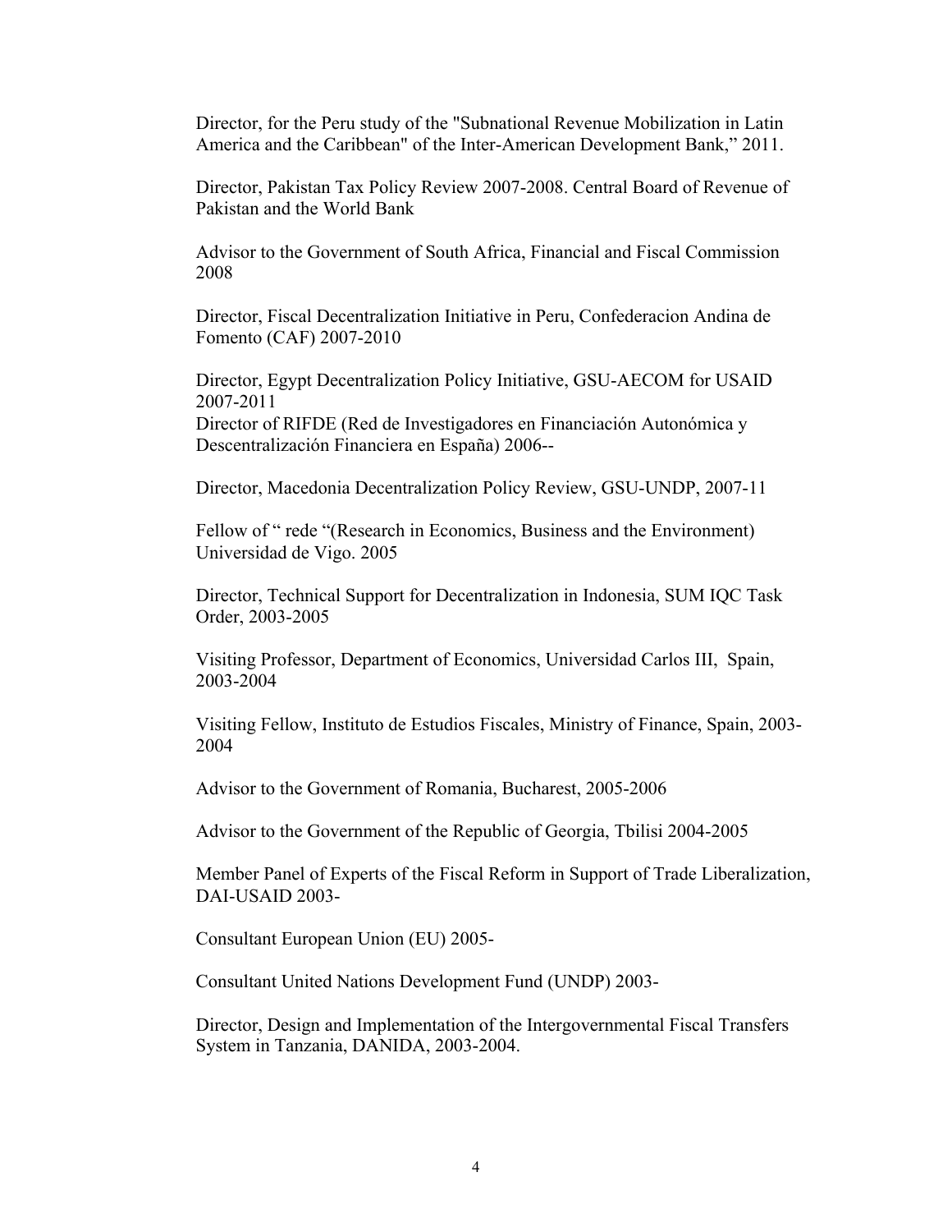Director, for the Peru study of the "Subnational Revenue Mobilization in Latin America and the Caribbean" of the Inter-American Development Bank," 2011.

Director, Pakistan Tax Policy Review 2007-2008. Central Board of Revenue of Pakistan and the World Bank

Advisor to the Government of South Africa, Financial and Fiscal Commission 2008

Director, Fiscal Decentralization Initiative in Peru, Confederacion Andina de Fomento (CAF) 2007-2010

Director, Egypt Decentralization Policy Initiative, GSU-AECOM for USAID 2007-2011
Director of RIFDE (Red de Investigadores en Financiación Autonómica y Descentralización Financiera en España) 2006--

Director, Macedonia Decentralization Policy Review, GSU-UNDP, 2007-11

Fellow of " rede "(Research in Economics, Business and the Environment) Universidad de Vigo. 2005

Director, Technical Support for Decentralization in Indonesia, SUM IQC Task Order, 2003-2005

Visiting Professor, Department of Economics, Universidad Carlos III, Spain, 2003-2004

Visiting Fellow, Instituto de Estudios Fiscales, Ministry of Finance, Spain, 2003-2004

Advisor to the Government of Romania, Bucharest, 2005-2006

Advisor to the Government of the Republic of Georgia, Tbilisi 2004-2005

Member Panel of Experts of the Fiscal Reform in Support of Trade Liberalization, DAI-USAID 2003-

Consultant European Union (EU) 2005-

Consultant United Nations Development Fund (UNDP) 2003-

Director, Design and Implementation of the Intergovernmental Fiscal Transfers System in Tanzania, DANIDA, 2003-2004.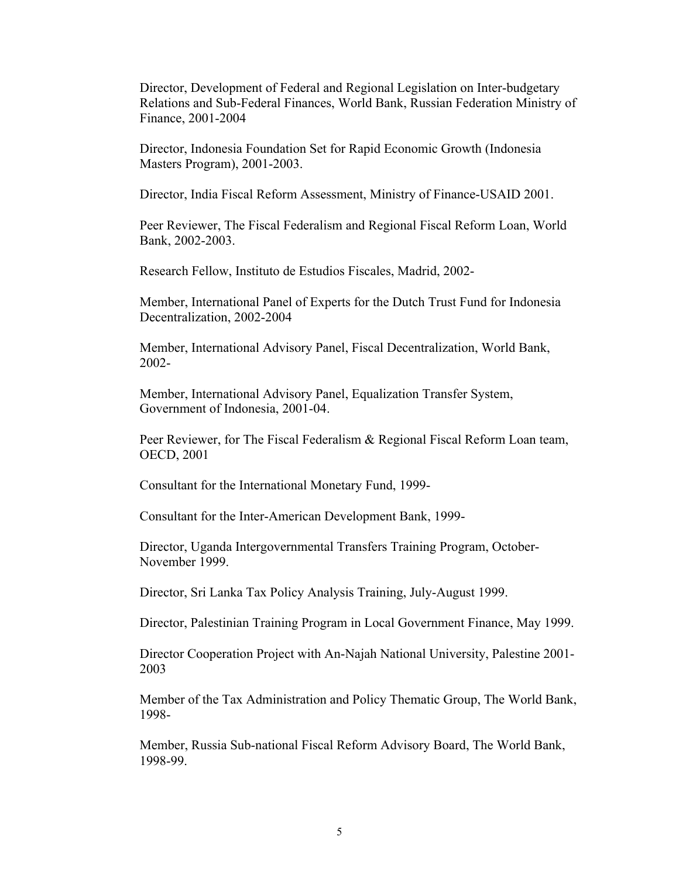Director, Development of Federal and Regional Legislation on Inter-budgetary Relations and Sub-Federal Finances, World Bank, Russian Federation Ministry of Finance, 2001-2004

Director, Indonesia Foundation Set for Rapid Economic Growth (Indonesia Masters Program), 2001-2003.

Director, India Fiscal Reform Assessment, Ministry of Finance-USAID 2001.

Peer Reviewer, The Fiscal Federalism and Regional Fiscal Reform Loan, World Bank, 2002-2003.

Research Fellow, Instituto de Estudios Fiscales, Madrid, 2002-

Member, International Panel of Experts for the Dutch Trust Fund for Indonesia Decentralization, 2002-2004

Member, International Advisory Panel, Fiscal Decentralization, World Bank, 2002-

Member, International Advisory Panel, Equalization Transfer System, Government of Indonesia, 2001-04.

Peer Reviewer, for The Fiscal Federalism & Regional Fiscal Reform Loan team, OECD, 2001

Consultant for the International Monetary Fund, 1999-

Consultant for the Inter-American Development Bank, 1999-

Director, Uganda Intergovernmental Transfers Training Program, October-November 1999.

Director, Sri Lanka Tax Policy Analysis Training, July-August 1999.

Director, Palestinian Training Program in Local Government Finance, May 1999.

Director Cooperation Project with An-Najah National University, Palestine 2001-2003

Member of the Tax Administration and Policy Thematic Group, The World Bank, 1998-

Member, Russia Sub-national Fiscal Reform Advisory Board, The World Bank, 1998-99.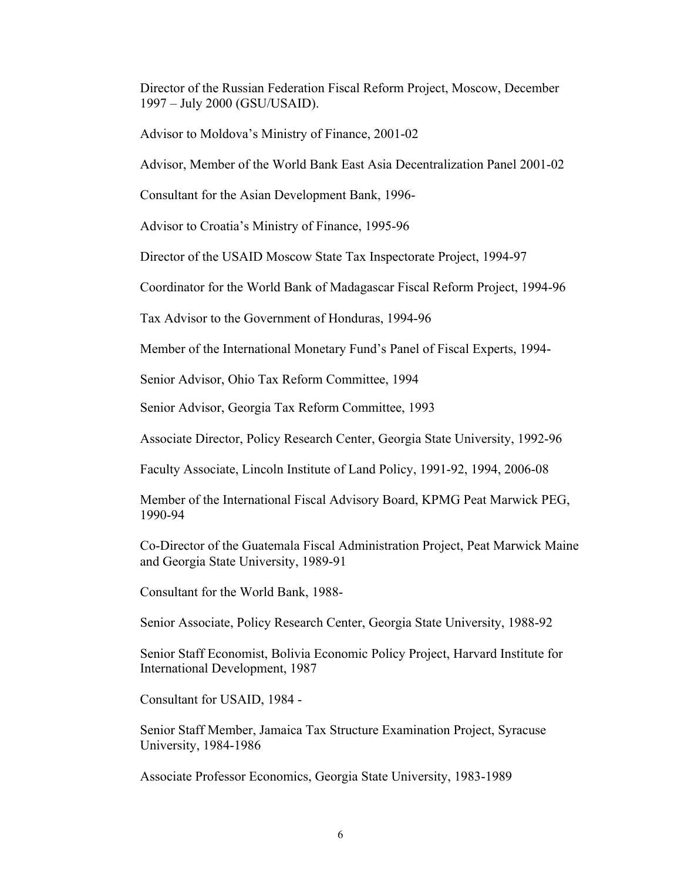Director of the Russian Federation Fiscal Reform Project, Moscow, December 1997 – July 2000 (GSU/USAID).

Advisor to Moldova's Ministry of Finance, 2001-02

Advisor, Member of the World Bank East Asia Decentralization Panel 2001-02

Consultant for the Asian Development Bank, 1996-

Advisor to Croatia's Ministry of Finance, 1995-96

Director of the USAID Moscow State Tax Inspectorate Project, 1994-97

Coordinator for the World Bank of Madagascar Fiscal Reform Project, 1994-96

Tax Advisor to the Government of Honduras, 1994-96

Member of the International Monetary Fund's Panel of Fiscal Experts, 1994-

Senior Advisor, Ohio Tax Reform Committee, 1994

Senior Advisor, Georgia Tax Reform Committee, 1993

Associate Director, Policy Research Center, Georgia State University, 1992-96

Faculty Associate, Lincoln Institute of Land Policy, 1991-92, 1994, 2006-08

Member of the International Fiscal Advisory Board, KPMG Peat Marwick PEG, 1990-94

Co-Director of the Guatemala Fiscal Administration Project, Peat Marwick Maine and Georgia State University, 1989-91

Consultant for the World Bank, 1988-

Senior Associate, Policy Research Center, Georgia State University, 1988-92

Senior Staff Economist, Bolivia Economic Policy Project, Harvard Institute for International Development, 1987

Consultant for USAID, 1984 -

Senior Staff Member, Jamaica Tax Structure Examination Project, Syracuse University, 1984-1986

Associate Professor Economics, Georgia State University, 1983-1989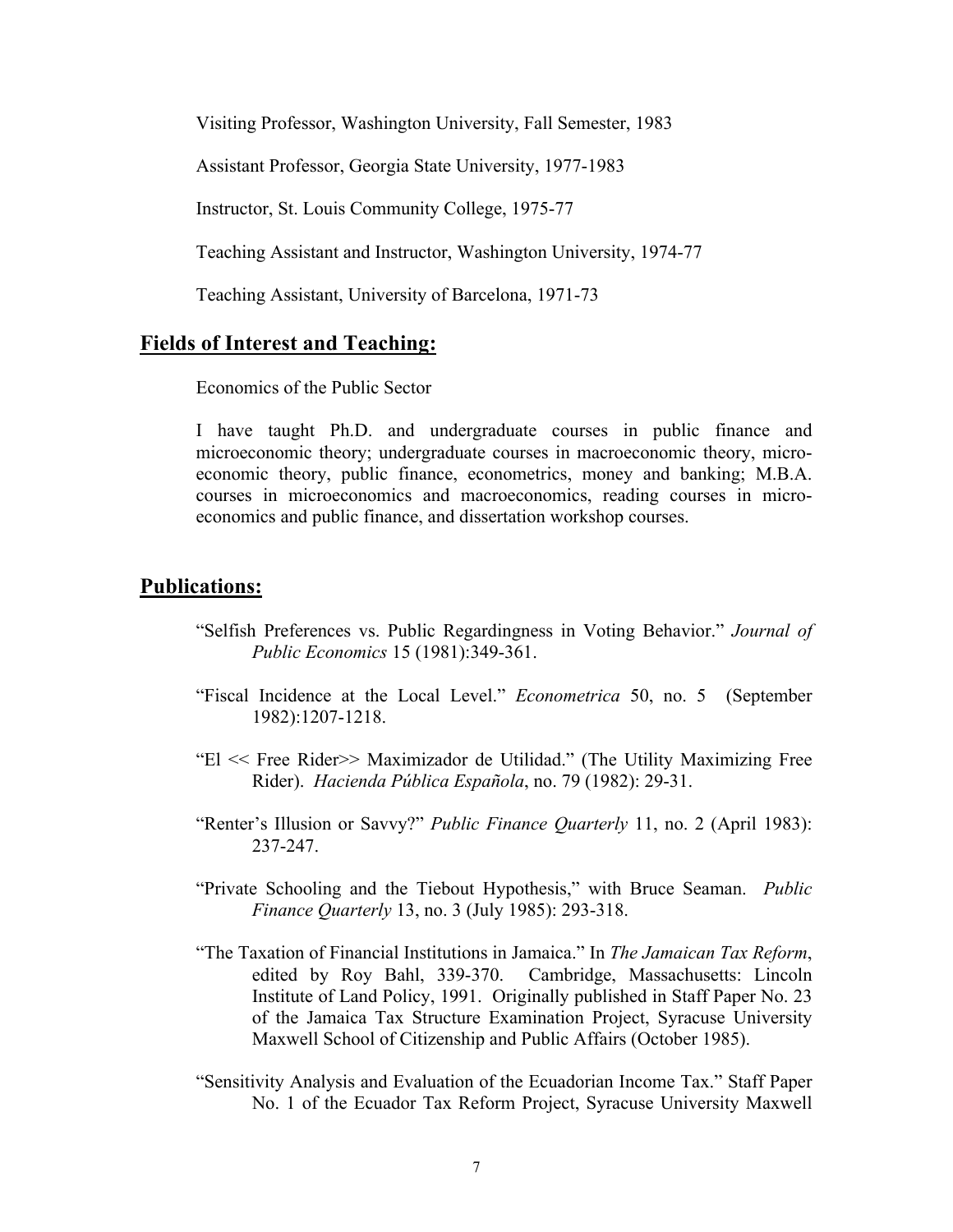Visiting Professor, Washington University, Fall Semester, 1983

Assistant Professor, Georgia State University, 1977-1983

Instructor, St. Louis Community College, 1975-77

Teaching Assistant and Instructor, Washington University, 1974-77

Teaching Assistant, University of Barcelona, 1971-73

## Fields of Interest and Teaching:

Economics of the Public Sector

I have taught Ph.D. and undergraduate courses in public finance and microeconomic theory; undergraduate courses in macroeconomic theory, microeconomic theory, public finance, econometrics, money and banking; M.B.A. courses in microeconomics and macroeconomics, reading courses in microeconomics and public finance, and dissertation workshop courses.

## Publications:

"Selfish Preferences vs. Public Regardingness in Voting Behavior." *Journal of Public Economics* 15 (1981):349-361.

"Fiscal Incidence at the Local Level." *Econometrica* 50, no. 5 (September 1982):1207-1218.

"El << Free Rider>> Maximizador de Utilidad." (The Utility Maximizing Free Rider). *Hacienda Pública Española*, no. 79 (1982): 29-31.

"Renter's Illusion or Savvy?" *Public Finance Quarterly* 11, no. 2 (April 1983): 237-247.

"Private Schooling and the Tiebout Hypothesis," with Bruce Seaman. *Public Finance Quarterly* 13, no. 3 (July 1985): 293-318.

"The Taxation of Financial Institutions in Jamaica." In *The Jamaican Tax Reform*, edited by Roy Bahl, 339-370. Cambridge, Massachusetts: Lincoln Institute of Land Policy, 1991. Originally published in Staff Paper No. 23 of the Jamaica Tax Structure Examination Project, Syracuse University Maxwell School of Citizenship and Public Affairs (October 1985).

"Sensitivity Analysis and Evaluation of the Ecuadorian Income Tax." Staff Paper No. 1 of the Ecuador Tax Reform Project, Syracuse University Maxwell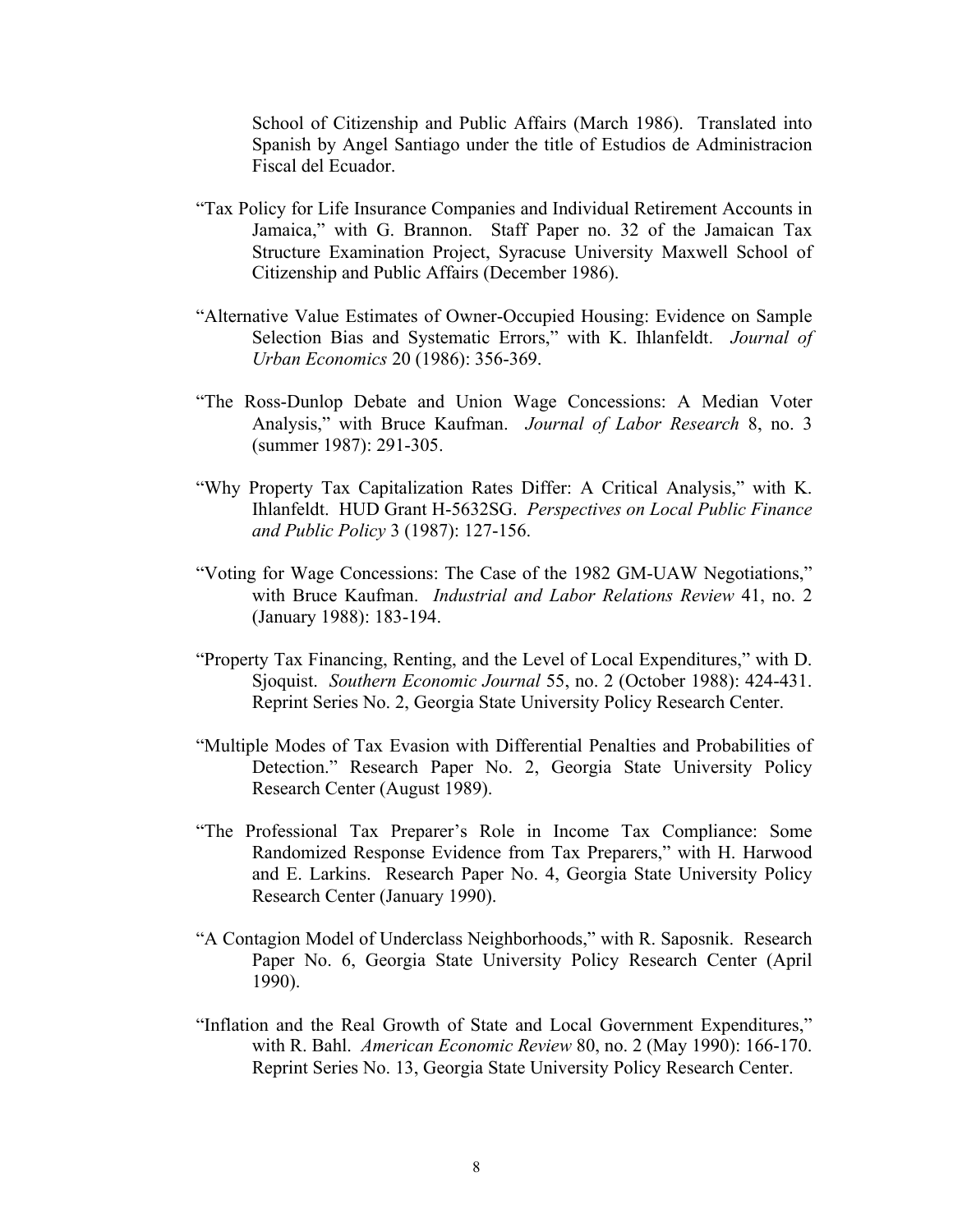School of Citizenship and Public Affairs (March 1986). Translated into Spanish by Angel Santiago under the title of Estudios de Administracion Fiscal del Ecuador.

"Tax Policy for Life Insurance Companies and Individual Retirement Accounts in Jamaica," with G. Brannon. Staff Paper no. 32 of the Jamaican Tax Structure Examination Project, Syracuse University Maxwell School of Citizenship and Public Affairs (December 1986).

"Alternative Value Estimates of Owner-Occupied Housing: Evidence on Sample Selection Bias and Systematic Errors," with K. Ihlanfeldt. *Journal of Urban Economics* 20 (1986): 356-369.

"The Ross-Dunlop Debate and Union Wage Concessions: A Median Voter Analysis," with Bruce Kaufman. *Journal of Labor Research* 8, no. 3 (summer 1987): 291-305.

"Why Property Tax Capitalization Rates Differ: A Critical Analysis," with K. Ihlanfeldt. HUD Grant H-5632SG. *Perspectives on Local Public Finance and Public Policy* 3 (1987): 127-156.

"Voting for Wage Concessions: The Case of the 1982 GM-UAW Negotiations," with Bruce Kaufman. *Industrial and Labor Relations Review* 41, no. 2 (January 1988): 183-194.

"Property Tax Financing, Renting, and the Level of Local Expenditures," with D. Sjoquist. *Southern Economic Journal* 55, no. 2 (October 1988): 424-431. Reprint Series No. 2, Georgia State University Policy Research Center.

"Multiple Modes of Tax Evasion with Differential Penalties and Probabilities of Detection." Research Paper No. 2, Georgia State University Policy Research Center (August 1989).

"The Professional Tax Preparer's Role in Income Tax Compliance: Some Randomized Response Evidence from Tax Preparers," with H. Harwood and E. Larkins. Research Paper No. 4, Georgia State University Policy Research Center (January 1990).

"A Contagion Model of Underclass Neighborhoods," with R. Saposnik. Research Paper No. 6, Georgia State University Policy Research Center (April 1990).

"Inflation and the Real Growth of State and Local Government Expenditures," with R. Bahl. *American Economic Review* 80, no. 2 (May 1990): 166-170. Reprint Series No. 13, Georgia State University Policy Research Center.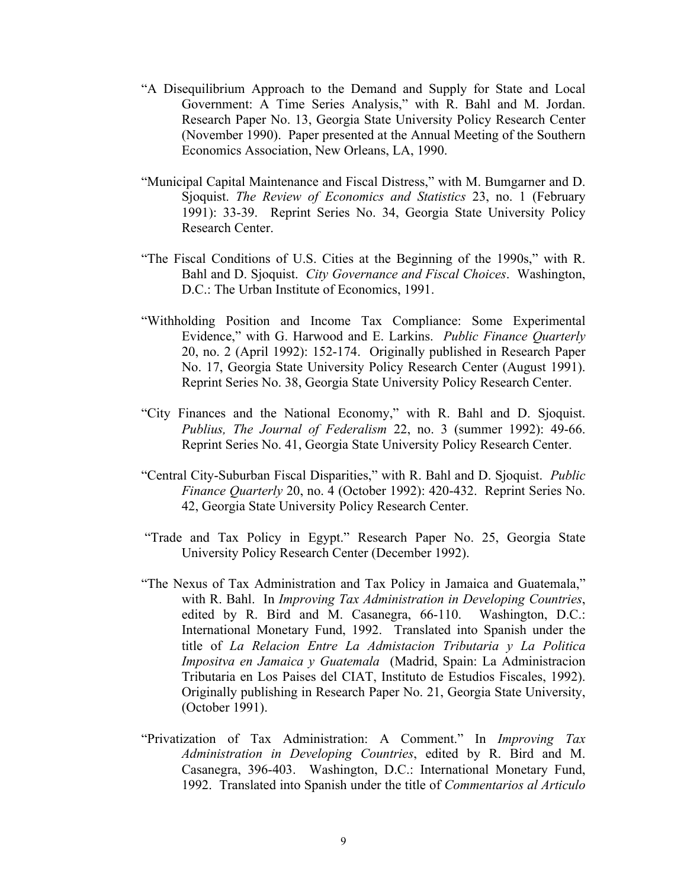"A Disequilibrium Approach to the Demand and Supply for State and Local Government: A Time Series Analysis," with R. Bahl and M. Jordan. Research Paper No. 13, Georgia State University Policy Research Center (November 1990). Paper presented at the Annual Meeting of the Southern Economics Association, New Orleans, LA, 1990.

"Municipal Capital Maintenance and Fiscal Distress," with M. Bumgarner and D. Sjoquist. *The Review of Economics and Statistics* 23, no. 1 (February 1991): 33-39. Reprint Series No. 34, Georgia State University Policy Research Center.

"The Fiscal Conditions of U.S. Cities at the Beginning of the 1990s," with R. Bahl and D. Sjoquist. *City Governance and Fiscal Choices*. Washington, D.C.: The Urban Institute of Economics, 1991.

"Withholding Position and Income Tax Compliance: Some Experimental Evidence," with G. Harwood and E. Larkins. *Public Finance Quarterly* 20, no. 2 (April 1992): 152-174. Originally published in Research Paper No. 17, Georgia State University Policy Research Center (August 1991). Reprint Series No. 38, Georgia State University Policy Research Center.

"City Finances and the National Economy," with R. Bahl and D. Sjoquist. *Publius, The Journal of Federalism* 22, no. 3 (summer 1992): 49-66. Reprint Series No. 41, Georgia State University Policy Research Center.

"Central City-Suburban Fiscal Disparities," with R. Bahl and D. Sjoquist. *Public Finance Quarterly* 20, no. 4 (October 1992): 420-432. Reprint Series No. 42, Georgia State University Policy Research Center.

"Trade and Tax Policy in Egypt." Research Paper No. 25, Georgia State University Policy Research Center (December 1992).

"The Nexus of Tax Administration and Tax Policy in Jamaica and Guatemala," with R. Bahl. In *Improving Tax Administration in Developing Countries*, edited by R. Bird and M. Casanegra, 66-110. Washington, D.C.: International Monetary Fund, 1992. Translated into Spanish under the title of *La Relacion Entre La Admistacion Tributaria y La Politica Impositva en Jamaica y Guatemala* (Madrid, Spain: La Administracion Tributaria en Los Paises del CIAT, Instituto de Estudios Fiscales, 1992). Originally publishing in Research Paper No. 21, Georgia State University, (October 1991).

"Privatization of Tax Administration: A Comment." In *Improving Tax Administration in Developing Countries*, edited by R. Bird and M. Casanegra, 396-403. Washington, D.C.: International Monetary Fund, 1992. Translated into Spanish under the title of *Commentarios al Articulo*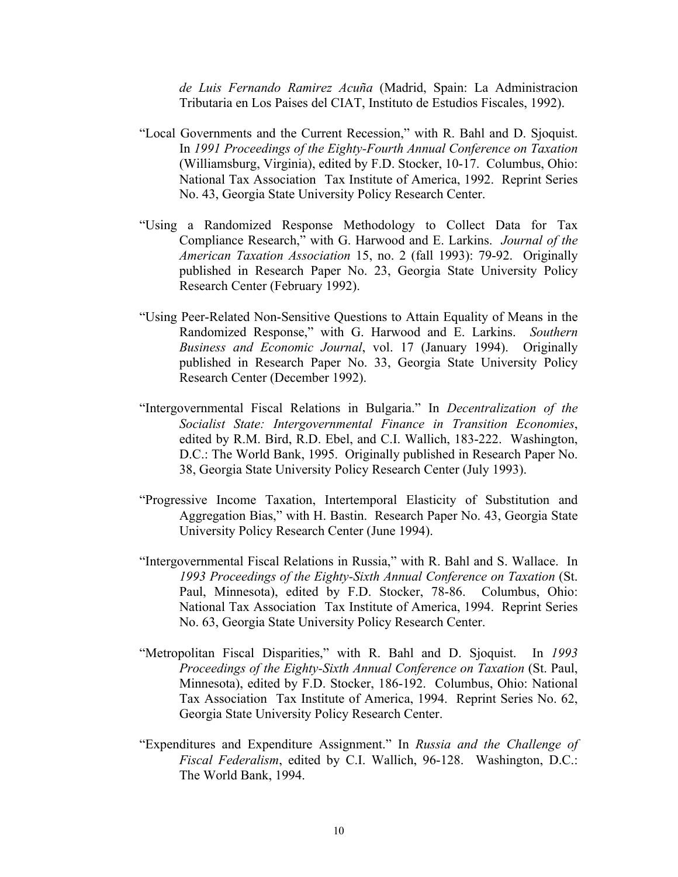*de Luis Fernando Ramirez Acuña* (Madrid, Spain: La Administracion Tributaria en Los Paises del CIAT, Instituto de Estudios Fiscales, 1992).

"Local Governments and the Current Recession," with R. Bahl and D. Sjoquist. In *1991 Proceedings of the Eighty-Fourth Annual Conference on Taxation* (Williamsburg, Virginia), edited by F.D. Stocker, 10-17. Columbus, Ohio: National Tax Association Tax Institute of America, 1992. Reprint Series No. 43, Georgia State University Policy Research Center.

"Using a Randomized Response Methodology to Collect Data for Tax Compliance Research," with G. Harwood and E. Larkins. *Journal of the American Taxation Association* 15, no. 2 (fall 1993): 79-92. Originally published in Research Paper No. 23, Georgia State University Policy Research Center (February 1992).

"Using Peer-Related Non-Sensitive Questions to Attain Equality of Means in the Randomized Response," with G. Harwood and E. Larkins. *Southern Business and Economic Journal*, vol. 17 (January 1994). Originally published in Research Paper No. 33, Georgia State University Policy Research Center (December 1992).

"Intergovernmental Fiscal Relations in Bulgaria." In *Decentralization of the Socialist State: Intergovernmental Finance in Transition Economies*, edited by R.M. Bird, R.D. Ebel, and C.I. Wallich, 183-222. Washington, D.C.: The World Bank, 1995. Originally published in Research Paper No. 38, Georgia State University Policy Research Center (July 1993).

"Progressive Income Taxation, Intertemporal Elasticity of Substitution and Aggregation Bias," with H. Bastin. Research Paper No. 43, Georgia State University Policy Research Center (June 1994).

"Intergovernmental Fiscal Relations in Russia," with R. Bahl and S. Wallace. In *1993 Proceedings of the Eighty-Sixth Annual Conference on Taxation* (St. Paul, Minnesota), edited by F.D. Stocker, 78-86. Columbus, Ohio: National Tax Association Tax Institute of America, 1994. Reprint Series No. 63, Georgia State University Policy Research Center.

"Metropolitan Fiscal Disparities," with R. Bahl and D. Sjoquist. In *1993 Proceedings of the Eighty-Sixth Annual Conference on Taxation* (St. Paul, Minnesota), edited by F.D. Stocker, 186-192. Columbus, Ohio: National Tax Association Tax Institute of America, 1994. Reprint Series No. 62, Georgia State University Policy Research Center.

"Expenditures and Expenditure Assignment." In *Russia and the Challenge of Fiscal Federalism*, edited by C.I. Wallich, 96-128. Washington, D.C.: The World Bank, 1994.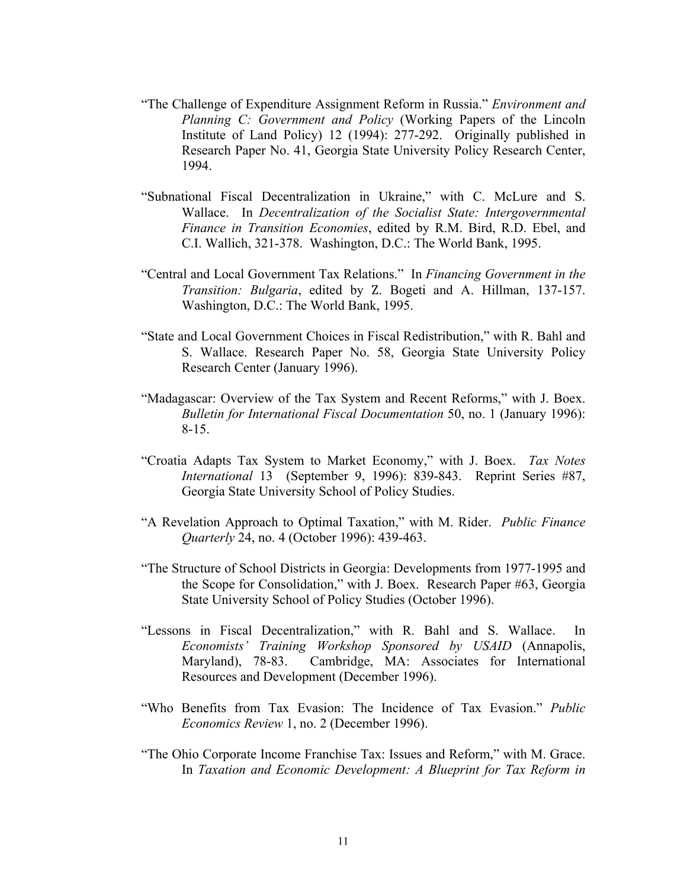"The Challenge of Expenditure Assignment Reform in Russia." *Environment and Planning C: Government and Policy* (Working Papers of the Lincoln Institute of Land Policy) 12 (1994): 277-292. Originally published in Research Paper No. 41, Georgia State University Policy Research Center, 1994.

"Subnational Fiscal Decentralization in Ukraine," with C. McLure and S. Wallace. In *Decentralization of the Socialist State: Intergovernmental Finance in Transition Economies*, edited by R.M. Bird, R.D. Ebel, and C.I. Wallich, 321-378. Washington, D.C.: The World Bank, 1995.

"Central and Local Government Tax Relations." In *Financing Government in the Transition: Bulgaria*, edited by Z. Bogeti and A. Hillman, 137-157. Washington, D.C.: The World Bank, 1995.

"State and Local Government Choices in Fiscal Redistribution," with R. Bahl and S. Wallace. Research Paper No. 58, Georgia State University Policy Research Center (January 1996).

"Madagascar: Overview of the Tax System and Recent Reforms," with J. Boex. *Bulletin for International Fiscal Documentation* 50, no. 1 (January 1996): 8-15.

"Croatia Adapts Tax System to Market Economy," with J. Boex. *Tax Notes International* 13 (September 9, 1996): 839-843. Reprint Series #87, Georgia State University School of Policy Studies.

"A Revelation Approach to Optimal Taxation," with M. Rider. *Public Finance Quarterly* 24, no. 4 (October 1996): 439-463.

"The Structure of School Districts in Georgia: Developments from 1977-1995 and the Scope for Consolidation," with J. Boex. Research Paper #63, Georgia State University School of Policy Studies (October 1996).

"Lessons in Fiscal Decentralization," with R. Bahl and S. Wallace. In *Economists' Training Workshop Sponsored by USAID* (Annapolis, Maryland), 78-83. Cambridge, MA: Associates for International Resources and Development (December 1996).

"Who Benefits from Tax Evasion: The Incidence of Tax Evasion." *Public Economics Review* 1, no. 2 (December 1996).

"The Ohio Corporate Income Franchise Tax: Issues and Reform," with M. Grace. In *Taxation and Economic Development: A Blueprint for Tax Reform in*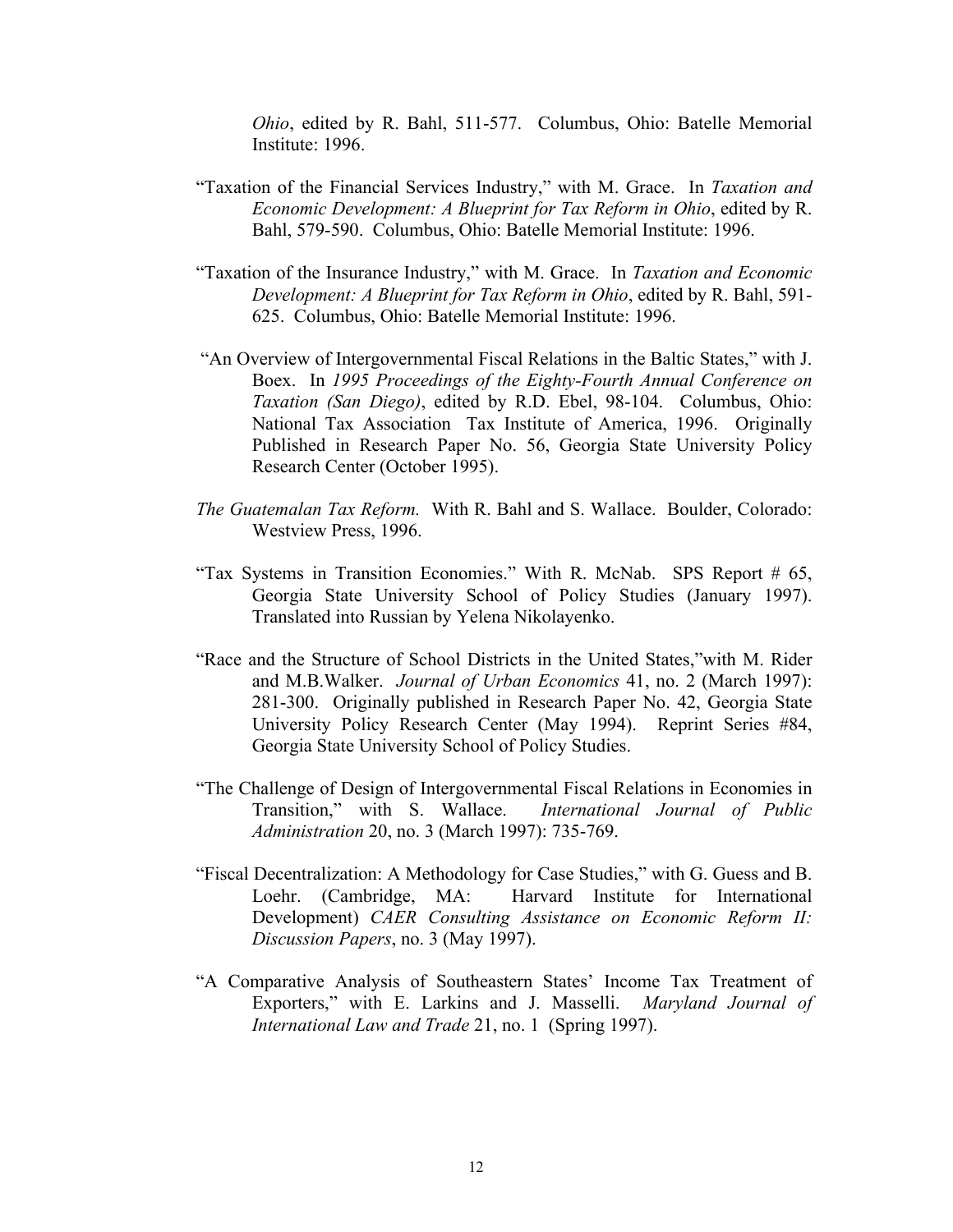*Ohio*, edited by R. Bahl, 511-577. Columbus, Ohio: Batelle Memorial Institute: 1996.

"Taxation of the Financial Services Industry," with M. Grace. In *Taxation and Economic Development: A Blueprint for Tax Reform in Ohio*, edited by R. Bahl, 579-590. Columbus, Ohio: Batelle Memorial Institute: 1996.

"Taxation of the Insurance Industry," with M. Grace. In *Taxation and Economic Development: A Blueprint for Tax Reform in Ohio*, edited by R. Bahl, 591-625. Columbus, Ohio: Batelle Memorial Institute: 1996.

"An Overview of Intergovernmental Fiscal Relations in the Baltic States," with J. Boex. In *1995 Proceedings of the Eighty-Fourth Annual Conference on Taxation (San Diego)*, edited by R.D. Ebel, 98-104. Columbus, Ohio: National Tax Association Tax Institute of America, 1996. Originally Published in Research Paper No. 56, Georgia State University Policy Research Center (October 1995).

*The Guatemalan Tax Reform.* With R. Bahl and S. Wallace. Boulder, Colorado: Westview Press, 1996.

"Tax Systems in Transition Economies." With R. McNab. SPS Report # 65, Georgia State University School of Policy Studies (January 1997). Translated into Russian by Yelena Nikolayenko.

"Race and the Structure of School Districts in the United States,"with M. Rider and M.B.Walker. *Journal of Urban Economics* 41, no. 2 (March 1997): 281-300. Originally published in Research Paper No. 42, Georgia State University Policy Research Center (May 1994). Reprint Series #84, Georgia State University School of Policy Studies.

"The Challenge of Design of Intergovernmental Fiscal Relations in Economies in Transition," with S. Wallace. *International Journal of Public Administration* 20, no. 3 (March 1997): 735-769.

"Fiscal Decentralization: A Methodology for Case Studies," with G. Guess and B. Loehr. (Cambridge, MA: Harvard Institute for International Development) *CAER Consulting Assistance on Economic Reform II: Discussion Papers*, no. 3 (May 1997).

"A Comparative Analysis of Southeastern States' Income Tax Treatment of Exporters," with E. Larkins and J. Masselli. *Maryland Journal of International Law and Trade* 21, no. 1 (Spring 1997).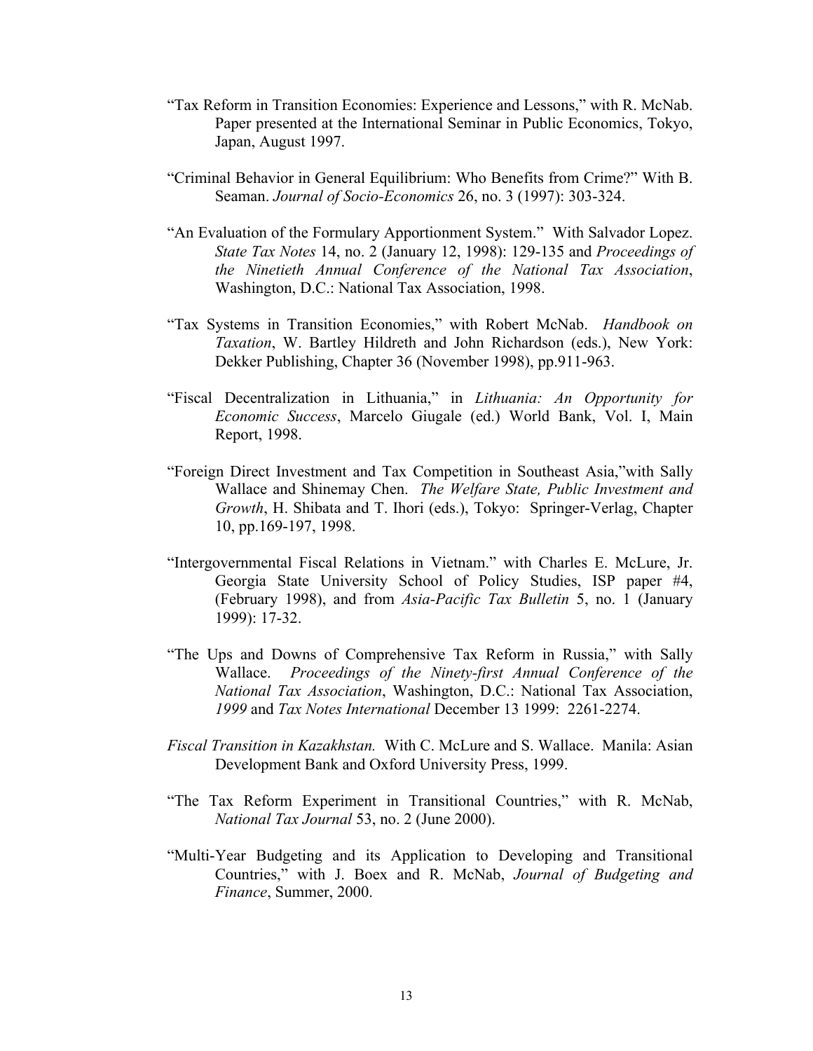"Tax Reform in Transition Economies: Experience and Lessons," with R. McNab. Paper presented at the International Seminar in Public Economics, Tokyo, Japan, August 1997.

"Criminal Behavior in General Equilibrium: Who Benefits from Crime?" With B. Seaman. *Journal of Socio-Economics* 26, no. 3 (1997): 303-324.

"An Evaluation of the Formulary Apportionment System." With Salvador Lopez. *State Tax Notes* 14, no. 2 (January 12, 1998): 129-135 and *Proceedings of the Ninetieth Annual Conference of the National Tax Association*, Washington, D.C.: National Tax Association, 1998.

"Tax Systems in Transition Economies," with Robert McNab. *Handbook on Taxation*, W. Bartley Hildreth and John Richardson (eds.), New York: Dekker Publishing, Chapter 36 (November 1998), pp.911-963.

"Fiscal Decentralization in Lithuania," in *Lithuania: An Opportunity for Economic Success*, Marcelo Giugale (ed.) World Bank, Vol. I, Main Report, 1998.

"Foreign Direct Investment and Tax Competition in Southeast Asia,"with Sally Wallace and Shinemay Chen. *The Welfare State, Public Investment and Growth*, H. Shibata and T. Ihori (eds.), Tokyo: Springer-Verlag, Chapter 10, pp.169-197, 1998.

"Intergovernmental Fiscal Relations in Vietnam." with Charles E. McLure, Jr. Georgia State University School of Policy Studies, ISP paper #4, (February 1998), and from *Asia-Pacific Tax Bulletin* 5, no. 1 (January 1999): 17-32.

"The Ups and Downs of Comprehensive Tax Reform in Russia," with Sally Wallace. *Proceedings of the Ninety-first Annual Conference of the National Tax Association*, Washington, D.C.: National Tax Association, *1999* and *Tax Notes International* December 13 1999: 2261-2274.

*Fiscal Transition in Kazakhstan.* With C. McLure and S. Wallace. Manila: Asian Development Bank and Oxford University Press, 1999.

"The Tax Reform Experiment in Transitional Countries," with R. McNab, *National Tax Journal* 53, no. 2 (June 2000).

"Multi-Year Budgeting and its Application to Developing and Transitional Countries," with J. Boex and R. McNab, *Journal of Budgeting and Finance*, Summer, 2000.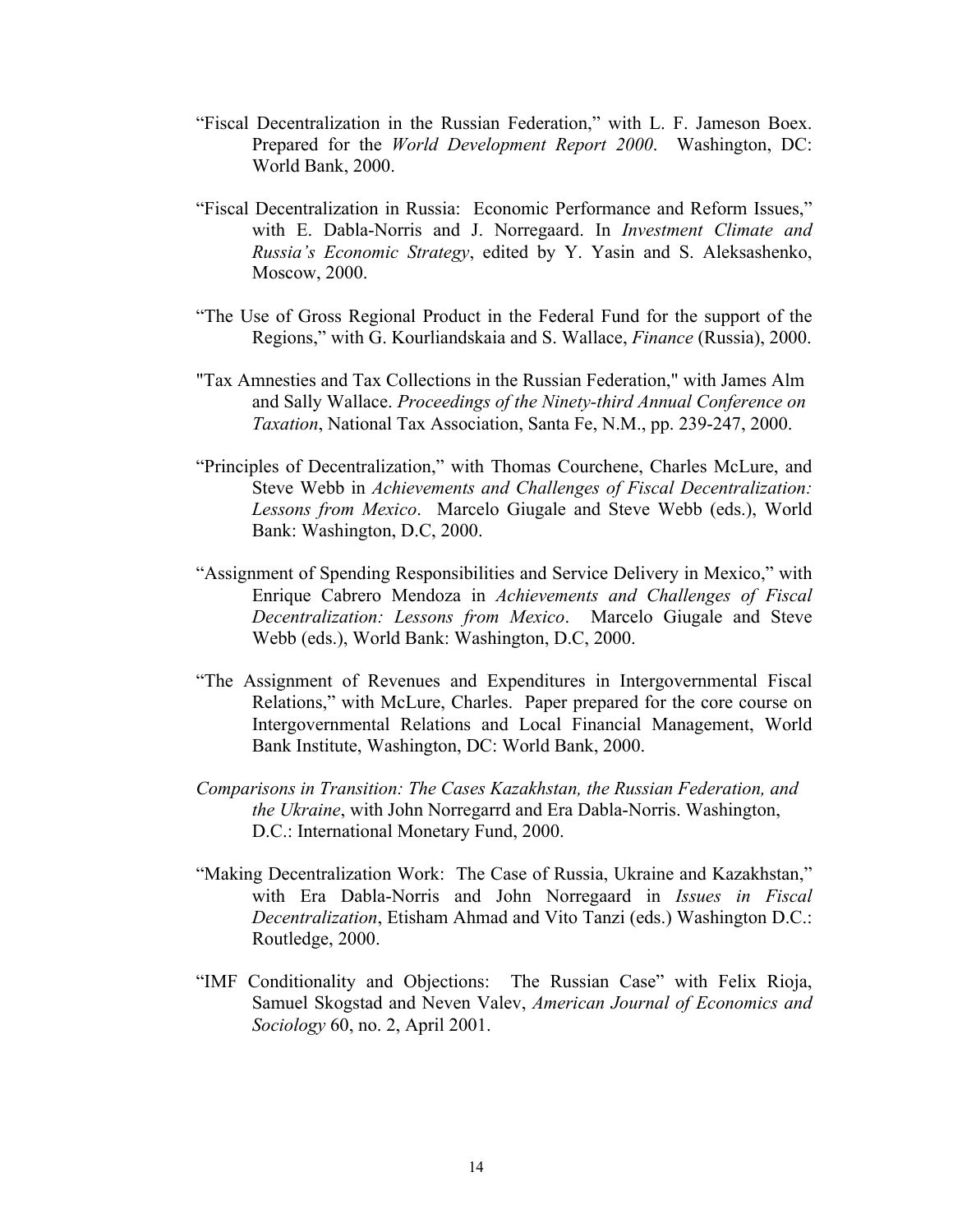"Fiscal Decentralization in the Russian Federation," with L. F. Jameson Boex. Prepared for the *World Development Report 2000*. Washington, DC: World Bank, 2000.

"Fiscal Decentralization in Russia: Economic Performance and Reform Issues," with E. Dabla-Norris and J. Norregaard. In *Investment Climate and Russia's Economic Strategy*, edited by Y. Yasin and S. Aleksashenko, Moscow, 2000.

"The Use of Gross Regional Product in the Federal Fund for the support of the Regions," with G. Kourliandskaia and S. Wallace, *Finance* (Russia), 2000.

"Tax Amnesties and Tax Collections in the Russian Federation," with James Alm and Sally Wallace. *Proceedings of the Ninety-third Annual Conference on Taxation*, National Tax Association, Santa Fe, N.M., pp. 239-247, 2000.

"Principles of Decentralization," with Thomas Courchene, Charles McLure, and Steve Webb in *Achievements and Challenges of Fiscal Decentralization: Lessons from Mexico*. Marcelo Giugale and Steve Webb (eds.), World Bank: Washington, D.C, 2000.

"Assignment of Spending Responsibilities and Service Delivery in Mexico," with Enrique Cabrero Mendoza in *Achievements and Challenges of Fiscal Decentralization: Lessons from Mexico*. Marcelo Giugale and Steve Webb (eds.), World Bank: Washington, D.C, 2000.

"The Assignment of Revenues and Expenditures in Intergovernmental Fiscal Relations," with McLure, Charles. Paper prepared for the core course on Intergovernmental Relations and Local Financial Management, World Bank Institute, Washington, DC: World Bank, 2000.

*Comparisons in Transition: The Cases Kazakhstan, the Russian Federation, and the Ukraine*, with John Norregarrd and Era Dabla-Norris. Washington, D.C.: International Monetary Fund, 2000.

"Making Decentralization Work: The Case of Russia, Ukraine and Kazakhstan," with Era Dabla-Norris and John Norregaard in *Issues in Fiscal Decentralization*, Etisham Ahmad and Vito Tanzi (eds.) Washington D.C.: Routledge, 2000.

"IMF Conditionality and Objections: The Russian Case" with Felix Rioja, Samuel Skogstad and Neven Valev, *American Journal of Economics and Sociology* 60, no. 2, April 2001.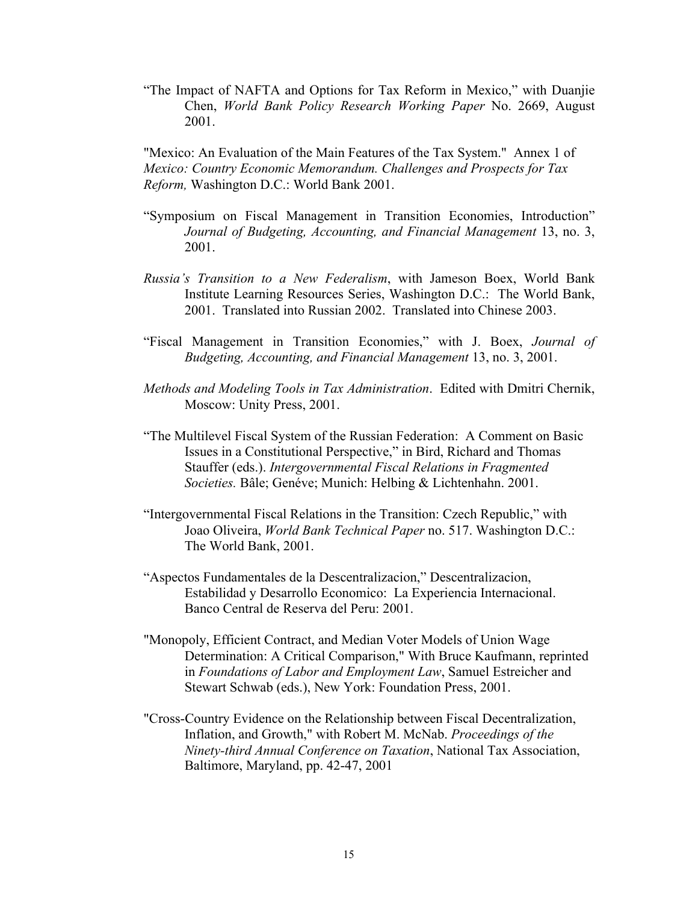“The Impact of NAFTA and Options for Tax Reform in Mexico,” with Duanjie Chen, *World Bank Policy Research Working Paper* No. 2669, August 2001.

"Mexico: An Evaluation of the Main Features of the Tax System." Annex 1 of *Mexico: Country Economic Memorandum. Challenges and Prospects for Tax Reform,* Washington D.C.: World Bank 2001.

“Symposium on Fiscal Management in Transition Economies, Introduction” *Journal of Budgeting, Accounting, and Financial Management* 13, no. 3, 2001.

*Russia’s Transition to a New Federalism*, with Jameson Boex, World Bank Institute Learning Resources Series, Washington D.C.: The World Bank, 2001. Translated into Russian 2002. Translated into Chinese 2003.

“Fiscal Management in Transition Economies,” with J. Boex, *Journal of Budgeting, Accounting, and Financial Management* 13, no. 3, 2001.

*Methods and Modeling Tools in Tax Administration*. Edited with Dmitri Chernik, Moscow: Unity Press, 2001.

“The Multilevel Fiscal System of the Russian Federation: A Comment on Basic Issues in a Constitutional Perspective,” in Bird, Richard and Thomas Stauffer (eds.). *Intergovernmental Fiscal Relations in Fragmented Societies.* Bâle; Genéve; Munich: Helbing & Lichtenhahn. 2001.

“Intergovernmental Fiscal Relations in the Transition: Czech Republic,” with Joao Oliveira, *World Bank Technical Paper* no. 517. Washington D.C.: The World Bank, 2001.

“Aspectos Fundamentales de la Descentralizacion,” Descentralizacion, Estabilidad y Desarrollo Economico: La Experiencia Internacional. Banco Central de Reserva del Peru: 2001.

"Monopoly, Efficient Contract, and Median Voter Models of Union Wage Determination: A Critical Comparison," With Bruce Kaufmann, reprinted in *Foundations of Labor and Employment Law*, Samuel Estreicher and Stewart Schwab (eds.), New York: Foundation Press, 2001.

"Cross-Country Evidence on the Relationship between Fiscal Decentralization, Inflation, and Growth," with Robert M. McNab. *Proceedings of the Ninety-third Annual Conference on Taxation*, National Tax Association, Baltimore, Maryland, pp. 42-47, 2001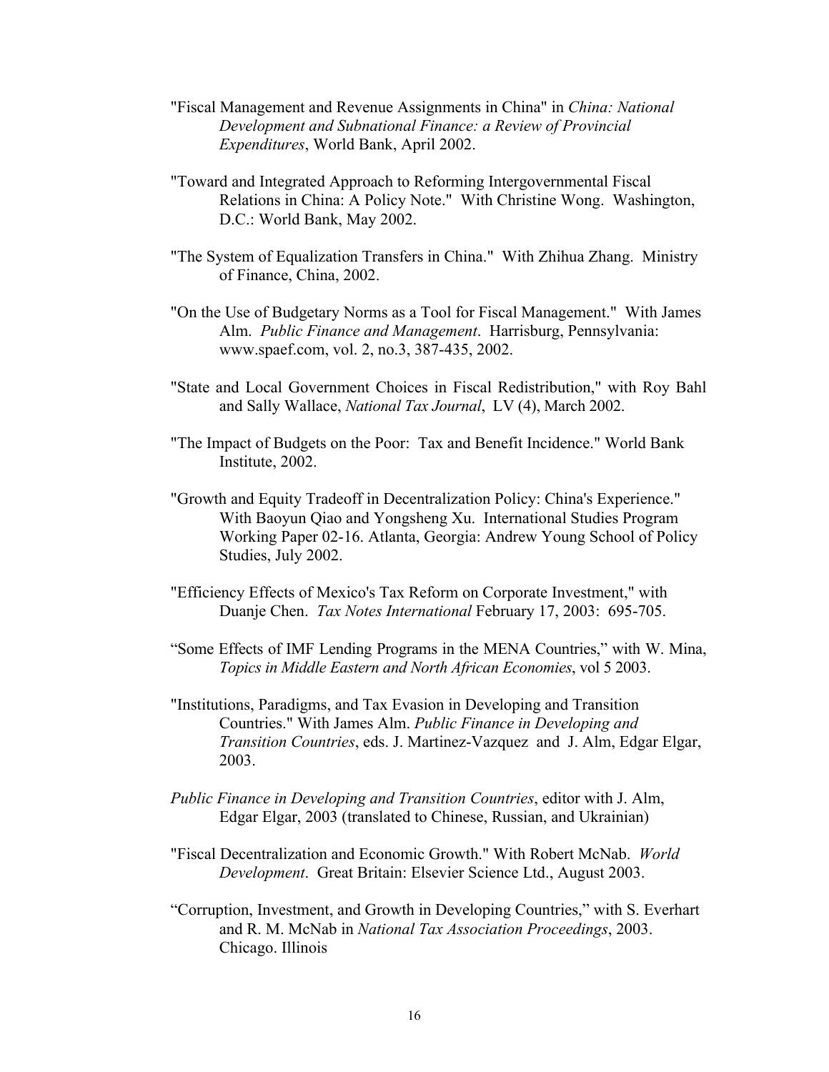"Fiscal Management and Revenue Assignments in China" in *China: National Development and Subnational Finance: a Review of Provincial Expenditures*, World Bank, April 2002.

"Toward and Integrated Approach to Reforming Intergovernmental Fiscal Relations in China: A Policy Note." With Christine Wong. Washington, D.C.: World Bank, May 2002.

"The System of Equalization Transfers in China." With Zhihua Zhang. Ministry of Finance, China, 2002.

"On the Use of Budgetary Norms as a Tool for Fiscal Management." With James Alm. *Public Finance and Management*. Harrisburg, Pennsylvania: www.spaef.com, vol. 2, no.3, 387-435, 2002.

"State and Local Government Choices in Fiscal Redistribution," with Roy Bahl and Sally Wallace, *National Tax Journal*, LV (4), March 2002.

"The Impact of Budgets on the Poor: Tax and Benefit Incidence." World Bank Institute, 2002.

"Growth and Equity Tradeoff in Decentralization Policy: China's Experience." With Baoyun Qiao and Yongsheng Xu. International Studies Program Working Paper 02-16. Atlanta, Georgia: Andrew Young School of Policy Studies, July 2002.

"Efficiency Effects of Mexico's Tax Reform on Corporate Investment," with Duanje Chen. *Tax Notes International* February 17, 2003: 695-705.

"Some Effects of IMF Lending Programs in the MENA Countries," with W. Mina, *Topics in Middle Eastern and North African Economies*, vol 5 2003.

"Institutions, Paradigms, and Tax Evasion in Developing and Transition Countries." With James Alm. *Public Finance in Developing and Transition Countries*, eds. J. Martinez-Vazquez and J. Alm, Edgar Elgar, 2003.

*Public Finance in Developing and Transition Countries*, editor with J. Alm, Edgar Elgar, 2003 (translated to Chinese, Russian, and Ukrainian)

"Fiscal Decentralization and Economic Growth." With Robert McNab. *World Development*. Great Britain: Elsevier Science Ltd., August 2003.

"Corruption, Investment, and Growth in Developing Countries," with S. Everhart and R. M. McNab in *National Tax Association Proceedings*, 2003. Chicago. Illinois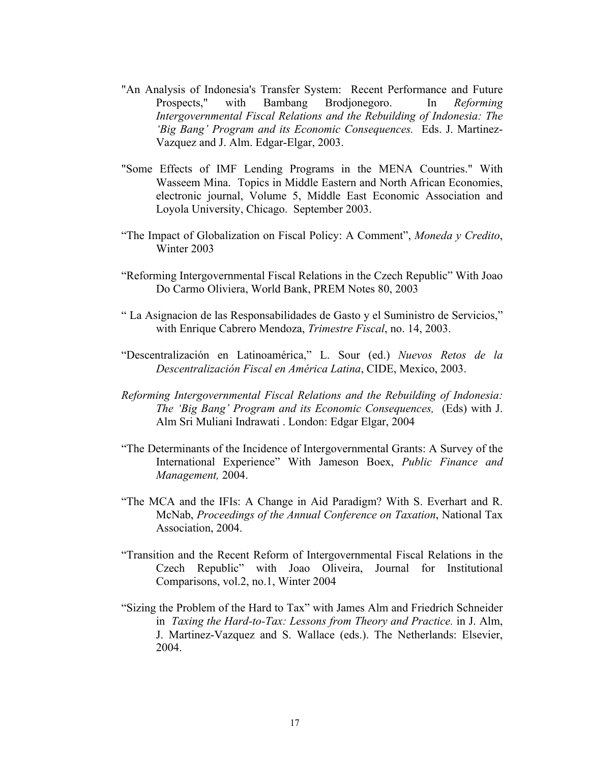"An Analysis of Indonesia's Transfer System: Recent Performance and Future Prospects," with Bambang Brodjonegoro. In *Reforming Intergovernmental Fiscal Relations and the Rebuilding of Indonesia: The 'Big Bang' Program and its Economic Consequences.* Eds. J. Martinez-Vazquez and J. Alm. Edgar-Elgar, 2003.

"Some Effects of IMF Lending Programs in the MENA Countries." With Wasseem Mina. Topics in Middle Eastern and North African Economies, electronic journal, Volume 5, Middle East Economic Association and Loyola University, Chicago. September 2003.

"The Impact of Globalization on Fiscal Policy: A Comment", *Moneda y Credito*, Winter 2003

"Reforming Intergovernmental Fiscal Relations in the Czech Republic" With Joao Do Carmo Oliviera, World Bank, PREM Notes 80, 2003

" La Asignacion de las Responsabilidades de Gasto y el Suministro de Servicios," with Enrique Cabrero Mendoza, *Trimestre Fiscal*, no. 14, 2003.

"Descentralización en Latinoamérica," L. Sour (ed.) *Nuevos Retos de la Descentralización Fiscal en América Latina*, CIDE, Mexico, 2003.

*Reforming Intergovernmental Fiscal Relations and the Rebuilding of Indonesia: The 'Big Bang' Program and its Economic Consequences,* (Eds) with J. Alm Sri Muliani Indrawati . London: Edgar Elgar, 2004

"The Determinants of the Incidence of Intergovernmental Grants: A Survey of the International Experience" With Jameson Boex, *Public Finance and Management,* 2004.

"The MCA and the IFIs: A Change in Aid Paradigm? With S. Everhart and R. McNab, *Proceedings of the Annual Conference on Taxation*, National Tax Association, 2004.

"Transition and the Recent Reform of Intergovernmental Fiscal Relations in the Czech Republic" with Joao Oliveira, Journal for Institutional Comparisons, vol.2, no.1, Winter 2004

"Sizing the Problem of the Hard to Tax" with James Alm and Friedrich Schneider in *Taxing the Hard-to-Tax: Lessons from Theory and Practice.* in J. Alm, J. Martinez-Vazquez and S. Wallace (eds.). The Netherlands: Elsevier, 2004.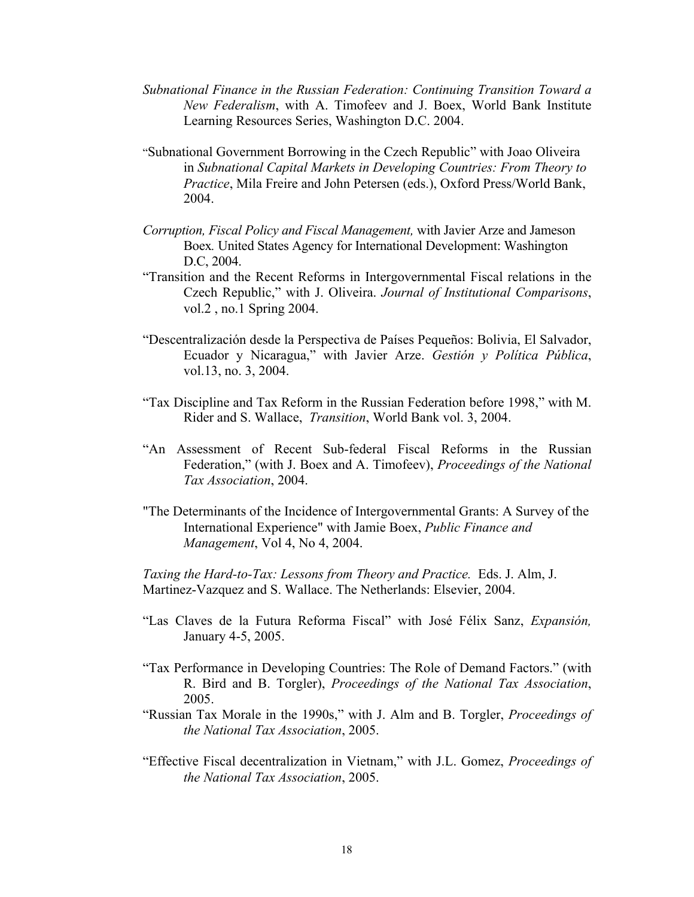*Subnational Finance in the Russian Federation: Continuing Transition Toward a New Federalism*, with A. Timofeev and J. Boex, World Bank Institute Learning Resources Series, Washington D.C. 2004.

"Subnational Government Borrowing in the Czech Republic" with Joao Oliveira in *Subnational Capital Markets in Developing Countries: From Theory to Practice*, Mila Freire and John Petersen (eds.), Oxford Press/World Bank, 2004.

*Corruption, Fiscal Policy and Fiscal Management,* with Javier Arze and Jameson Boex. United States Agency for International Development: Washington D.C, 2004.

"Transition and the Recent Reforms in Intergovernmental Fiscal relations in the Czech Republic," with J. Oliveira. *Journal of Institutional Comparisons*, vol.2 , no.1 Spring 2004.

"Descentralización desde la Perspectiva de Países Pequeños: Bolivia, El Salvador, Ecuador y Nicaragua," with Javier Arze. *Gestión y Política Pública*, vol.13, no. 3, 2004.

"Tax Discipline and Tax Reform in the Russian Federation before 1998," with M. Rider and S. Wallace, *Transition*, World Bank vol. 3, 2004.

"An Assessment of Recent Sub-federal Fiscal Reforms in the Russian Federation," (with J. Boex and A. Timofeev), *Proceedings of the National Tax Association*, 2004.

"The Determinants of the Incidence of Intergovernmental Grants: A Survey of the International Experience" with Jamie Boex, *Public Finance and Management*, Vol 4, No 4, 2004.

*Taxing the Hard-to-Tax: Lessons from Theory and Practice.* Eds. J. Alm, J. Martinez-Vazquez and S. Wallace. The Netherlands: Elsevier, 2004.

"Las Claves de la Futura Reforma Fiscal" with José Félix Sanz, *Expansión,* January 4-5, 2005.

"Tax Performance in Developing Countries: The Role of Demand Factors." (with R. Bird and B. Torgler), *Proceedings of the National Tax Association*, 2005.

"Russian Tax Morale in the 1990s," with J. Alm and B. Torgler, *Proceedings of the National Tax Association*, 2005.

"Effective Fiscal decentralization in Vietnam," with J.L. Gomez, *Proceedings of the National Tax Association*, 2005.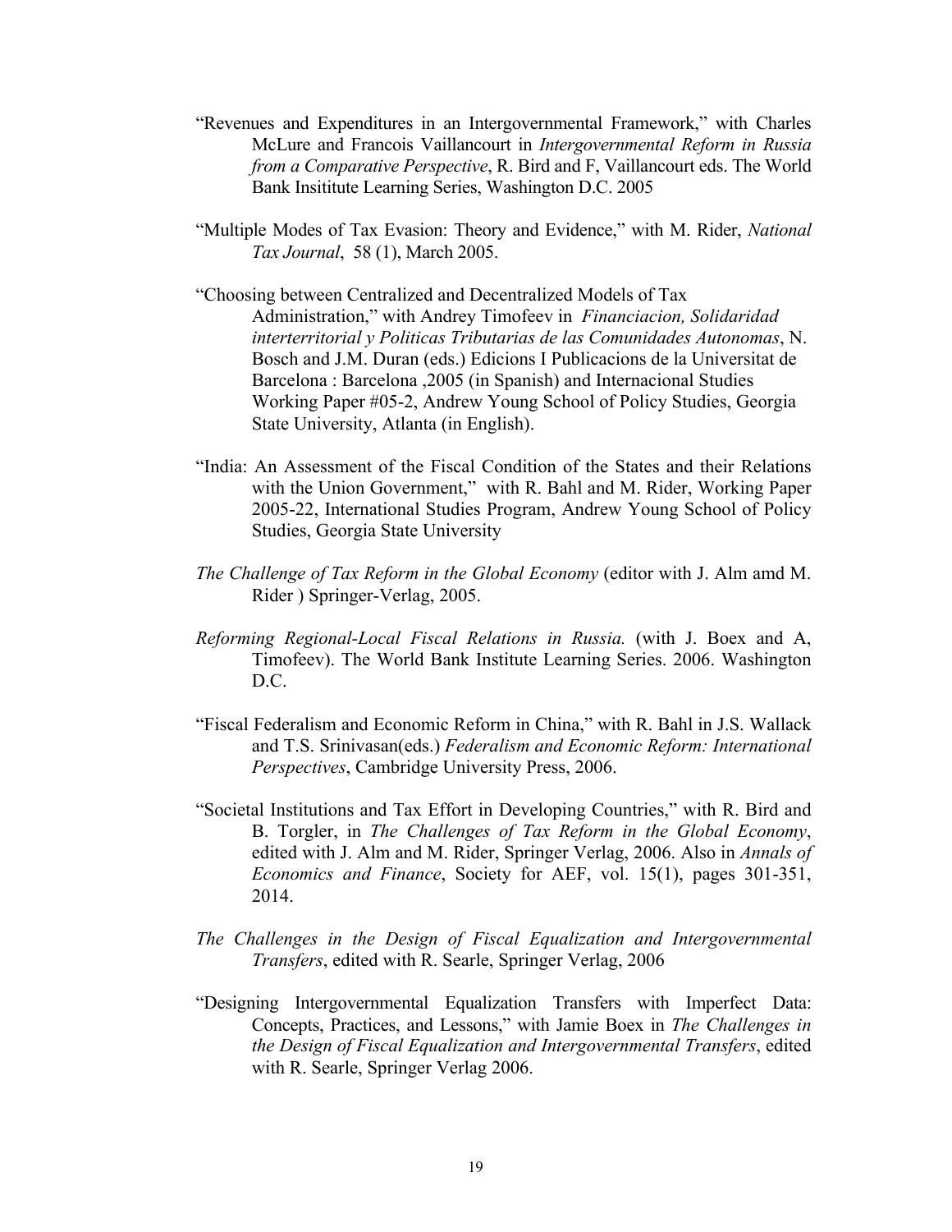"Revenues and Expenditures in an Intergovernmental Framework," with Charles McLure and Francois Vaillancourt in *Intergovernmental Reform in Russia from a Comparative Perspective*, R. Bird and F, Vaillancourt eds. The World Bank Insititute Learning Series, Washington D.C. 2005

"Multiple Modes of Tax Evasion: Theory and Evidence," with M. Rider, *National Tax Journal*, 58 (1), March 2005.

"Choosing between Centralized and Decentralized Models of Tax Administration," with Andrey Timofeev in *Financiacion, Solidaridad interterritorial y Politicas Tributarias de las Comunidades Autonomas*, N. Bosch and J.M. Duran (eds.) Edicions I Publicacions de la Universitat de Barcelona : Barcelona ,2005 (in Spanish) and Internacional Studies Working Paper #05-2, Andrew Young School of Policy Studies, Georgia State University, Atlanta (in English).

"India: An Assessment of the Fiscal Condition of the States and their Relations with the Union Government," with R. Bahl and M. Rider, Working Paper 2005-22, International Studies Program, Andrew Young School of Policy Studies, Georgia State University

*The Challenge of Tax Reform in the Global Economy* (editor with J. Alm amd M. Rider ) Springer-Verlag, 2005.

*Reforming Regional-Local Fiscal Relations in Russia.* (with J. Boex and A, Timofeev). The World Bank Institute Learning Series. 2006. Washington D.C.

"Fiscal Federalism and Economic Reform in China," with R. Bahl in J.S. Wallack and T.S. Srinivasan(eds.) *Federalism and Economic Reform: International Perspectives*, Cambridge University Press, 2006.

"Societal Institutions and Tax Effort in Developing Countries," with R. Bird and B. Torgler, in *The Challenges of Tax Reform in the Global Economy*, edited with J. Alm and M. Rider, Springer Verlag, 2006. Also in *Annals of Economics and Finance*, Society for AEF, vol. 15(1), pages 301-351, 2014.

*The Challenges in the Design of Fiscal Equalization and Intergovernmental Transfers*, edited with R. Searle, Springer Verlag, 2006

"Designing Intergovernmental Equalization Transfers with Imperfect Data: Concepts, Practices, and Lessons," with Jamie Boex in *The Challenges in the Design of Fiscal Equalization and Intergovernmental Transfers*, edited with R. Searle, Springer Verlag 2006.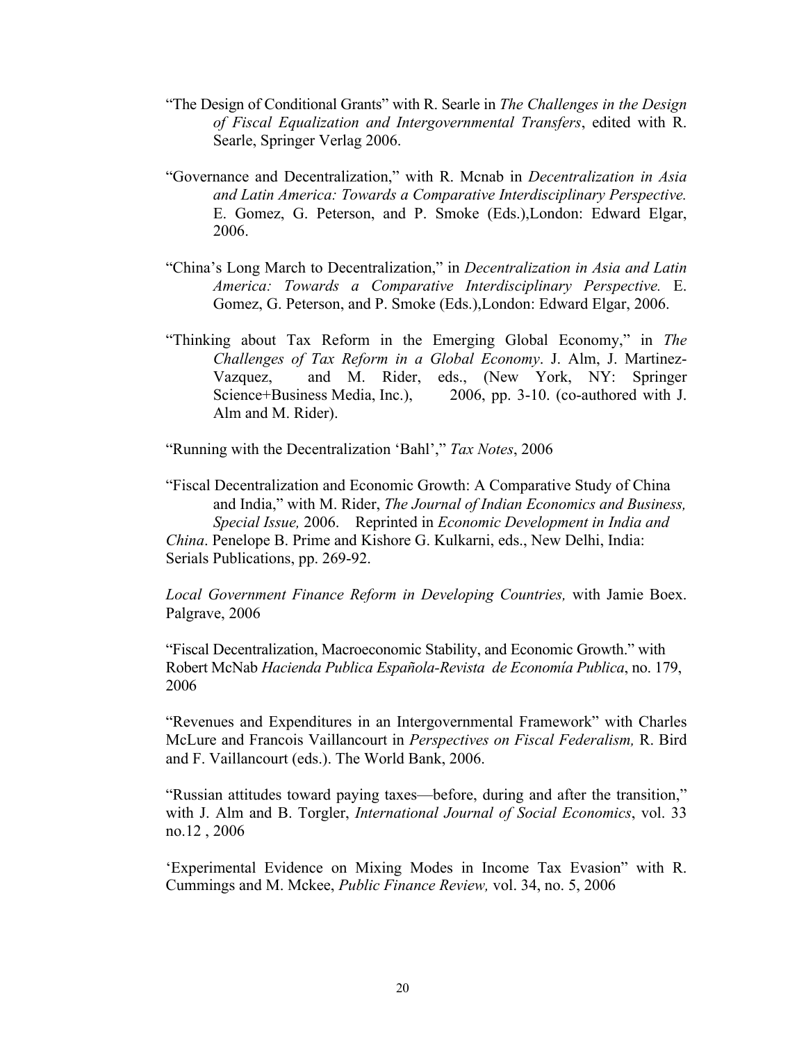"The Design of Conditional Grants" with R. Searle in *The Challenges in the Design of Fiscal Equalization and Intergovernmental Transfers*, edited with R. Searle, Springer Verlag 2006.

"Governance and Decentralization," with R. Mcnab in *Decentralization in Asia and Latin America: Towards a Comparative Interdisciplinary Perspective.* E. Gomez, G. Peterson, and P. Smoke (Eds.),London: Edward Elgar, 2006.

"China's Long March to Decentralization," in *Decentralization in Asia and Latin America: Towards a Comparative Interdisciplinary Perspective.* E. Gomez, G. Peterson, and P. Smoke (Eds.),London: Edward Elgar, 2006.

"Thinking about Tax Reform in the Emerging Global Economy," in *The Challenges of Tax Reform in a Global Economy*. J. Alm, J. Martinez-Vazquez, and M. Rider, eds., (New York, NY: Springer Science+Business Media, Inc.), 2006, pp. 3-10. (co-authored with J. Alm and M. Rider).

"Running with the Decentralization 'Bahl'," *Tax Notes*, 2006

"Fiscal Decentralization and Economic Growth: A Comparative Study of China and India," with M. Rider, *The Journal of Indian Economics and Business, Special Issue,* 2006. Reprinted in *Economic Development in India and China*. Penelope B. Prime and Kishore G. Kulkarni, eds., New Delhi, India: Serials Publications, pp. 269-92.

*Local Government Finance Reform in Developing Countries,* with Jamie Boex. Palgrave, 2006

"Fiscal Decentralization, Macroeconomic Stability, and Economic Growth." with Robert McNab *Hacienda Publica Española-Revista de Economía Publica*, no. 179, 2006

"Revenues and Expenditures in an Intergovernmental Framework" with Charles McLure and Francois Vaillancourt in *Perspectives on Fiscal Federalism,* R. Bird and F. Vaillancourt (eds.). The World Bank, 2006.

"Russian attitudes toward paying taxes—before, during and after the transition," with J. Alm and B. Torgler, *International Journal of Social Economics*, vol. 33 no.12 , 2006

'Experimental Evidence on Mixing Modes in Income Tax Evasion" with R. Cummings and M. Mckee, *Public Finance Review,* vol. 34, no. 5, 2006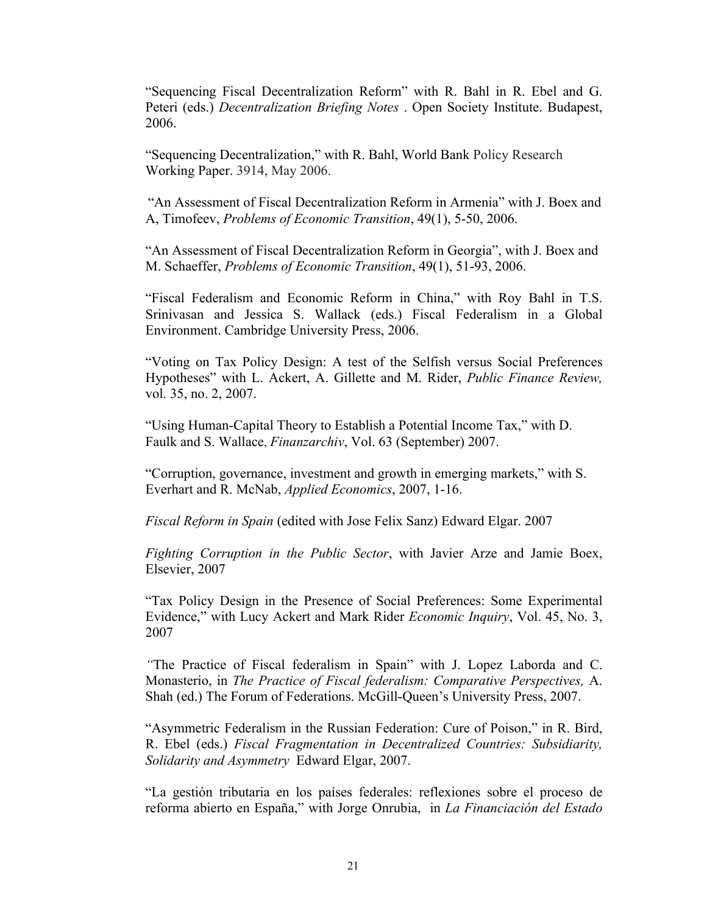“Sequencing Fiscal Decentralization Reform” with R. Bahl in R. Ebel and G. Peteri (eds.) *Decentralization Briefing Notes* . Open Society Institute. Budapest, 2006.

“Sequencing Decentralization,” with R. Bahl, World Bank Policy Research Working Paper. 3914, May 2006.

“An Assessment of Fiscal Decentralization Reform in Armenia” with J. Boex and A, Timofeev, *Problems of Economic Transition*, 49(1), 5-50, 2006.

“An Assessment of Fiscal Decentralization Reform in Georgia”, with J. Boex and M. Schaeffer, *Problems of Economic Transition*, 49(1), 51-93, 2006.

“Fiscal Federalism and Economic Reform in China,” with Roy Bahl in T.S. Srinivasan and Jessica S. Wallack (eds.) Fiscal Federalism in a Global Environment. Cambridge University Press, 2006.

“Voting on Tax Policy Design: A test of the Selfish versus Social Preferences Hypotheses” with L. Ackert, A. Gillette and M. Rider, *Public Finance Review,* vol. 35, no. 2, 2007.

“Using Human-Capital Theory to Establish a Potential Income Tax,” with D. Faulk and S. Wallace, *Finanzarchiv*, Vol. 63 (September) 2007.

“Corruption, governance, investment and growth in emerging markets,” with S. Everhart and R. McNab, *Applied Economics*, 2007, 1-16.

*Fiscal Reform in Spain* (edited with Jose Felix Sanz) Edward Elgar. 2007

*Fighting Corruption in the Public Sector*, with Javier Arze and Jamie Boex, Elsevier, 2007

“Tax Policy Design in the Presence of Social Preferences: Some Experimental Evidence,” with Lucy Ackert and Mark Rider *Economic Inquiry*, Vol. 45, No. 3, 2007

“The Practice of Fiscal federalism in Spain” with J. Lopez Laborda and C. Monasterio, in *The Practice of Fiscal federalism: Comparative Perspectives,* A. Shah (ed.) The Forum of Federations. McGill-Queen’s University Press, 2007.

“Asymmetric Federalism in the Russian Federation: Cure of Poison,” in R. Bird, R. Ebel (eds.) *Fiscal Fragmentation in Decentralized Countries: Subsidiarity, Solidarity and Asymmetry* Edward Elgar, 2007.

“La gestión tributaria en los países federales: reflexiones sobre el proceso de reforma abierto en España,” with Jorge Onrubia, in *La Financiación del Estado*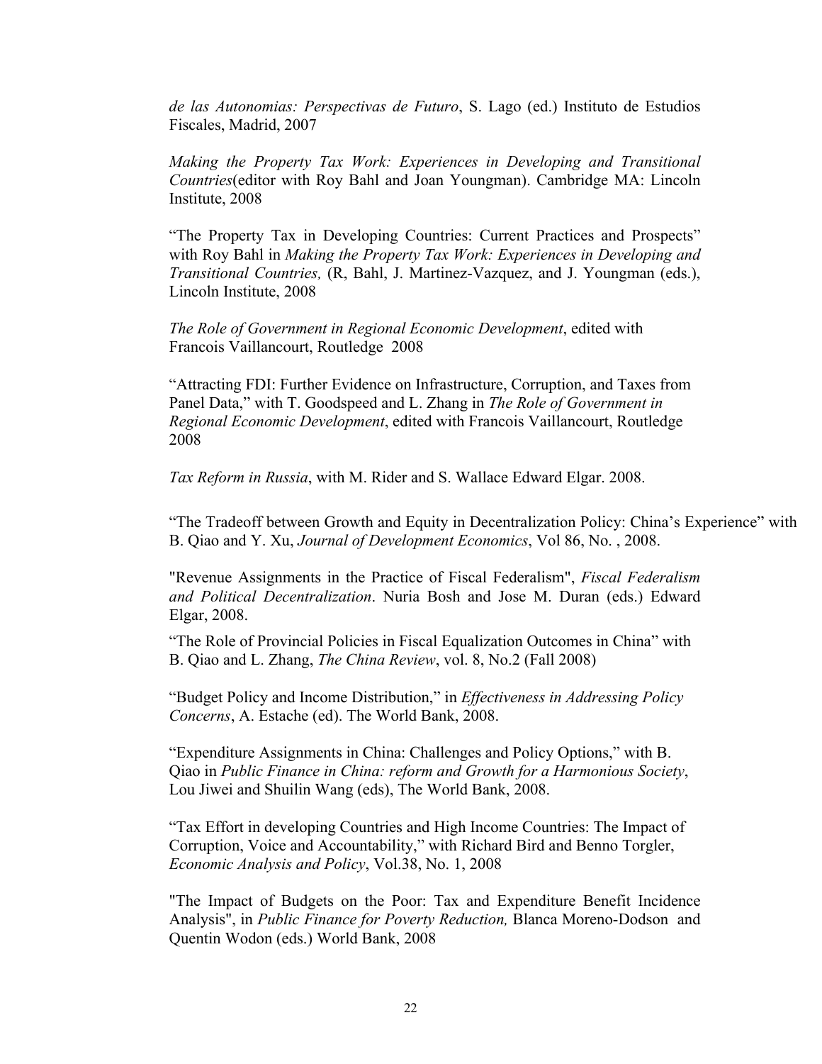*de las Autonomias: Perspectivas de Futuro*, S. Lago (ed.) Instituto de Estudios Fiscales, Madrid, 2007

*Making the Property Tax Work: Experiences in Developing and Transitional Countries*(editor with Roy Bahl and Joan Youngman). Cambridge MA: Lincoln Institute, 2008

"The Property Tax in Developing Countries: Current Practices and Prospects" with Roy Bahl in *Making the Property Tax Work: Experiences in Developing and Transitional Countries,* (R, Bahl, J. Martinez-Vazquez, and J. Youngman (eds.), Lincoln Institute, 2008

*The Role of Government in Regional Economic Development*, edited with Francois Vaillancourt, Routledge 2008

"Attracting FDI: Further Evidence on Infrastructure, Corruption, and Taxes from Panel Data," with T. Goodspeed and L. Zhang in *The Role of Government in Regional Economic Development*, edited with Francois Vaillancourt, Routledge 2008

*Tax Reform in Russia*, with M. Rider and S. Wallace Edward Elgar. 2008.

"The Tradeoff between Growth and Equity in Decentralization Policy: China's Experience" with B. Qiao and Y. Xu, *Journal of Development Economics*, Vol 86, No. , 2008.

"Revenue Assignments in the Practice of Fiscal Federalism", *Fiscal Federalism and Political Decentralization*. Nuria Bosh and Jose M. Duran (eds.) Edward Elgar, 2008.

"The Role of Provincial Policies in Fiscal Equalization Outcomes in China" with B. Qiao and L. Zhang, *The China Review*, vol. 8, No.2 (Fall 2008)

"Budget Policy and Income Distribution," in *Effectiveness in Addressing Policy Concerns*, A. Estache (ed). The World Bank, 2008.

"Expenditure Assignments in China: Challenges and Policy Options," with B. Qiao in *Public Finance in China: reform and Growth for a Harmonious Society*, Lou Jiwei and Shuilin Wang (eds), The World Bank, 2008.

"Tax Effort in developing Countries and High Income Countries: The Impact of Corruption, Voice and Accountability," with Richard Bird and Benno Torgler, *Economic Analysis and Policy*, Vol.38, No. 1, 2008

"The Impact of Budgets on the Poor: Tax and Expenditure Benefit Incidence Analysis", in *Public Finance for Poverty Reduction,* Blanca Moreno-Dodson and Quentin Wodon (eds.) World Bank, 2008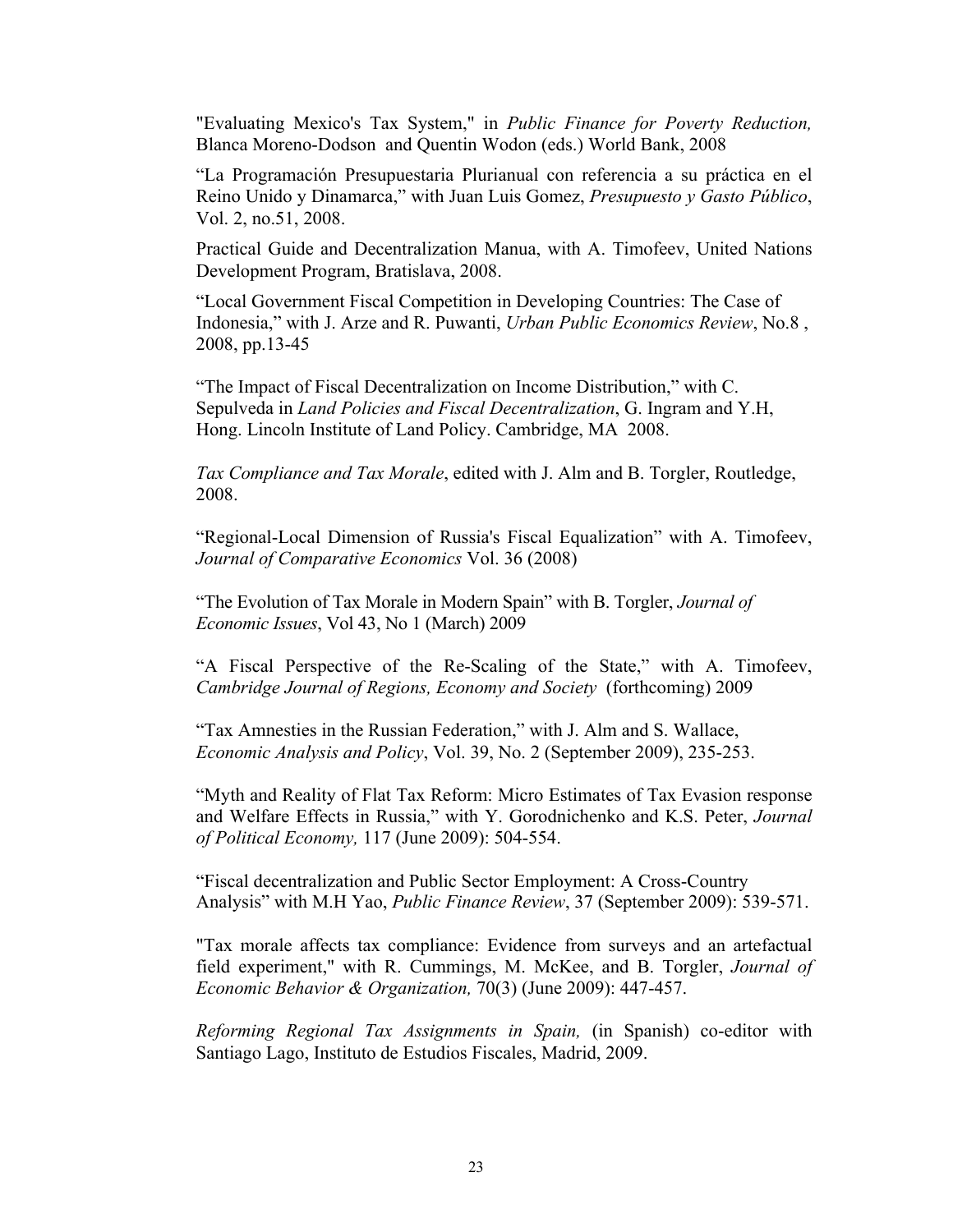"Evaluating Mexico's Tax System," in *Public Finance for Poverty Reduction,* Blanca Moreno-Dodson and Quentin Wodon (eds.) World Bank, 2008

"La Programación Presupuestaria Plurianual con referencia a su práctica en el Reino Unido y Dinamarca," with Juan Luis Gomez, *Presupuesto y Gasto Público*, Vol. 2, no.51, 2008.

Practical Guide and Decentralization Manua, with A. Timofeev, United Nations Development Program, Bratislava, 2008.

"Local Government Fiscal Competition in Developing Countries: The Case of Indonesia," with J. Arze and R. Puwanti, *Urban Public Economics Review*, No.8 , 2008, pp.13-45

"The Impact of Fiscal Decentralization on Income Distribution," with C. Sepulveda in *Land Policies and Fiscal Decentralization*, G. Ingram and Y.H, Hong. Lincoln Institute of Land Policy. Cambridge, MA 2008.

*Tax Compliance and Tax Morale*, edited with J. Alm and B. Torgler, Routledge, 2008.

"Regional-Local Dimension of Russia's Fiscal Equalization" with A. Timofeev, *Journal of Comparative Economics* Vol. 36 (2008)

"The Evolution of Tax Morale in Modern Spain" with B. Torgler, *Journal of Economic Issues*, Vol 43, No 1 (March) 2009

"A Fiscal Perspective of the Re-Scaling of the State," with A. Timofeev, *Cambridge Journal of Regions, Economy and Society* (forthcoming) 2009

"Tax Amnesties in the Russian Federation," with J. Alm and S. Wallace, *Economic Analysis and Policy*, Vol. 39, No. 2 (September 2009), 235-253.

"Myth and Reality of Flat Tax Reform: Micro Estimates of Tax Evasion response and Welfare Effects in Russia," with Y. Gorodnichenko and K.S. Peter, *Journal of Political Economy,* 117 (June 2009): 504-554.

"Fiscal decentralization and Public Sector Employment: A Cross-Country Analysis" with M.H Yao, *Public Finance Review*, 37 (September 2009): 539-571.

"Tax morale affects tax compliance: Evidence from surveys and an artefactual field experiment," with R. Cummings, M. McKee, and B. Torgler, *Journal of Economic Behavior & Organization,* 70(3) (June 2009): 447-457.

*Reforming Regional Tax Assignments in Spain,* (in Spanish) co-editor with Santiago Lago, Instituto de Estudios Fiscales, Madrid, 2009.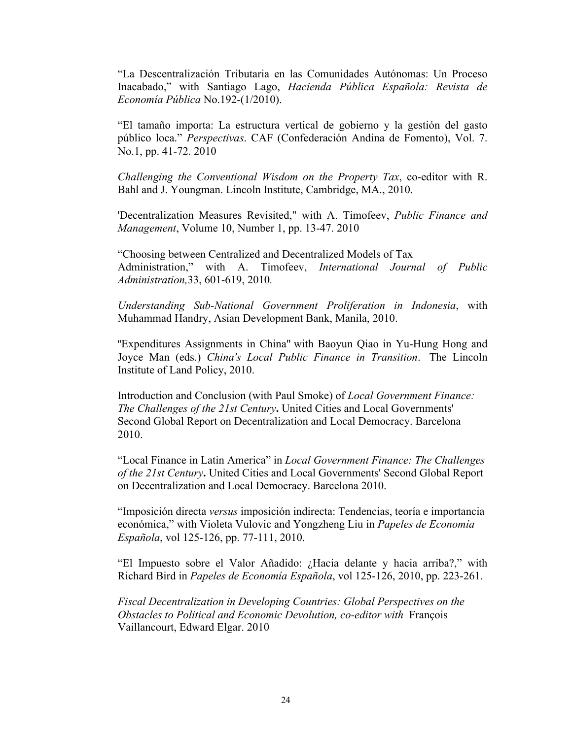"La Descentralización Tributaria en las Comunidades Autónomas: Un Proceso Inacabado," with Santiago Lago, *Hacienda Pública Española: Revista de Economía Pública* No.192-(1/2010).

"El tamaño importa: La estructura vertical de gobierno y la gestión del gasto público loca." *Perspectivas*. CAF (Confederación Andina de Fomento), Vol. 7. No.1, pp. 41-72. 2010

*Challenging the Conventional Wisdom on the Property Tax*, co-editor with R. Bahl and J. Youngman. Lincoln Institute, Cambridge, MA., 2010.

'Decentralization Measures Revisited," with A. Timofeev, *Public Finance and Management*, Volume 10, Number 1, pp. 13-47. 2010

"Choosing between Centralized and Decentralized Models of Tax Administration," with A. Timofeev, *International Journal of Public Administration,*33, 601-619, 2010*.*

*Understanding Sub-National Government Proliferation in Indonesia*, with Muhammad Handry, Asian Development Bank, Manila, 2010.

"Expenditures Assignments in China" with Baoyun Qiao in Yu-Hung Hong and Joyce Man (eds.) *China's Local Public Finance in Transition*. The Lincoln Institute of Land Policy, 2010.

Introduction and Conclusion (with Paul Smoke) of *Local Government Finance: The Challenges of the 21st Century***.** United Cities and Local Governments' Second Global Report on Decentralization and Local Democracy. Barcelona 2010.

"Local Finance in Latin America" in *Local Government Finance: The Challenges of the 21st Century***.** United Cities and Local Governments' Second Global Report on Decentralization and Local Democracy. Barcelona 2010.

"Imposición directa *versus* imposición indirecta: Tendencias, teoría e importancia económica," with Violeta Vulovic and Yongzheng Liu in *Papeles de Economía Española*, vol 125-126, pp. 77-111, 2010.

"El Impuesto sobre el Valor Añadido: ¿Hacia delante y hacia arriba?," with Richard Bird in *Papeles de Economía Española*, vol 125-126, 2010, pp. 223-261.

*Fiscal Decentralization in Developing Countries: Global Perspectives on the Obstacles to Political and Economic Devolution, co-editor with* François Vaillancourt, Edward Elgar. 2010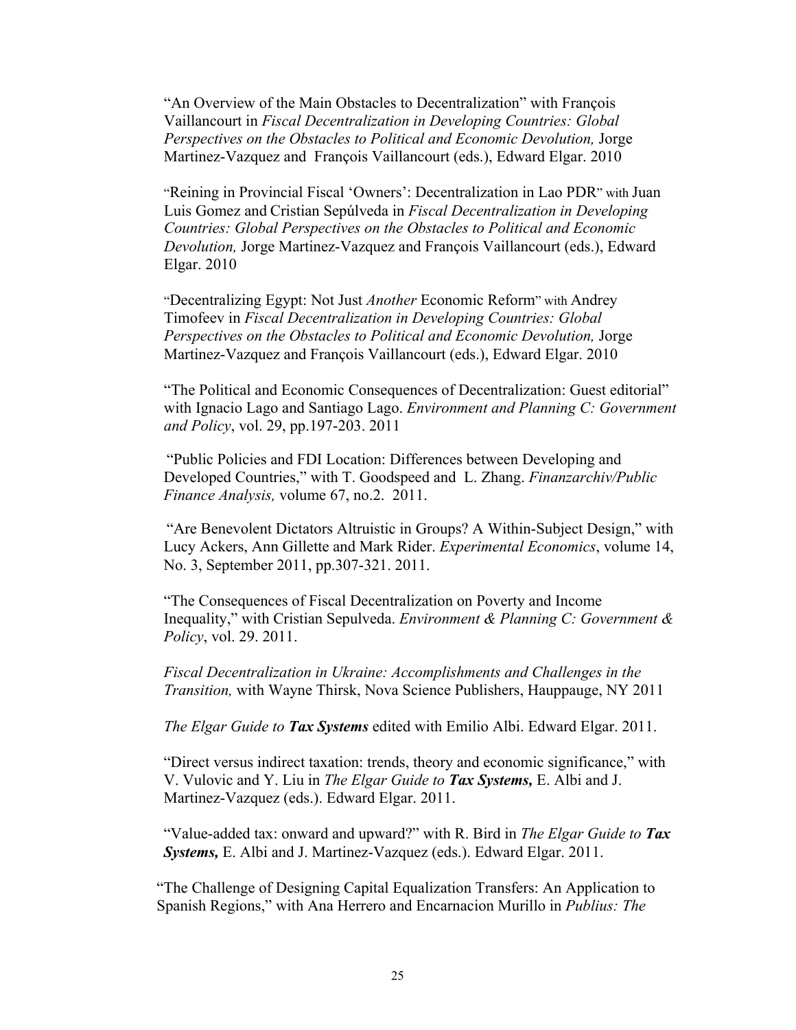"An Overview of the Main Obstacles to Decentralization" with François Vaillancourt in *Fiscal Decentralization in Developing Countries: Global Perspectives on the Obstacles to Political and Economic Devolution,* Jorge Martinez-Vazquez and François Vaillancourt (eds.), Edward Elgar. 2010

"Reining in Provincial Fiscal 'Owners': Decentralization in Lao PDR" with Juan Luis Gomez and Cristian Sepúlveda in *Fiscal Decentralization in Developing Countries: Global Perspectives on the Obstacles to Political and Economic Devolution,* Jorge Martinez-Vazquez and François Vaillancourt (eds.), Edward Elgar. 2010

"Decentralizing Egypt: Not Just *Another* Economic Reform" with Andrey Timofeev in *Fiscal Decentralization in Developing Countries: Global Perspectives on the Obstacles to Political and Economic Devolution,* Jorge Martinez-Vazquez and François Vaillancourt (eds.), Edward Elgar. 2010

"The Political and Economic Consequences of Decentralization: Guest editorial" with Ignacio Lago and Santiago Lago. *Environment and Planning C: Government and Policy*, vol. 29, pp.197-203. 2011

"Public Policies and FDI Location: Differences between Developing and Developed Countries," with T. Goodspeed and L. Zhang. *Finanzarchiv/Public Finance Analysis,* volume 67, no.2. 2011.

"Are Benevolent Dictators Altruistic in Groups? A Within-Subject Design," with Lucy Ackers, Ann Gillette and Mark Rider. *Experimental Economics*, volume 14, No. 3, September 2011, pp.307-321. 2011.

"The Consequences of Fiscal Decentralization on Poverty and Income Inequality," with Cristian Sepulveda. *Environment & Planning C: Government & Policy*, vol. 29. 2011.

*Fiscal Decentralization in Ukraine: Accomplishments and Challenges in the Transition,* with Wayne Thirsk, Nova Science Publishers, Hauppauge, NY 2011

*The Elgar Guide to* ***Tax Systems*** edited with Emilio Albi. Edward Elgar. 2011.

"Direct versus indirect taxation: trends, theory and economic significance," with V. Vulovic and Y. Liu in *The Elgar Guide to* ***Tax Systems,*** E. Albi and J. Martinez-Vazquez (eds.). Edward Elgar. 2011.

"Value-added tax: onward and upward?" with R. Bird in *The Elgar Guide to* ***Tax Systems,*** E. Albi and J. Martinez-Vazquez (eds.). Edward Elgar. 2011.

"The Challenge of Designing Capital Equalization Transfers: An Application to Spanish Regions," with Ana Herrero and Encarnacion Murillo in *Publius: The*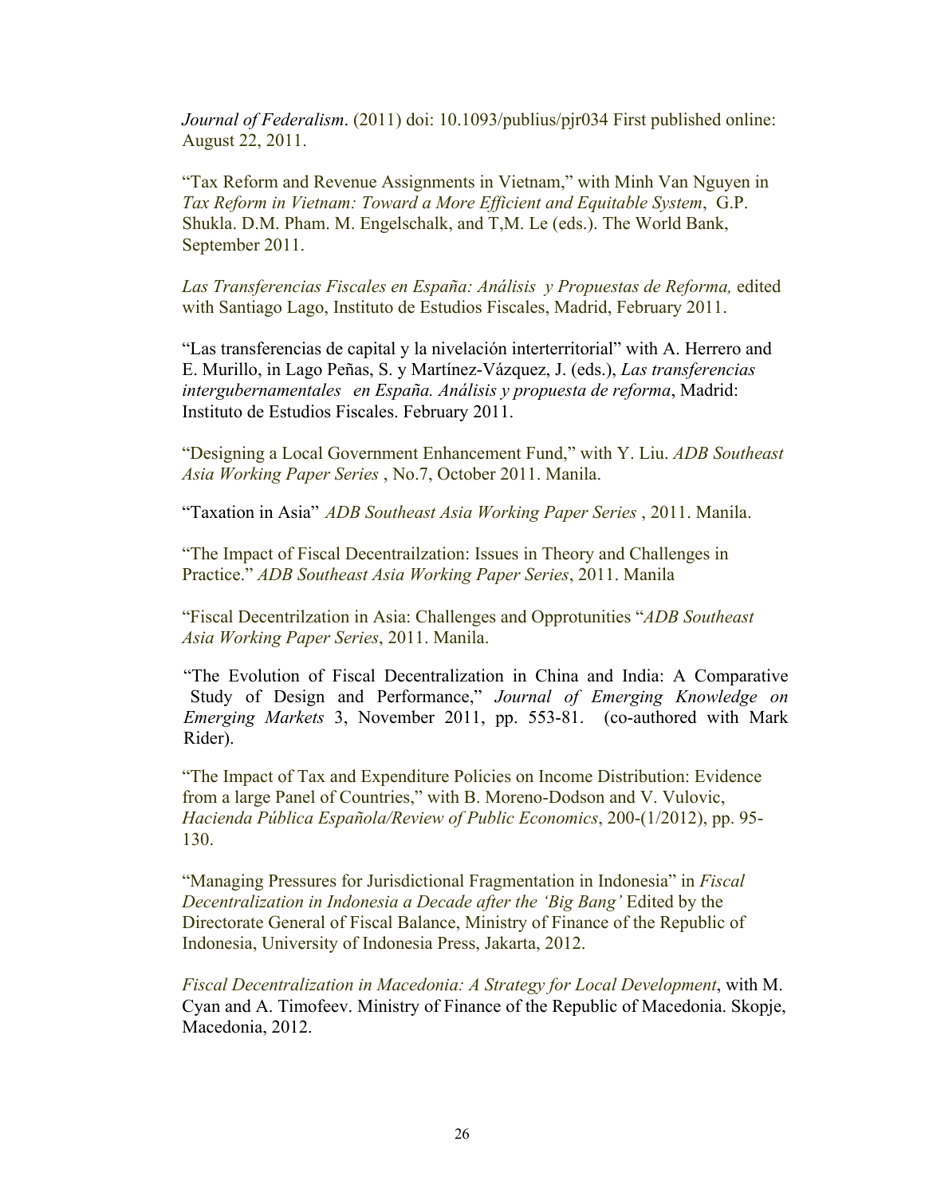*Journal of Federalism*. (2011) doi: 10.1093/publius/pjr034 First published online: August 22, 2011.

"Tax Reform and Revenue Assignments in Vietnam," with Minh Van Nguyen in *Tax Reform in Vietnam: Toward a More Efficient and Equitable System*, G.P. Shukla. D.M. Pham. M. Engelschalk, and T,M. Le (eds.). The World Bank, September 2011.

*Las Transferencias Fiscales en España: Análisis y Propuestas de Reforma,* edited with Santiago Lago, Instituto de Estudios Fiscales, Madrid, February 2011.

"Las transferencias de capital y la nivelación interterritorial" with A. Herrero and E. Murillo, in Lago Peñas, S. y Martínez-Vázquez, J. (eds.), *Las transferencias intergubernamentales en España. Análisis y propuesta de reforma*, Madrid: Instituto de Estudios Fiscales. February 2011.

"Designing a Local Government Enhancement Fund," with Y. Liu. *ADB Southeast Asia Working Paper Series* , No.7, October 2011. Manila.

"Taxation in Asia" *ADB Southeast Asia Working Paper Series* , 2011. Manila.

"The Impact of Fiscal Decentrailzation: Issues in Theory and Challenges in Practice." *ADB Southeast Asia Working Paper Series*, 2011. Manila

"Fiscal Decentrilzation in Asia: Challenges and Opprotunities "*ADB Southeast Asia Working Paper Series*, 2011. Manila.

"The Evolution of Fiscal Decentralization in China and India: A Comparative Study of Design and Performance," *Journal of Emerging Knowledge on Emerging Markets* 3, November 2011, pp. 553-81. (co-authored with Mark Rider).

"The Impact of Tax and Expenditure Policies on Income Distribution: Evidence from a large Panel of Countries," with B. Moreno-Dodson and V. Vulovic, *Hacienda Pública Española/Review of Public Economics*, 200-(1/2012), pp. 95-130.

"Managing Pressures for Jurisdictional Fragmentation in Indonesia" in *Fiscal Decentralization in Indonesia a Decade after the 'Big Bang'* Edited by the Directorate General of Fiscal Balance, Ministry of Finance of the Republic of Indonesia, University of Indonesia Press, Jakarta, 2012.

*Fiscal Decentralization in Macedonia: A Strategy for Local Development*, with M. Cyan and A. Timofeev. Ministry of Finance of the Republic of Macedonia. Skopje, Macedonia, 2012.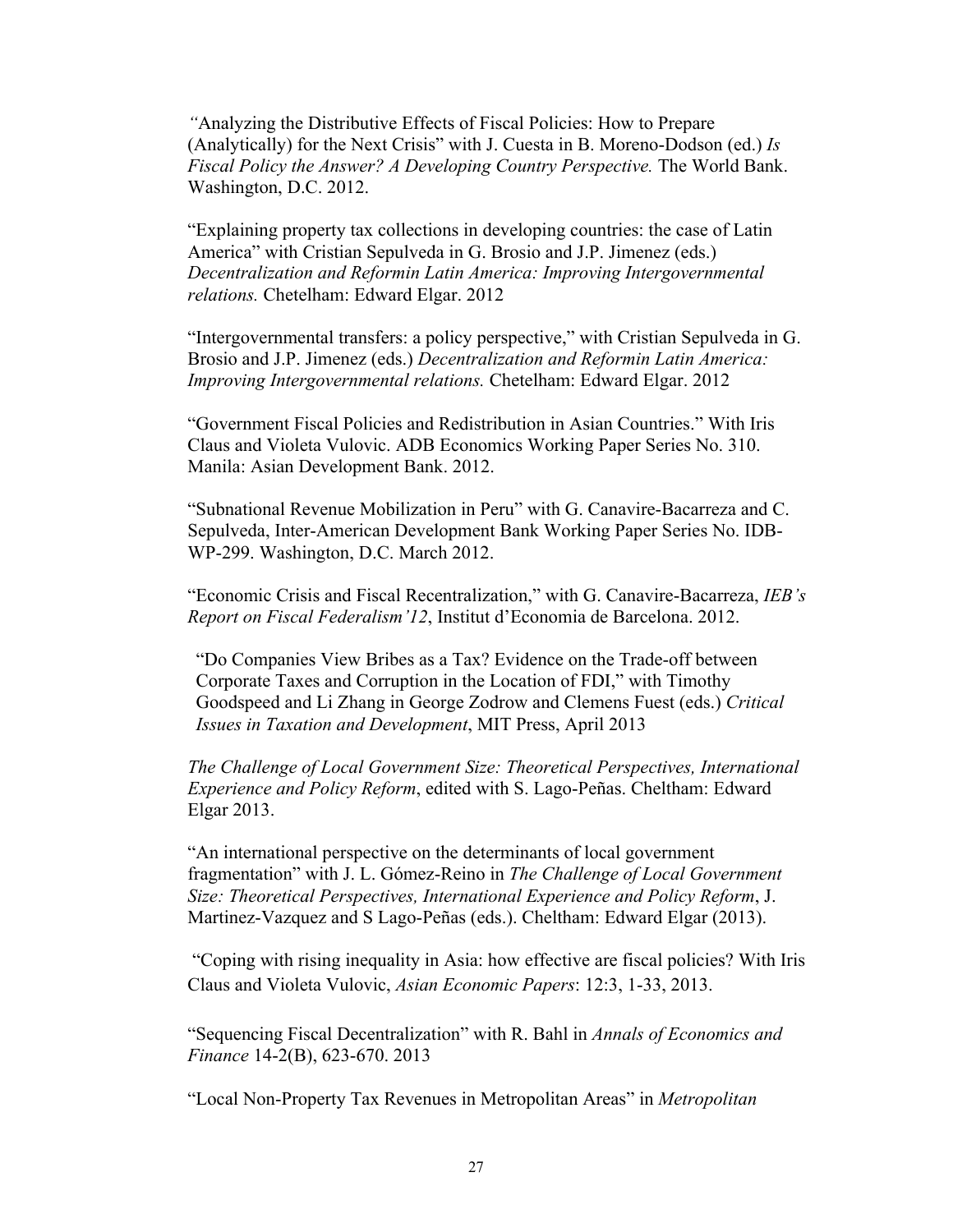*"*Analyzing the Distributive Effects of Fiscal Policies: How to Prepare (Analytically) for the Next Crisis" with J. Cuesta in B. Moreno-Dodson (ed.) *Is Fiscal Policy the Answer? A Developing Country Perspective.* The World Bank. Washington, D.C. 2012.

"Explaining property tax collections in developing countries: the case of Latin America" with Cristian Sepulveda in G. Brosio and J.P. Jimenez (eds.) *Decentralization and Reformin Latin America: Improving Intergovernmental relations.* Chetelham: Edward Elgar. 2012

"Intergovernmental transfers: a policy perspective," with Cristian Sepulveda in G. Brosio and J.P. Jimenez (eds.) *Decentralization and Reformin Latin America: Improving Intergovernmental relations.* Chetelham: Edward Elgar. 2012

"Government Fiscal Policies and Redistribution in Asian Countries." With Iris Claus and Violeta Vulovic. ADB Economics Working Paper Series No. 310. Manila: Asian Development Bank. 2012.

"Subnational Revenue Mobilization in Peru" with G. Canavire-Bacarreza and C. Sepulveda, Inter-American Development Bank Working Paper Series No. IDB-WP-299. Washington, D.C. March 2012.

"Economic Crisis and Fiscal Recentralization," with G. Canavire-Bacarreza, *IEB's Report on Fiscal Federalism'12*, Institut d'Economia de Barcelona. 2012.

"Do Companies View Bribes as a Tax? Evidence on the Trade-off between Corporate Taxes and Corruption in the Location of FDI," with Timothy Goodspeed and Li Zhang in George Zodrow and Clemens Fuest (eds.) *Critical Issues in Taxation and Development*, MIT Press, April 2013

*The Challenge of Local Government Size: Theoretical Perspectives, International Experience and Policy Reform*, edited with S. Lago-Peñas. Cheltham: Edward Elgar 2013.

"An international perspective on the determinants of local government fragmentation" with J. L. Gómez-Reino in *The Challenge of Local Government Size: Theoretical Perspectives, International Experience and Policy Reform*, J. Martinez-Vazquez and S Lago-Peñas (eds.). Cheltham: Edward Elgar (2013).

"Coping with rising inequality in Asia: how effective are fiscal policies? With Iris Claus and Violeta Vulovic, *Asian Economic Papers*: 12:3, 1-33, 2013.

"Sequencing Fiscal Decentralization" with R. Bahl in *Annals of Economics and Finance* 14-2(B), 623-670. 2013

"Local Non-Property Tax Revenues in Metropolitan Areas" in *Metropolitan*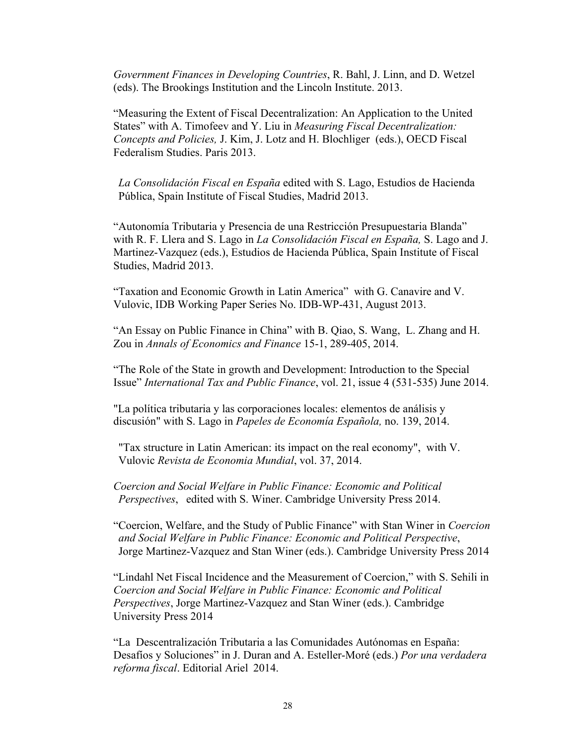*Government Finances in Developing Countries*, R. Bahl, J. Linn, and D. Wetzel (eds). The Brookings Institution and the Lincoln Institute. 2013.

"Measuring the Extent of Fiscal Decentralization: An Application to the United States" with A. Timofeev and Y. Liu in *Measuring Fiscal Decentralization: Concepts and Policies,* J. Kim, J. Lotz and H. Blochliger (eds.), OECD Fiscal Federalism Studies. Paris 2013.

*La Consolidación Fiscal en España* edited with S. Lago, Estudios de Hacienda Pública, Spain Institute of Fiscal Studies, Madrid 2013.

"Autonomía Tributaria y Presencia de una Restricción Presupuestaria Blanda" with R. F. Llera and S. Lago in *La Consolidación Fiscal en España,* S. Lago and J. Martinez-Vazquez (eds.), Estudios de Hacienda Pública, Spain Institute of Fiscal Studies, Madrid 2013.

"Taxation and Economic Growth in Latin America" with G. Canavire and V. Vulovic, IDB Working Paper Series No. IDB-WP-431, August 2013.

"An Essay on Public Finance in China" with B. Qiao, S. Wang, L. Zhang and H. Zou in *Annals of Economics and Finance* 15-1, 289-405, 2014.

"The Role of the State in growth and Development: Introduction to the Special Issue" *International Tax and Public Finance*, vol. 21, issue 4 (531-535) June 2014.

"La política tributaria y las corporaciones locales: elementos de análisis y discusión" with S. Lago in *Papeles de Economía Española,* no. 139, 2014.

"Tax structure in Latin American: its impact on the real economy", with V. Vulovic *Revista de Economia Mundial*, vol. 37, 2014.

*Coercion and Social Welfare in Public Finance: Economic and Political Perspectives*, edited with S. Winer. Cambridge University Press 2014.

"Coercion, Welfare, and the Study of Public Finance" with Stan Winer in *Coercion and Social Welfare in Public Finance: Economic and Political Perspective*, Jorge Martinez-Vazquez and Stan Winer (eds.). Cambridge University Press 2014

"Lindahl Net Fiscal Incidence and the Measurement of Coercion," with S. Sehili in *Coercion and Social Welfare in Public Finance: Economic and Political Perspectives*, Jorge Martinez-Vazquez and Stan Winer (eds.). Cambridge University Press 2014

"La Descentralización Tributaria a las Comunidades Autónomas en España: Desafíos y Soluciones" in J. Duran and A. Esteller-Moré (eds.) *Por una verdadera reforma fiscal*. Editorial Ariel 2014.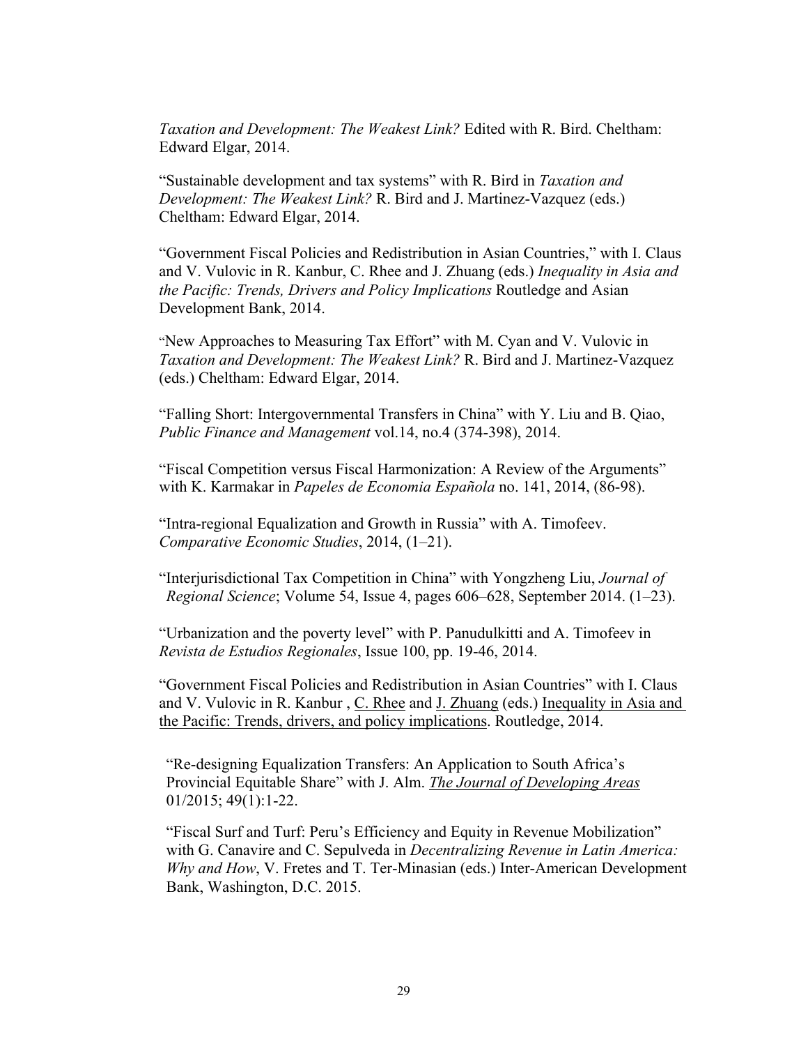*Taxation and Development: The Weakest Link?* Edited with R. Bird. Cheltham: Edward Elgar, 2014.

“Sustainable development and tax systems” with R. Bird in *Taxation and Development: The Weakest Link?* R. Bird and J. Martinez-Vazquez (eds.) Cheltham: Edward Elgar, 2014.

“Government Fiscal Policies and Redistribution in Asian Countries,” with I. Claus and V. Vulovic in R. Kanbur, C. Rhee and J. Zhuang (eds.) *Inequality in Asia and the Pacific: Trends, Drivers and Policy Implications* Routledge and Asian Development Bank, 2014.

“New Approaches to Measuring Tax Effort” with M. Cyan and V. Vulovic in *Taxation and Development: The Weakest Link?* R. Bird and J. Martinez-Vazquez (eds.) Cheltham: Edward Elgar, 2014.

“Falling Short: Intergovernmental Transfers in China” with Y. Liu and B. Qiao, *Public Finance and Management* vol.14, no.4 (374-398), 2014.

“Fiscal Competition versus Fiscal Harmonization: A Review of the Arguments” with K. Karmakar in *Papeles de Economia Española* no. 141, 2014, (86-98).

“Intra-regional Equalization and Growth in Russia” with A. Timofeev. *Comparative Economic Studies*, 2014, (1–21).

“Interjurisdictional Tax Competition in China” with Yongzheng Liu, *Journal of Regional Science*; Volume 54, Issue 4, pages 606–628, September 2014. (1–23).

“Urbanization and the poverty level” with P. Panudulkitti and A. Timofeev in *Revista de Estudios Regionales*, Issue 100, pp. 19-46, 2014.

“Government Fiscal Policies and Redistribution in Asian Countries” with I. Claus and V. Vulovic in R. Kanbur , C. Rhee and J. Zhuang (eds.) Inequality in Asia and the Pacific: Trends, drivers, and policy implications. Routledge, 2014.

“Re-designing Equalization Transfers: An Application to South Africa’s Provincial Equitable Share” with J. Alm. *The Journal of Developing Areas* 01/2015; 49(1):1-22.

“Fiscal Surf and Turf: Peru’s Efficiency and Equity in Revenue Mobilization” with G. Canavire and C. Sepulveda in *Decentralizing Revenue in Latin America: Why and How*, V. Fretes and T. Ter-Minasian (eds.) Inter-American Development Bank, Washington, D.C. 2015.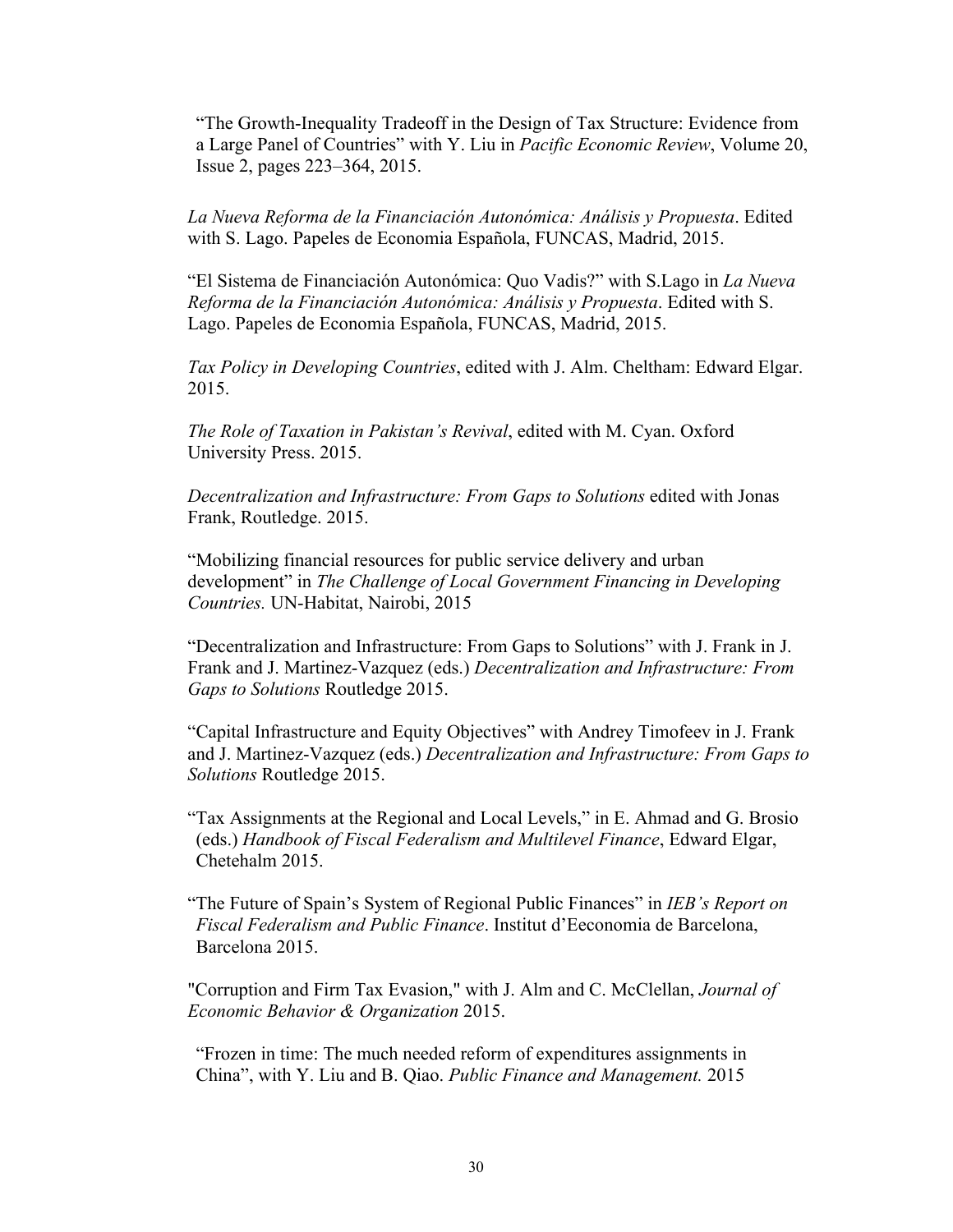"The Growth-Inequality Tradeoff in the Design of Tax Structure: Evidence from a Large Panel of Countries" with Y. Liu in *Pacific Economic Review*, Volume 20, Issue 2, pages 223–364, 2015.

*La Nueva Reforma de la Financiación Autonómica: Análisis y Propuesta*. Edited with S. Lago. Papeles de Economia Española, FUNCAS, Madrid, 2015.

"El Sistema de Financiación Autonómica: Quo Vadis?" with S.Lago in *La Nueva Reforma de la Financiación Autonómica: Análisis y Propuesta*. Edited with S. Lago. Papeles de Economia Española, FUNCAS, Madrid, 2015.

*Tax Policy in Developing Countries*, edited with J. Alm. Cheltham: Edward Elgar. 2015.

*The Role of Taxation in Pakistan's Revival*, edited with M. Cyan. Oxford University Press. 2015.

*Decentralization and Infrastructure: From Gaps to Solutions* edited with Jonas Frank, Routledge. 2015.

"Mobilizing financial resources for public service delivery and urban development" in *The Challenge of Local Government Financing in Developing Countries.* UN-Habitat, Nairobi, 2015

"Decentralization and Infrastructure: From Gaps to Solutions" with J. Frank in J. Frank and J. Martinez-Vazquez (eds.) *Decentralization and Infrastructure: From Gaps to Solutions* Routledge 2015.

"Capital Infrastructure and Equity Objectives" with Andrey Timofeev in J. Frank and J. Martinez-Vazquez (eds.) *Decentralization and Infrastructure: From Gaps to Solutions* Routledge 2015.

"Tax Assignments at the Regional and Local Levels," in E. Ahmad and G. Brosio (eds.) *Handbook of Fiscal Federalism and Multilevel Finance*, Edward Elgar, Chetehalm 2015.

"The Future of Spain's System of Regional Public Finances" in *IEB's Report on Fiscal Federalism and Public Finance*. Institut d'Eeconomia de Barcelona, Barcelona 2015.

"Corruption and Firm Tax Evasion," with J. Alm and C. McClellan, *Journal of Economic Behavior & Organization* 2015.

"Frozen in time: The much needed reform of expenditures assignments in China", with Y. Liu and B. Qiao. *Public Finance and Management.* 2015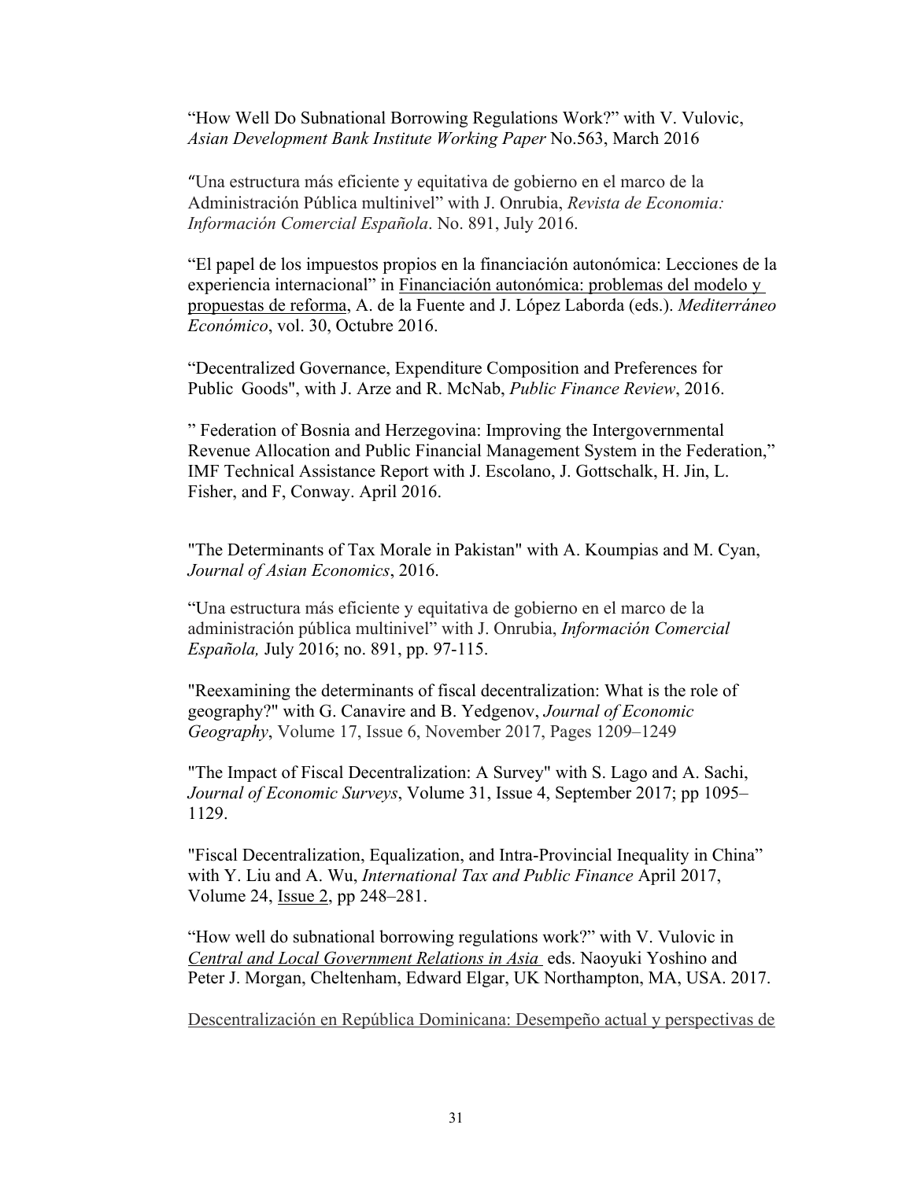"How Well Do Subnational Borrowing Regulations Work?" with V. Vulovic, *Asian Development Bank Institute Working Paper* No.563, March 2016

"Una estructura más eficiente y equitativa de gobierno en el marco de la Administración Pública multinivel" with J. Onrubia, *Revista de Economia: Información Comercial Española*. No. 891, July 2016.

"El papel de los impuestos propios en la financiación autonómica: Lecciones de la experiencia internacional" in Financiación autonómica: problemas del modelo y propuestas de reforma, A. de la Fuente and J. López Laborda (eds.). *Mediterráneo Económico*, vol. 30, Octubre 2016.

"Decentralized Governance, Expenditure Composition and Preferences for Public Goods", with J. Arze and R. McNab, *Public Finance Review*, 2016.

" Federation of Bosnia and Herzegovina: Improving the Intergovernmental Revenue Allocation and Public Financial Management System in the Federation," IMF Technical Assistance Report with J. Escolano, J. Gottschalk, H. Jin, L. Fisher, and F, Conway. April 2016.

"The Determinants of Tax Morale in Pakistan" with A. Koumpias and M. Cyan, *Journal of Asian Economics*, 2016.

"Una estructura más eficiente y equitativa de gobierno en el marco de la administración pública multinivel" with J. Onrubia, *Información Comercial Española,* July 2016; no. 891, pp. 97-115.

"Reexamining the determinants of fiscal decentralization: What is the role of geography?" with G. Canavire and B. Yedgenov, *Journal of Economic Geography*, Volume 17, Issue 6, November 2017, Pages 1209–1249

"The Impact of Fiscal Decentralization: A Survey" with S. Lago and A. Sachi, *Journal of Economic Surveys*, Volume 31, Issue 4, September 2017; pp 1095–1129.

"Fiscal Decentralization, Equalization, and Intra-Provincial Inequality in China" with Y. Liu and A. Wu, *International Tax and Public Finance* April 2017, Volume 24, Issue 2, pp 248–281.

"How well do subnational borrowing regulations work?" with V. Vulovic in *Central and Local Government Relations in Asia* eds. Naoyuki Yoshino and Peter J. Morgan, Cheltenham, Edward Elgar, UK Northampton, MA, USA. 2017.

Descentralización en República Dominicana: Desempeño actual y perspectivas de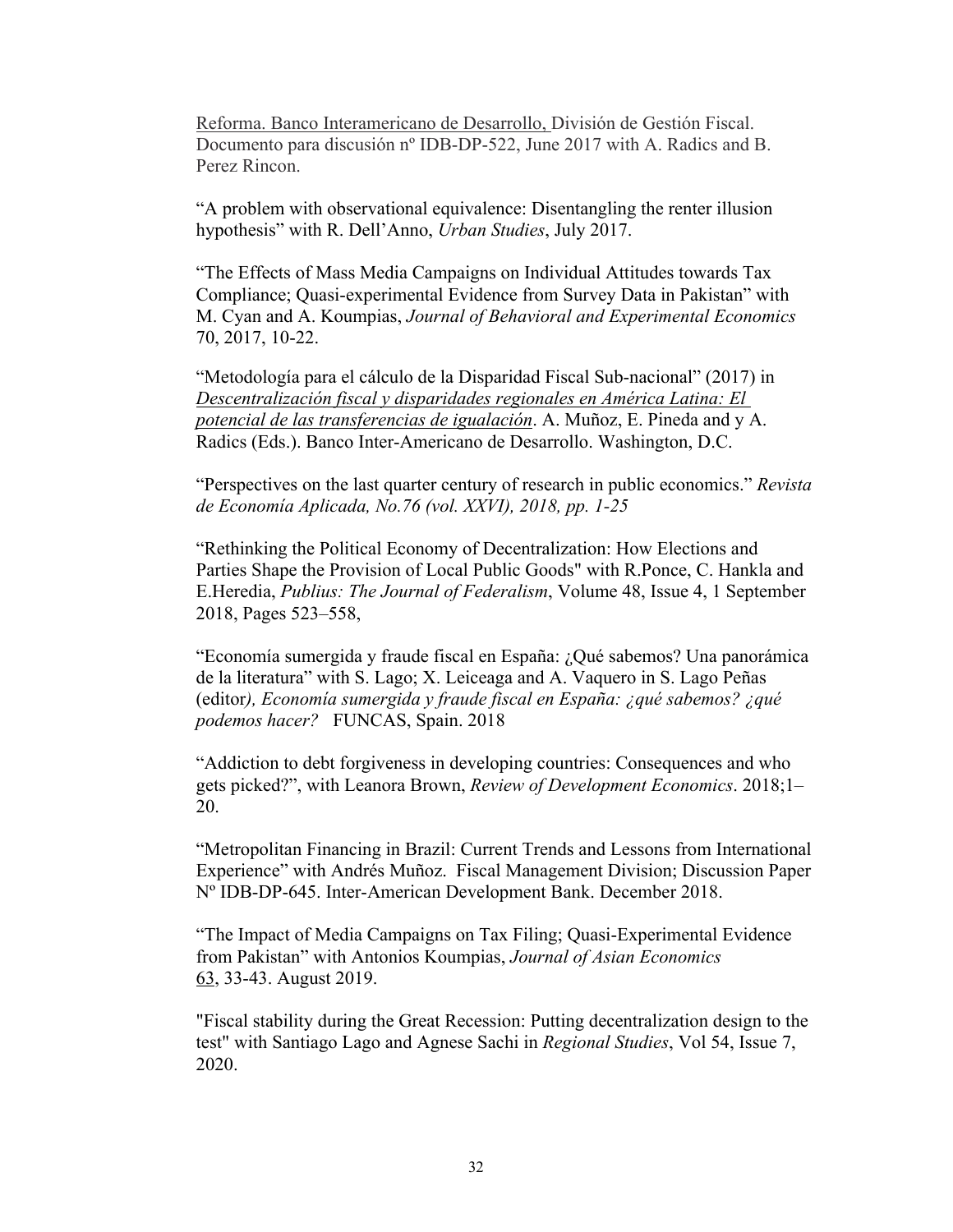Reforma. Banco Interamericano de Desarrollo, División de Gestión Fiscal. Documento para discusión nº IDB-DP-522, June 2017 with A. Radics and B. Perez Rincon.

"A problem with observational equivalence: Disentangling the renter illusion hypothesis" with R. Dell'Anno, *Urban Studies*, July 2017.

"The Effects of Mass Media Campaigns on Individual Attitudes towards Tax Compliance; Quasi-experimental Evidence from Survey Data in Pakistan" with M. Cyan and A. Koumpias, *Journal of Behavioral and Experimental Economics* 70, 2017, 10-22.

"Metodología para el cálculo de la Disparidad Fiscal Sub-nacional" (2017) in *Descentralización fiscal y disparidades regionales en América Latina: El potencial de las transferencias de igualación*. A. Muñoz, E. Pineda and y A. Radics (Eds.). Banco Inter-Americano de Desarrollo. Washington, D.C.

"Perspectives on the last quarter century of research in public economics." *Revista de Economía Aplicada, No.76 (vol. XXVI), 2018, pp. 1-25*

"Rethinking the Political Economy of Decentralization: How Elections and Parties Shape the Provision of Local Public Goods" with R.Ponce, C. Hankla and E.Heredia, *Publius: The Journal of Federalism*, Volume 48, Issue 4, 1 September 2018, Pages 523–558,

"Economía sumergida y fraude fiscal en España: ¿Qué sabemos? Una panorámica de la literatura" with S. Lago; X. Leiceaga and A. Vaquero in S. Lago Peñas (editor*), Economía sumergida y fraude fiscal en España: ¿qué sabemos? ¿qué podemos hacer?* FUNCAS, Spain. 2018

"Addiction to debt forgiveness in developing countries: Consequences and who gets picked?", with Leanora Brown, *Review of Development Economics*. 2018;1–20.

"Metropolitan Financing in Brazil: Current Trends and Lessons from International Experience" with Andrés Muñoz. Fiscal Management Division; Discussion Paper Nº IDB-DP-645. Inter-American Development Bank. December 2018.

"The Impact of Media Campaigns on Tax Filing; Quasi-Experimental Evidence from Pakistan" with Antonios Koumpias, *Journal of Asian Economics* 63, 33-43. August 2019.

"Fiscal stability during the Great Recession: Putting decentralization design to the test" with Santiago Lago and Agnese Sachi in *Regional Studies*, Vol 54, Issue 7, 2020.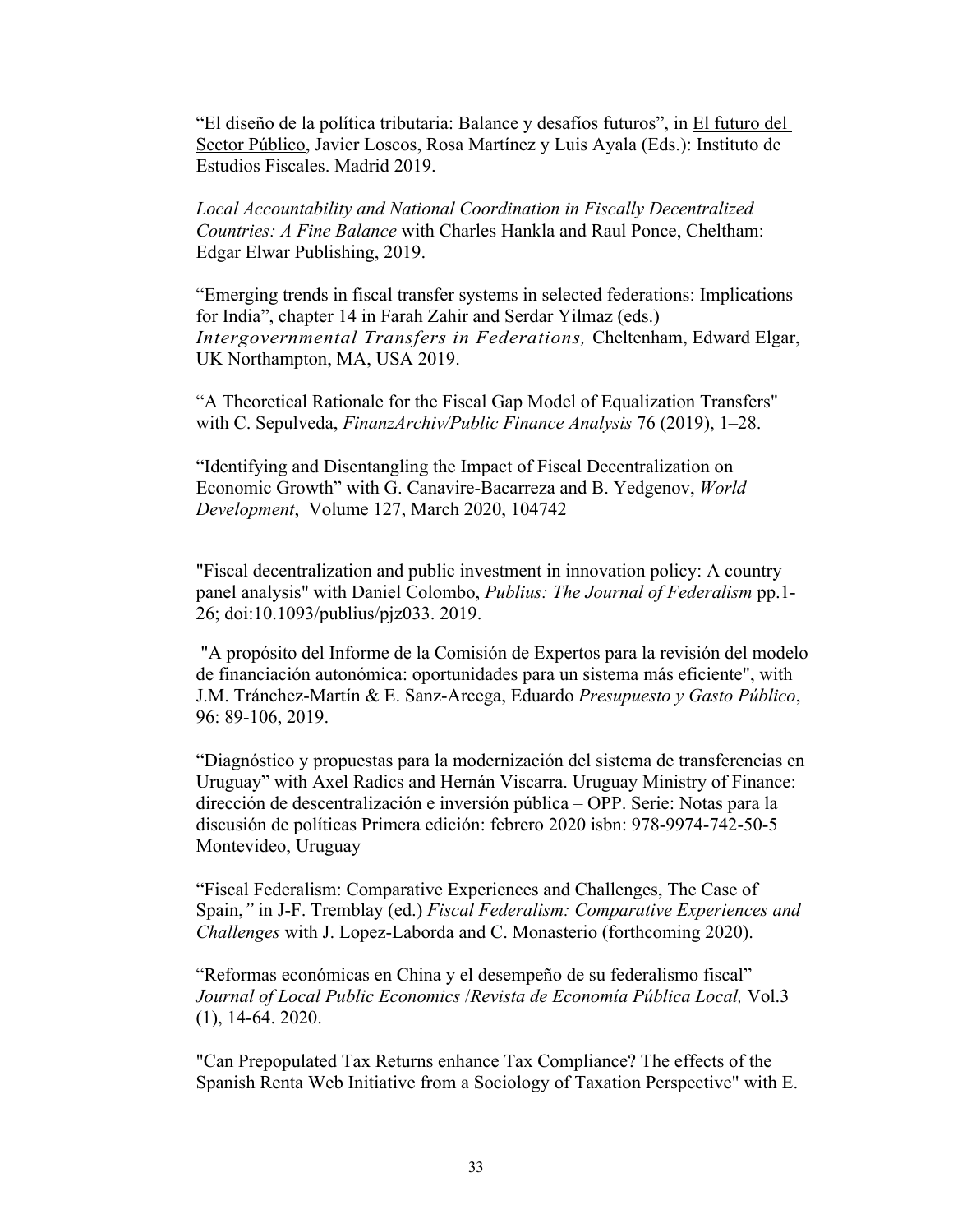“El diseño de la política tributaria: Balance y desafíos futuros”, in El futuro del Sector Público, Javier Loscos, Rosa Martínez y Luis Ayala (Eds.): Instituto de Estudios Fiscales. Madrid 2019.

*Local Accountability and National Coordination in Fiscally Decentralized Countries: A Fine Balance* with Charles Hankla and Raul Ponce, Cheltham: Edgar Elwar Publishing, 2019.

“Emerging trends in fiscal transfer systems in selected federations: Implications for India”, chapter 14 in Farah Zahir and Serdar Yilmaz (eds.) *Intergovernmental Transfers in Federations,* Cheltenham, Edward Elgar, UK Northampton, MA, USA 2019.

“A Theoretical Rationale for the Fiscal Gap Model of Equalization Transfers" with C. Sepulveda, *FinanzArchiv/Public Finance Analysis* 76 (2019), 1–28.

“Identifying and Disentangling the Impact of Fiscal Decentralization on Economic Growth” with G. Canavire-Bacarreza and B. Yedgenov, *World Development*, Volume 127, March 2020, 104742

"Fiscal decentralization and public investment in innovation policy: A country panel analysis" with Daniel Colombo, *Publius: The Journal of Federalism* pp.1-26; doi:10.1093/publius/pjz033. 2019.

"A propósito del Informe de la Comisión de Expertos para la revisión del modelo de financiación autonómica: oportunidades para un sistema más eficiente", with J.M. Tránchez-Martín & E. Sanz-Arcega, Eduardo *Presupuesto y Gasto Público*, 96: 89-106, 2019.

“Diagnóstico y propuestas para la modernización del sistema de transferencias en Uruguay” with Axel Radics and Hernán Viscarra. Uruguay Ministry of Finance: dirección de descentralización e inversión pública – OPP. Serie: Notas para la discusión de políticas Primera edición: febrero 2020 isbn: 978-9974-742-50-5 Montevideo, Uruguay

“Fiscal Federalism: Comparative Experiences and Challenges, The Case of Spain,*”* in J-F. Tremblay (ed.) *Fiscal Federalism: Comparative Experiences and Challenges* with J. Lopez-Laborda and C. Monasterio (forthcoming 2020).

“Reformas económicas en China y el desempeño de su federalismo fiscal” *Journal of Local Public Economics* /*Revista de Economía Pública Local,* Vol.3 (1), 14-64. 2020.

"Can Prepopulated Tax Returns enhance Tax Compliance? The effects of the Spanish Renta Web Initiative from a Sociology of Taxation Perspective" with E.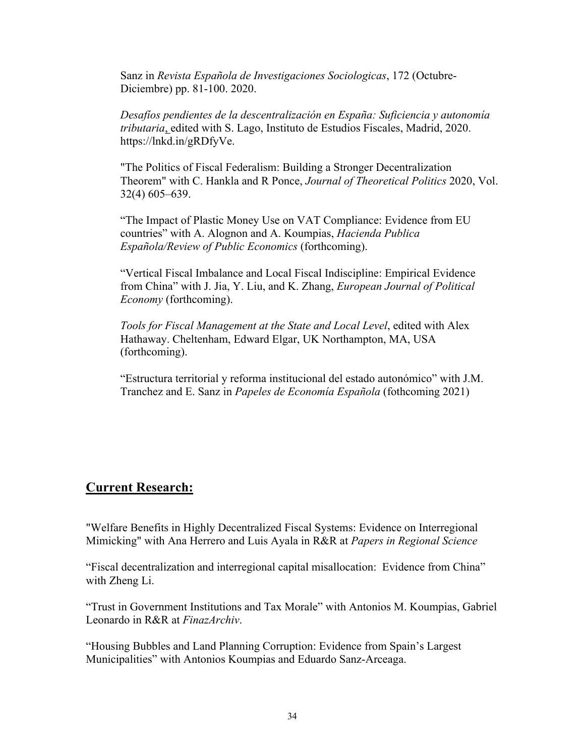Sanz in *Revista Española de Investigaciones Sociologicas*, 172 (Octubre-Diciembre) pp. 81-100. 2020.

*Desafíos pendientes de la descentralización en España: Suficiencia y autonomía tributaria*, edited with S. Lago, Instituto de Estudios Fiscales, Madrid, 2020. https://lnkd.in/gRDfyVe.

"The Politics of Fiscal Federalism: Building a Stronger Decentralization Theorem" with C. Hankla and R Ponce, *Journal of Theoretical Politics* 2020, Vol. 32(4) 605–639.

"The Impact of Plastic Money Use on VAT Compliance: Evidence from EU countries" with A. Alognon and A. Koumpias, *Hacienda Publica Española/Review of Public Economics* (forthcoming).

"Vertical Fiscal Imbalance and Local Fiscal Indiscipline: Empirical Evidence from China" with J. Jia, Y. Liu, and K. Zhang, *European Journal of Political Economy* (forthcoming).

*Tools for Fiscal Management at the State and Local Level*, edited with Alex Hathaway. Cheltenham, Edward Elgar, UK Northampton, MA, USA (forthcoming).

"Estructura territorial y reforma institucional del estado autonómico" with J.M. Tranchez and E. Sanz in *Papeles de Economía Española* (fothcoming 2021)

## Current Research:

"Welfare Benefits in Highly Decentralized Fiscal Systems: Evidence on Interregional Mimicking" with Ana Herrero and Luis Ayala in R&R at *Papers in Regional Science*

"Fiscal decentralization and interregional capital misallocation: Evidence from China" with Zheng Li.

"Trust in Government Institutions and Tax Morale" with Antonios M. Koumpias, Gabriel Leonardo in R&R at *FinazArchiv*.

"Housing Bubbles and Land Planning Corruption: Evidence from Spain's Largest Municipalities" with Antonios Koumpias and Eduardo Sanz-Arceaga.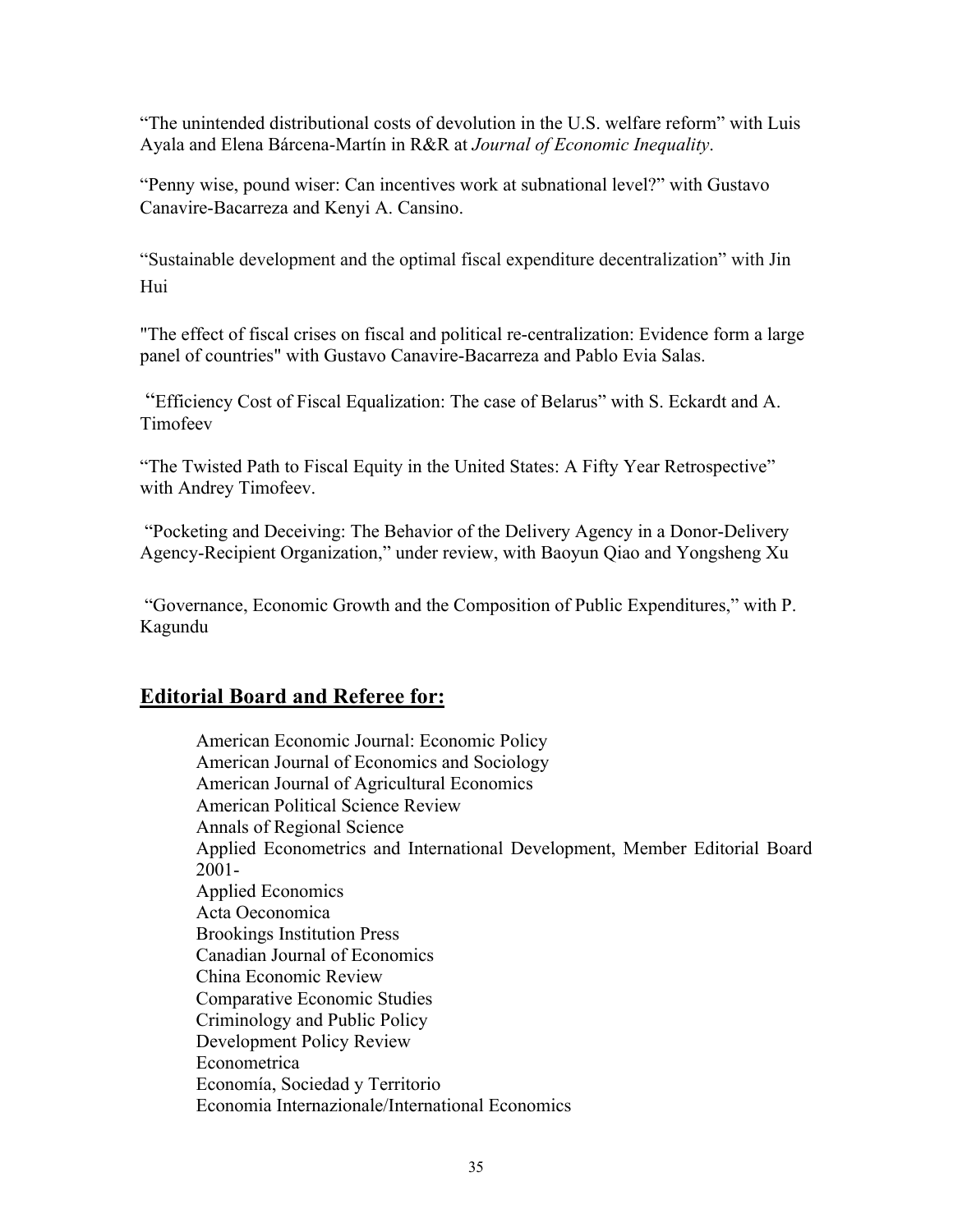"The unintended distributional costs of devolution in the U.S. welfare reform" with Luis Ayala and Elena Bárcena-Martín in R&R at *Journal of Economic Inequality*.

"Penny wise, pound wiser: Can incentives work at subnational level?" with Gustavo Canavire-Bacarreza and Kenyi A. Cansino.

"Sustainable development and the optimal fiscal expenditure decentralization" with Jin Hui

"The effect of fiscal crises on fiscal and political re-centralization: Evidence form a large panel of countries" with Gustavo Canavire-Bacarreza and Pablo Evia Salas.

"Efficiency Cost of Fiscal Equalization: The case of Belarus" with S. Eckardt and A. Timofeev

"The Twisted Path to Fiscal Equity in the United States: A Fifty Year Retrospective" with Andrey Timofeev.

"Pocketing and Deceiving: The Behavior of the Delivery Agency in a Donor-Delivery Agency-Recipient Organization," under review, with Baoyun Qiao and Yongsheng Xu

"Governance, Economic Growth and the Composition of Public Expenditures," with P. Kagundu

## Editorial Board and Referee for:

American Economic Journal: Economic Policy
American Journal of Economics and Sociology
American Journal of Agricultural Economics
American Political Science Review
Annals of Regional Science
Applied Econometrics and International Development, Member Editorial Board 2001-
Applied Economics
Acta Oeconomica
Brookings Institution Press
Canadian Journal of Economics
China Economic Review
Comparative Economic Studies
Criminology and Public Policy
Development Policy Review
Econometrica
Economía, Sociedad y Territorio
Economia Internazionale/International Economics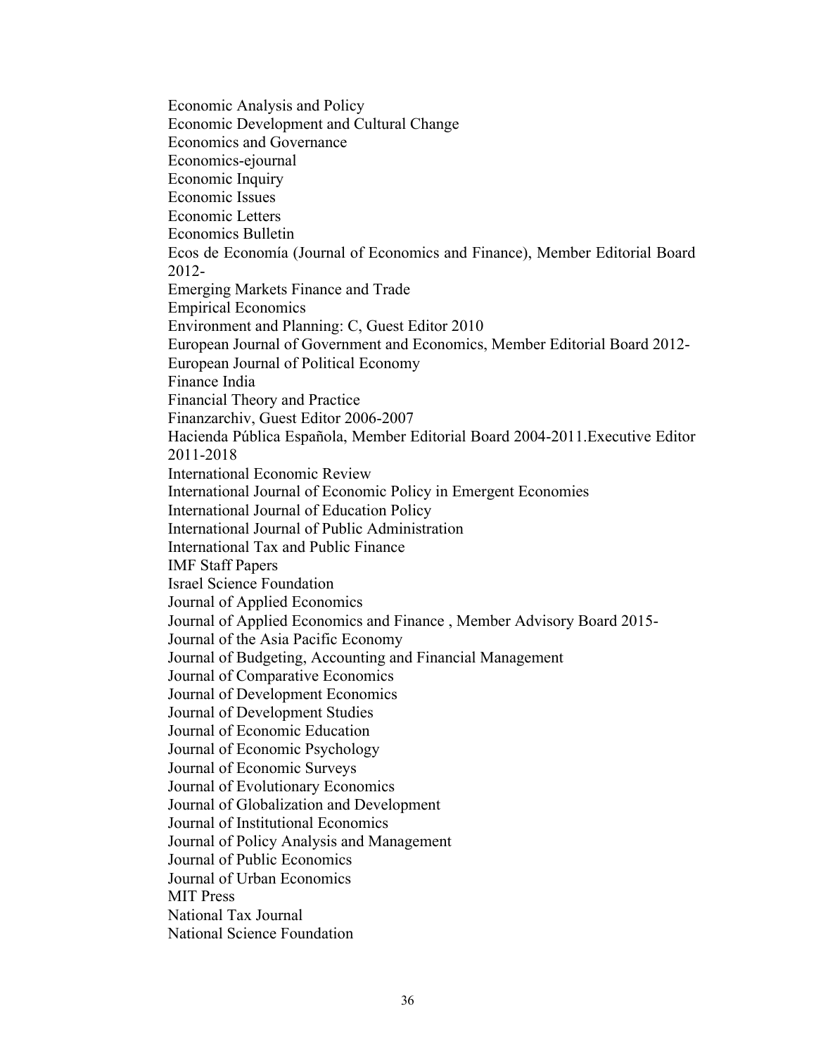Economic Analysis and Policy
Economic Development and Cultural Change
Economics and Governance
Economics-ejournal
Economic Inquiry
Economic Issues
Economic Letters
Economics Bulletin
Ecos de Economía (Journal of Economics and Finance), Member Editorial Board 2012-
Emerging Markets Finance and Trade
Empirical Economics
Environment and Planning: C, Guest Editor 2010
European Journal of Government and Economics, Member Editorial Board 2012-
European Journal of Political Economy
Finance India
Financial Theory and Practice
Finanzarchiv, Guest Editor 2006-2007
Hacienda Pública Española, Member Editorial Board 2004-2011.Executive Editor 2011-2018
International Economic Review
International Journal of Economic Policy in Emergent Economies
International Journal of Education Policy
International Journal of Public Administration
International Tax and Public Finance
IMF Staff Papers
Israel Science Foundation
Journal of Applied Economics
Journal of Applied Economics and Finance , Member Advisory Board 2015-
Journal of the Asia Pacific Economy
Journal of Budgeting, Accounting and Financial Management
Journal of Comparative Economics
Journal of Development Economics
Journal of Development Studies
Journal of Economic Education
Journal of Economic Psychology
Journal of Economic Surveys
Journal of Evolutionary Economics
Journal of Globalization and Development
Journal of Institutional Economics
Journal of Policy Analysis and Management
Journal of Public Economics
Journal of Urban Economics
MIT Press
National Tax Journal
National Science Foundation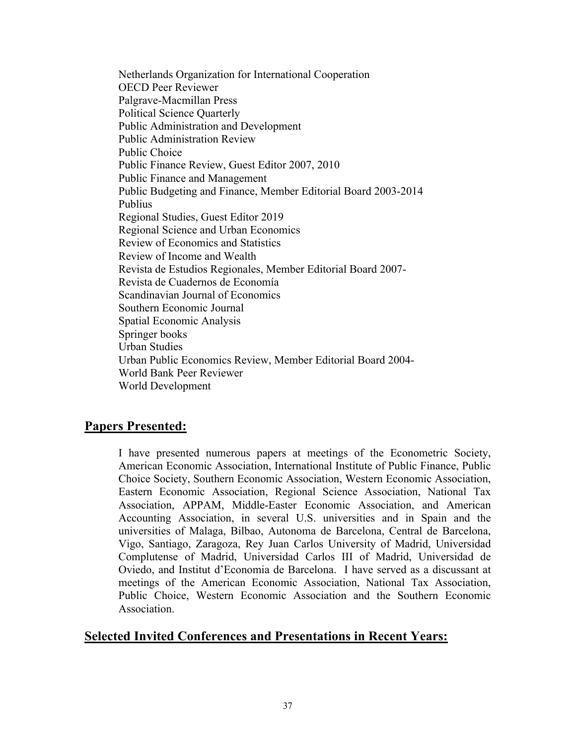Netherlands Organization for International Cooperation
OECD Peer Reviewer
Palgrave-Macmillan Press
Political Science Quarterly
Public Administration and Development
Public Administration Review
Public Choice
Public Finance Review, Guest Editor 2007, 2010
Public Finance and Management
Public Budgeting and Finance, Member Editorial Board 2003-2014
Publius
Regional Studies, Guest Editor 2019
Regional Science and Urban Economics
Review of Economics and Statistics
Review of Income and Wealth
Revista de Estudios Regionales, Member Editorial Board 2007-
Revista de Cuadernos de Economía
Scandinavian Journal of Economics
Southern Economic Journal
Spatial Economic Analysis
Springer books
Urban Studies
Urban Public Economics Review, Member Editorial Board 2004-
World Bank Peer Reviewer
World Development

## Papers Presented:

I have presented numerous papers at meetings of the Econometric Society, American Economic Association, International Institute of Public Finance, Public Choice Society, Southern Economic Association, Western Economic Association, Eastern Economic Association, Regional Science Association, National Tax Association, APPAM, Middle-Easter Economic Association, and American Accounting Association, in several U.S. universities and in Spain and the universities of Malaga, Bilbao, Autonoma de Barcelona, Central de Barcelona, Vigo, Santiago, Zaragoza, Rey Juan Carlos University of Madrid, Universidad Complutense of Madrid, Universidad Carlos III of Madrid, Universidad de Oviedo, and Institut d'Economia de Barcelona. I have served as a discussant at meetings of the American Economic Association, National Tax Association, Public Choice, Western Economic Association and the Southern Economic Association.

## Selected Invited Conferences and Presentations in Recent Years: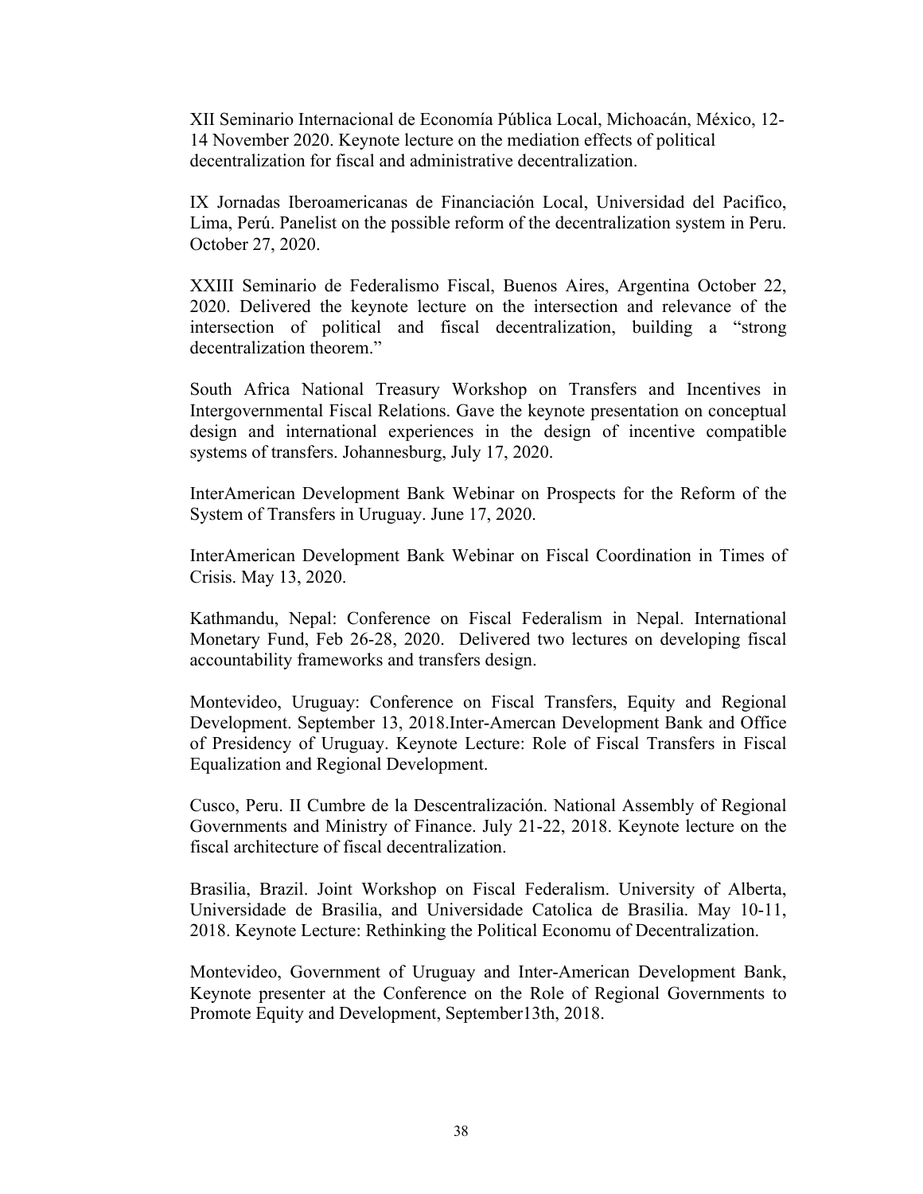XII Seminario Internacional de Economía Pública Local, Michoacán, México, 12-14 November 2020. Keynote lecture on the mediation effects of political decentralization for fiscal and administrative decentralization.

IX Jornadas Iberoamericanas de Financiación Local, Universidad del Pacifico, Lima, Perú. Panelist on the possible reform of the decentralization system in Peru. October 27, 2020.

XXIII Seminario de Federalismo Fiscal, Buenos Aires, Argentina October 22, 2020. Delivered the keynote lecture on the intersection and relevance of the intersection of political and fiscal decentralization, building a "strong decentralization theorem."

South Africa National Treasury Workshop on Transfers and Incentives in Intergovernmental Fiscal Relations. Gave the keynote presentation on conceptual design and international experiences in the design of incentive compatible systems of transfers. Johannesburg, July 17, 2020.

InterAmerican Development Bank Webinar on Prospects for the Reform of the System of Transfers in Uruguay. June 17, 2020.

InterAmerican Development Bank Webinar on Fiscal Coordination in Times of Crisis. May 13, 2020.

Kathmandu, Nepal: Conference on Fiscal Federalism in Nepal. International Monetary Fund, Feb 26-28, 2020. Delivered two lectures on developing fiscal accountability frameworks and transfers design.

Montevideo, Uruguay: Conference on Fiscal Transfers, Equity and Regional Development. September 13, 2018.Inter-Amercan Development Bank and Office of Presidency of Uruguay. Keynote Lecture: Role of Fiscal Transfers in Fiscal Equalization and Regional Development.

Cusco, Peru. II Cumbre de la Descentralización. National Assembly of Regional Governments and Ministry of Finance. July 21-22, 2018. Keynote lecture on the fiscal architecture of fiscal decentralization.

Brasilia, Brazil. Joint Workshop on Fiscal Federalism. University of Alberta, Universidade de Brasilia, and Universidade Catolica de Brasilia. May 10-11, 2018. Keynote Lecture: Rethinking the Political Economu of Decentralization.

Montevideo, Government of Uruguay and Inter-American Development Bank, Keynote presenter at the Conference on the Role of Regional Governments to Promote Equity and Development, September13th, 2018.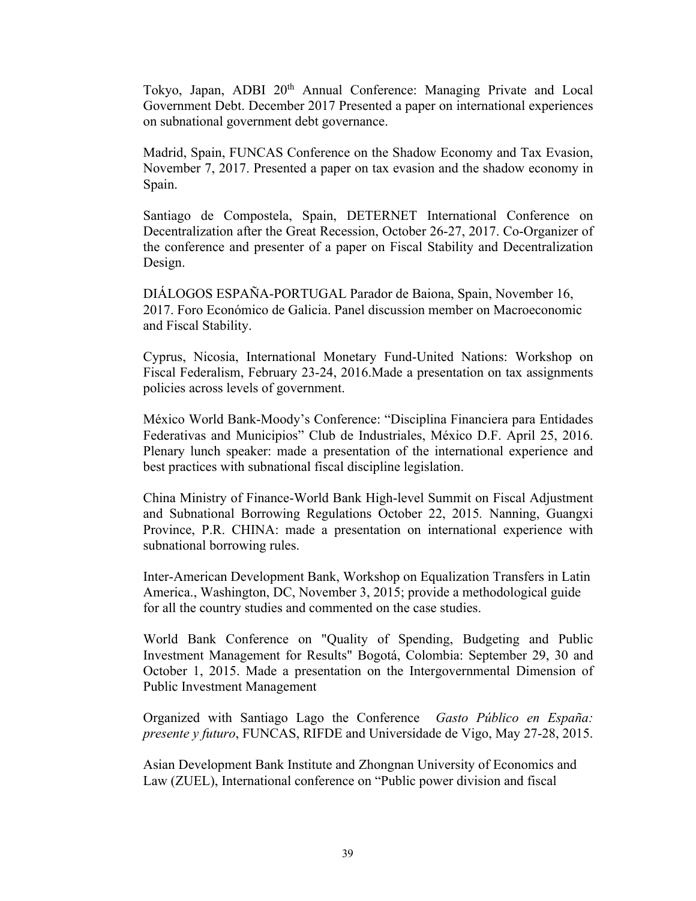Tokyo, Japan, ADBI 20th Annual Conference: Managing Private and Local Government Debt. December 2017 Presented a paper on international experiences on subnational government debt governance.

Madrid, Spain, FUNCAS Conference on the Shadow Economy and Tax Evasion, November 7, 2017. Presented a paper on tax evasion and the shadow economy in Spain.

Santiago de Compostela, Spain, DETERNET International Conference on Decentralization after the Great Recession, October 26-27, 2017. Co-Organizer of the conference and presenter of a paper on Fiscal Stability and Decentralization Design.

DIÁLOGOS ESPAÑA-PORTUGAL Parador de Baiona, Spain, November 16, 2017. Foro Económico de Galicia. Panel discussion member on Macroeconomic and Fiscal Stability.

Cyprus, Nicosia, International Monetary Fund-United Nations: Workshop on Fiscal Federalism, February 23-24, 2016.Made a presentation on tax assignments policies across levels of government.

México World Bank-Moody's Conference: "Disciplina Financiera para Entidades Federativas and Municipios" Club de Industriales, México D.F. April 25, 2016. Plenary lunch speaker: made a presentation of the international experience and best practices with subnational fiscal discipline legislation.

China Ministry of Finance-World Bank High-level Summit on Fiscal Adjustment and Subnational Borrowing Regulations October 22, 2015. Nanning, Guangxi Province, P.R. CHINA: made a presentation on international experience with subnational borrowing rules.

Inter-American Development Bank, Workshop on Equalization Transfers in Latin America., Washington, DC, November 3, 2015; provide a methodological guide for all the country studies and commented on the case studies.

World Bank Conference on "Quality of Spending, Budgeting and Public Investment Management for Results" Bogotá, Colombia: September 29, 30 and October 1, 2015. Made a presentation on the Intergovernmental Dimension of Public Investment Management

Organized with Santiago Lago the Conference *Gasto Público en España: presente y futuro*, FUNCAS, RIFDE and Universidade de Vigo, May 27-28, 2015.

Asian Development Bank Institute and Zhongnan University of Economics and Law (ZUEL), International conference on "Public power division and fiscal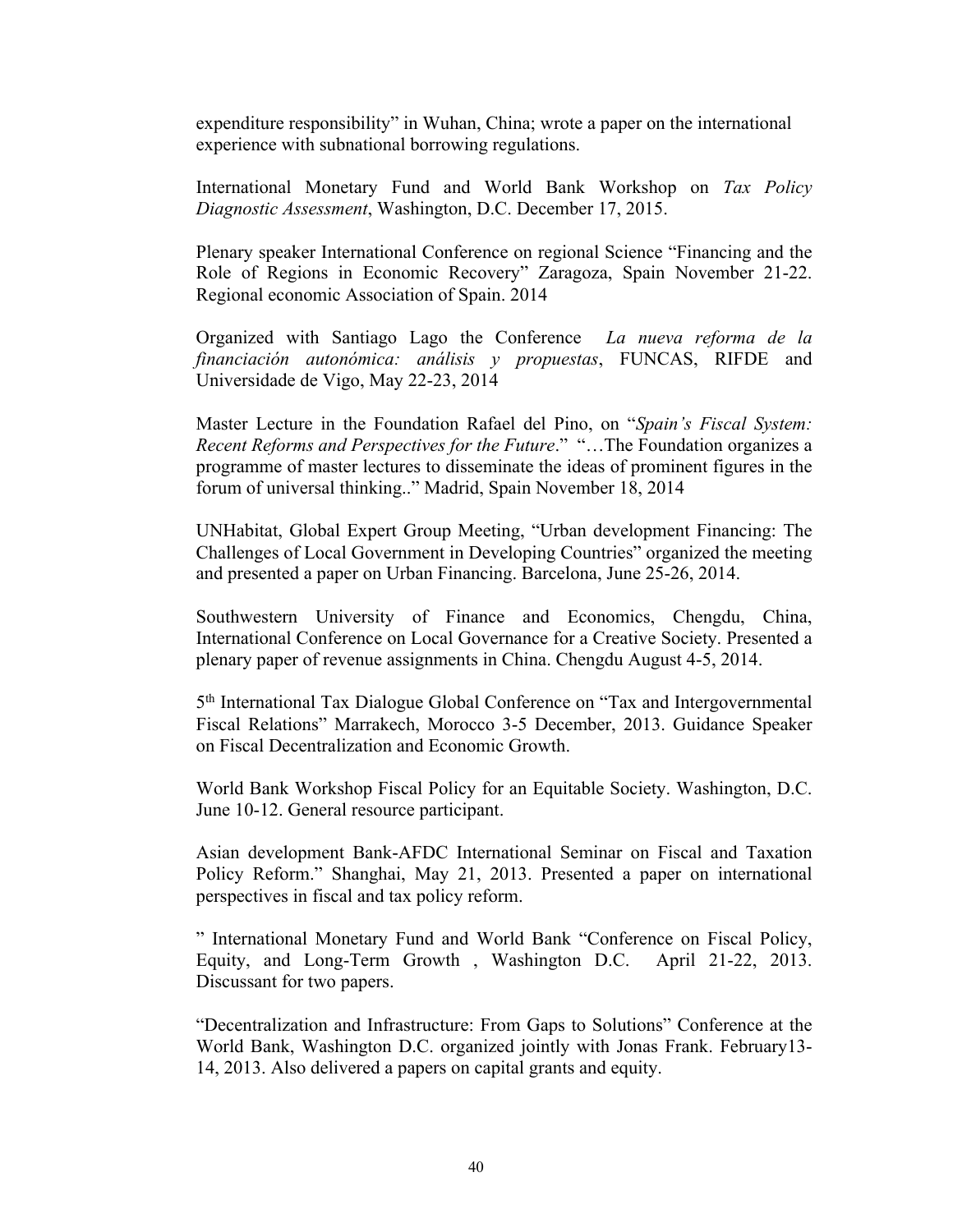expenditure responsibility" in Wuhan, China; wrote a paper on the international experience with subnational borrowing regulations.

International Monetary Fund and World Bank Workshop on *Tax Policy Diagnostic Assessment*, Washington, D.C. December 17, 2015.

Plenary speaker International Conference on regional Science "Financing and the Role of Regions in Economic Recovery" Zaragoza, Spain November 21-22. Regional economic Association of Spain. 2014

Organized with Santiago Lago the Conference *La nueva reforma de la financiación autonómica: análisis y propuestas*, FUNCAS, RIFDE and Universidade de Vigo, May 22-23, 2014

Master Lecture in the Foundation Rafael del Pino, on "*Spain's Fiscal System: Recent Reforms and Perspectives for the Future*." "…The Foundation organizes a programme of master lectures to disseminate the ideas of prominent figures in the forum of universal thinking.." Madrid, Spain November 18, 2014

UNHabitat, Global Expert Group Meeting, "Urban development Financing: The Challenges of Local Government in Developing Countries" organized the meeting and presented a paper on Urban Financing. Barcelona, June 25-26, 2014.

Southwestern University of Finance and Economics, Chengdu, China, International Conference on Local Governance for a Creative Society. Presented a plenary paper of revenue assignments in China. Chengdu August 4-5, 2014.

5th International Tax Dialogue Global Conference on "Tax and Intergovernmental Fiscal Relations" Marrakech, Morocco 3-5 December, 2013. Guidance Speaker on Fiscal Decentralization and Economic Growth.

World Bank Workshop Fiscal Policy for an Equitable Society. Washington, D.C. June 10-12. General resource participant.

Asian development Bank-AFDC International Seminar on Fiscal and Taxation Policy Reform." Shanghai, May 21, 2013. Presented a paper on international perspectives in fiscal and tax policy reform.

" International Monetary Fund and World Bank "Conference on Fiscal Policy, Equity, and Long-Term Growth , Washington D.C. April 21-22, 2013. Discussant for two papers.

"Decentralization and Infrastructure: From Gaps to Solutions" Conference at the World Bank, Washington D.C. organized jointly with Jonas Frank. February13-14, 2013. Also delivered a papers on capital grants and equity.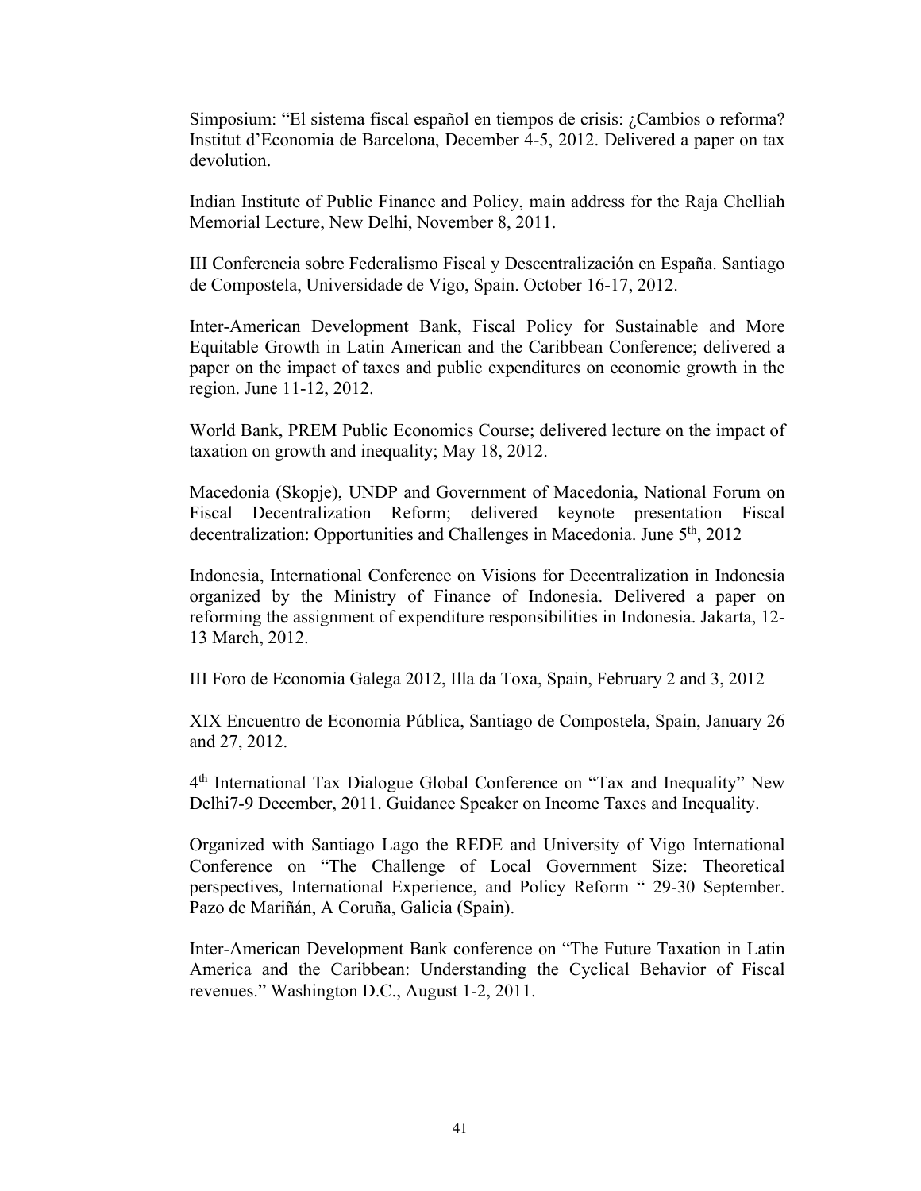Simposium: "El sistema fiscal español en tiempos de crisis: ¿Cambios o reforma? Institut d'Economia de Barcelona, December 4-5, 2012. Delivered a paper on tax devolution.

Indian Institute of Public Finance and Policy, main address for the Raja Chelliah Memorial Lecture, New Delhi, November 8, 2011.

III Conferencia sobre Federalismo Fiscal y Descentralización en España. Santiago de Compostela, Universidade de Vigo, Spain. October 16-17, 2012.

Inter-American Development Bank, Fiscal Policy for Sustainable and More Equitable Growth in Latin American and the Caribbean Conference; delivered a paper on the impact of taxes and public expenditures on economic growth in the region. June 11-12, 2012.

World Bank, PREM Public Economics Course; delivered lecture on the impact of taxation on growth and inequality; May 18, 2012.

Macedonia (Skopje), UNDP and Government of Macedonia, National Forum on Fiscal Decentralization Reform; delivered keynote presentation Fiscal decentralization: Opportunities and Challenges in Macedonia. June 5th, 2012

Indonesia, International Conference on Visions for Decentralization in Indonesia organized by the Ministry of Finance of Indonesia. Delivered a paper on reforming the assignment of expenditure responsibilities in Indonesia. Jakarta, 12-13 March, 2012.

III Foro de Economia Galega 2012, Illa da Toxa, Spain, February 2 and 3, 2012

XIX Encuentro de Economia Pública, Santiago de Compostela, Spain, January 26 and 27, 2012.

4th International Tax Dialogue Global Conference on "Tax and Inequality" New Delhi7-9 December, 2011. Guidance Speaker on Income Taxes and Inequality.

Organized with Santiago Lago the REDE and University of Vigo International Conference on "The Challenge of Local Government Size: Theoretical perspectives, International Experience, and Policy Reform " 29-30 September. Pazo de Mariñán, A Coruña, Galicia (Spain).

Inter-American Development Bank conference on "The Future Taxation in Latin America and the Caribbean: Understanding the Cyclical Behavior of Fiscal revenues." Washington D.C., August 1-2, 2011.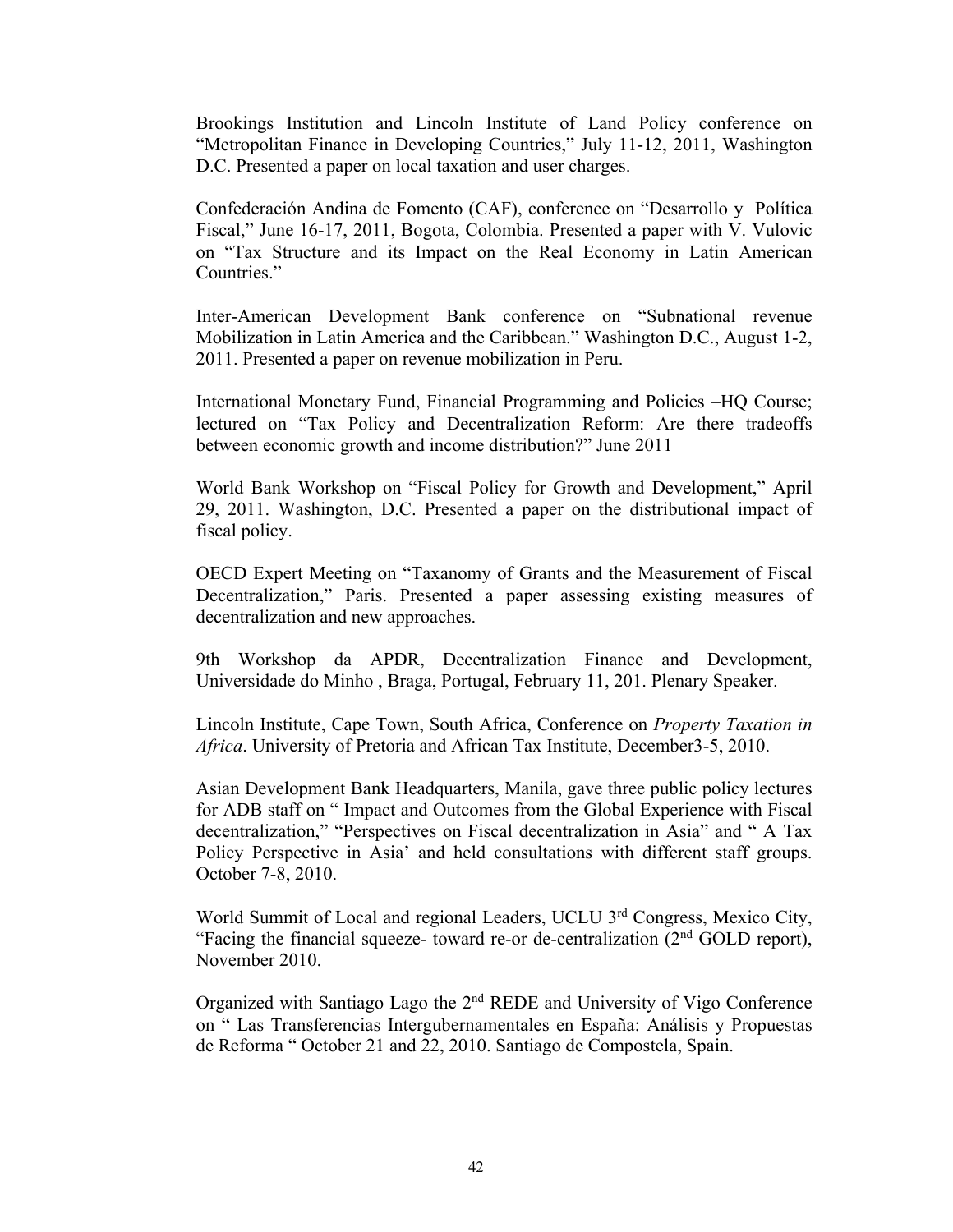Brookings Institution and Lincoln Institute of Land Policy conference on "Metropolitan Finance in Developing Countries," July 11-12, 2011, Washington D.C. Presented a paper on local taxation and user charges.

Confederación Andina de Fomento (CAF), conference on "Desarrollo y Política Fiscal," June 16-17, 2011, Bogota, Colombia. Presented a paper with V. Vulovic on "Tax Structure and its Impact on the Real Economy in Latin American Countries."

Inter-American Development Bank conference on "Subnational revenue Mobilization in Latin America and the Caribbean." Washington D.C., August 1-2, 2011. Presented a paper on revenue mobilization in Peru.

International Monetary Fund, Financial Programming and Policies –HQ Course; lectured on "Tax Policy and Decentralization Reform: Are there tradeoffs between economic growth and income distribution?" June 2011

World Bank Workshop on "Fiscal Policy for Growth and Development," April 29, 2011. Washington, D.C. Presented a paper on the distributional impact of fiscal policy.

OECD Expert Meeting on "Taxanomy of Grants and the Measurement of Fiscal Decentralization," Paris. Presented a paper assessing existing measures of decentralization and new approaches.

9th Workshop da APDR, Decentralization Finance and Development, Universidade do Minho , Braga, Portugal, February 11, 201. Plenary Speaker.

Lincoln Institute, Cape Town, South Africa, Conference on *Property Taxation in Africa*. University of Pretoria and African Tax Institute, December3-5, 2010.

Asian Development Bank Headquarters, Manila, gave three public policy lectures for ADB staff on " Impact and Outcomes from the Global Experience with Fiscal decentralization," "Perspectives on Fiscal decentralization in Asia" and " A Tax Policy Perspective in Asia' and held consultations with different staff groups. October 7-8, 2010.

World Summit of Local and regional Leaders, UCLU 3rd Congress, Mexico City, "Facing the financial squeeze- toward re-or de-centralization (2nd GOLD report), November 2010.

Organized with Santiago Lago the 2nd REDE and University of Vigo Conference on " Las Transferencias Intergubernamentales en España: Análisis y Propuestas de Reforma " October 21 and 22, 2010. Santiago de Compostela, Spain.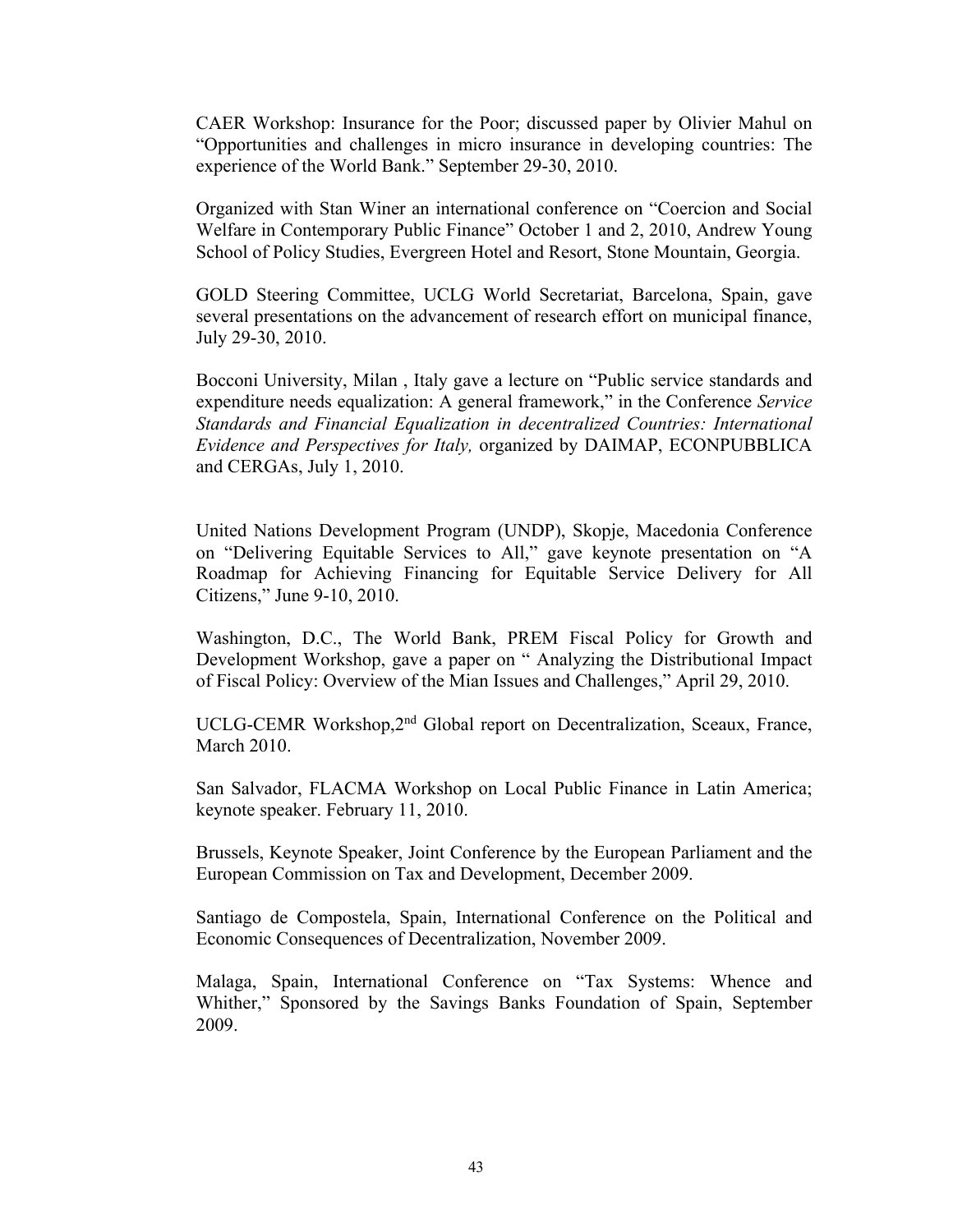CAER Workshop: Insurance for the Poor; discussed paper by Olivier Mahul on "Opportunities and challenges in micro insurance in developing countries: The experience of the World Bank." September 29-30, 2010.

Organized with Stan Winer an international conference on "Coercion and Social Welfare in Contemporary Public Finance" October 1 and 2, 2010, Andrew Young School of Policy Studies, Evergreen Hotel and Resort, Stone Mountain, Georgia.

GOLD Steering Committee, UCLG World Secretariat, Barcelona, Spain, gave several presentations on the advancement of research effort on municipal finance, July 29-30, 2010.

Bocconi University, Milan , Italy gave a lecture on "Public service standards and expenditure needs equalization: A general framework," in the Conference *Service Standards and Financial Equalization in decentralized Countries: International Evidence and Perspectives for Italy,* organized by DAIMAP, ECONPUBBLICA and CERGAs, July 1, 2010.

United Nations Development Program (UNDP), Skopje, Macedonia Conference on "Delivering Equitable Services to All," gave keynote presentation on "A Roadmap for Achieving Financing for Equitable Service Delivery for All Citizens," June 9-10, 2010.

Washington, D.C., The World Bank, PREM Fiscal Policy for Growth and Development Workshop, gave a paper on " Analyzing the Distributional Impact of Fiscal Policy: Overview of the Mian Issues and Challenges," April 29, 2010.

UCLG-CEMR Workshop,2nd Global report on Decentralization, Sceaux, France, March 2010.

San Salvador, FLACMA Workshop on Local Public Finance in Latin America; keynote speaker. February 11, 2010.

Brussels, Keynote Speaker, Joint Conference by the European Parliament and the European Commission on Tax and Development, December 2009.

Santiago de Compostela, Spain, International Conference on the Political and Economic Consequences of Decentralization, November 2009.

Malaga, Spain, International Conference on "Tax Systems: Whence and Whither," Sponsored by the Savings Banks Foundation of Spain, September 2009.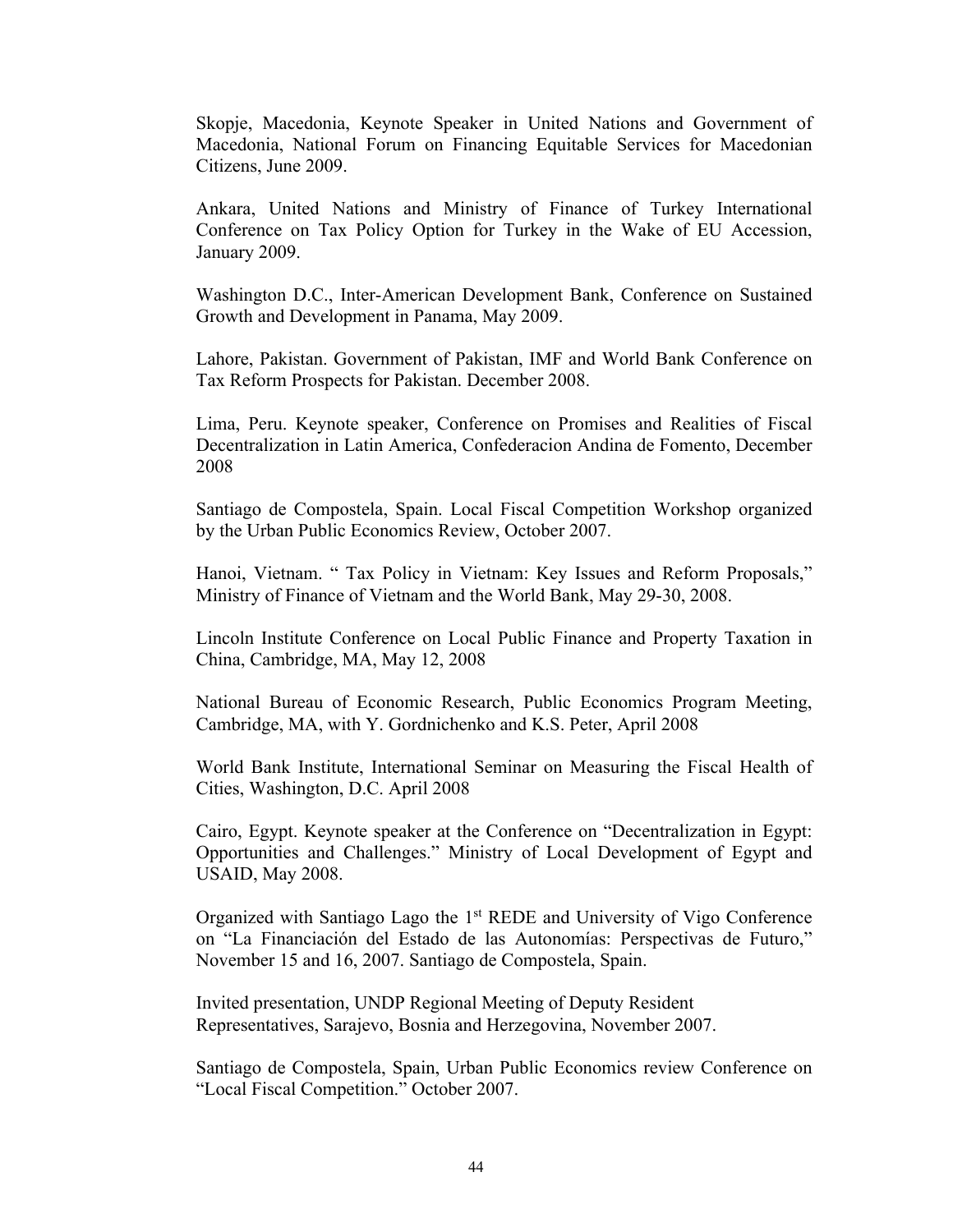Skopje, Macedonia, Keynote Speaker in United Nations and Government of Macedonia, National Forum on Financing Equitable Services for Macedonian Citizens, June 2009.

Ankara, United Nations and Ministry of Finance of Turkey International Conference on Tax Policy Option for Turkey in the Wake of EU Accession, January 2009.

Washington D.C., Inter-American Development Bank, Conference on Sustained Growth and Development in Panama, May 2009.

Lahore, Pakistan. Government of Pakistan, IMF and World Bank Conference on Tax Reform Prospects for Pakistan. December 2008.

Lima, Peru. Keynote speaker, Conference on Promises and Realities of Fiscal Decentralization in Latin America, Confederacion Andina de Fomento, December 2008

Santiago de Compostela, Spain. Local Fiscal Competition Workshop organized by the Urban Public Economics Review, October 2007.

Hanoi, Vietnam. " Tax Policy in Vietnam: Key Issues and Reform Proposals," Ministry of Finance of Vietnam and the World Bank, May 29-30, 2008.

Lincoln Institute Conference on Local Public Finance and Property Taxation in China, Cambridge, MA, May 12, 2008

National Bureau of Economic Research, Public Economics Program Meeting, Cambridge, MA, with Y. Gordnichenko and K.S. Peter, April 2008

World Bank Institute, International Seminar on Measuring the Fiscal Health of Cities, Washington, D.C. April 2008

Cairo, Egypt. Keynote speaker at the Conference on "Decentralization in Egypt: Opportunities and Challenges." Ministry of Local Development of Egypt and USAID, May 2008.

Organized with Santiago Lago the 1st REDE and University of Vigo Conference on "La Financiación del Estado de las Autonomías: Perspectivas de Futuro," November 15 and 16, 2007. Santiago de Compostela, Spain.

Invited presentation, UNDP Regional Meeting of Deputy Resident Representatives, Sarajevo, Bosnia and Herzegovina, November 2007.

Santiago de Compostela, Spain, Urban Public Economics review Conference on "Local Fiscal Competition." October 2007.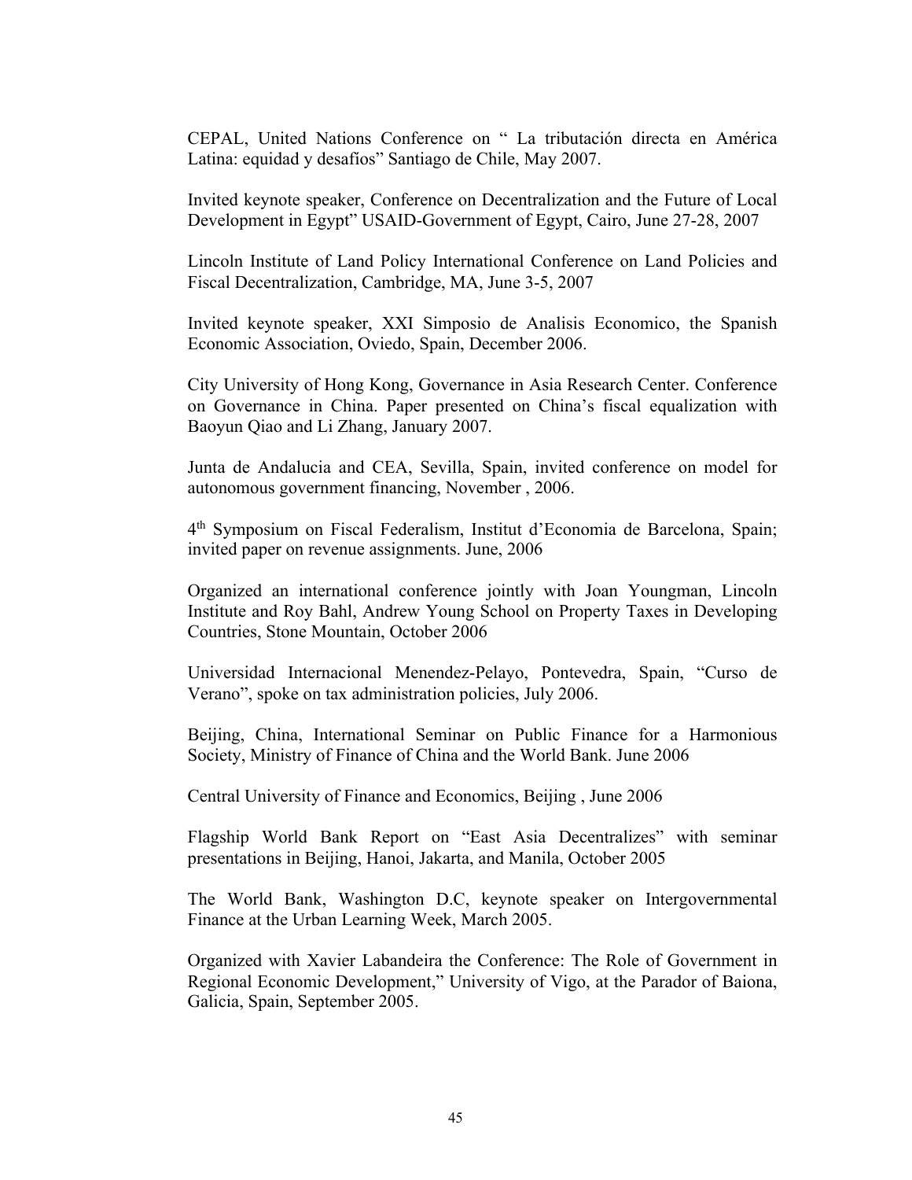CEPAL, United Nations Conference on “ La tributación directa en América Latina: equidad y desafíos” Santiago de Chile, May 2007.

Invited keynote speaker, Conference on Decentralization and the Future of Local Development in Egypt” USAID-Government of Egypt, Cairo, June 27-28, 2007

Lincoln Institute of Land Policy International Conference on Land Policies and Fiscal Decentralization, Cambridge, MA, June 3-5, 2007

Invited keynote speaker, XXI Simposio de Analisis Economico, the Spanish Economic Association, Oviedo, Spain, December 2006.

City University of Hong Kong, Governance in Asia Research Center. Conference on Governance in China. Paper presented on China’s fiscal equalization with Baoyun Qiao and Li Zhang, January 2007.

Junta de Andalucia and CEA, Sevilla, Spain, invited conference on model for autonomous government financing, November , 2006.

4th Symposium on Fiscal Federalism, Institut d’Economia de Barcelona, Spain; invited paper on revenue assignments. June, 2006

Organized an international conference jointly with Joan Youngman, Lincoln Institute and Roy Bahl, Andrew Young School on Property Taxes in Developing Countries, Stone Mountain, October 2006

Universidad Internacional Menendez-Pelayo, Pontevedra, Spain, “Curso de Verano”, spoke on tax administration policies, July 2006.

Beijing, China, International Seminar on Public Finance for a Harmonious Society, Ministry of Finance of China and the World Bank. June 2006

Central University of Finance and Economics, Beijing , June 2006

Flagship World Bank Report on “East Asia Decentralizes” with seminar presentations in Beijing, Hanoi, Jakarta, and Manila, October 2005

The World Bank, Washington D.C, keynote speaker on Intergovernmental Finance at the Urban Learning Week, March 2005.

Organized with Xavier Labandeira the Conference: The Role of Government in Regional Economic Development,” University of Vigo, at the Parador of Baiona, Galicia, Spain, September 2005.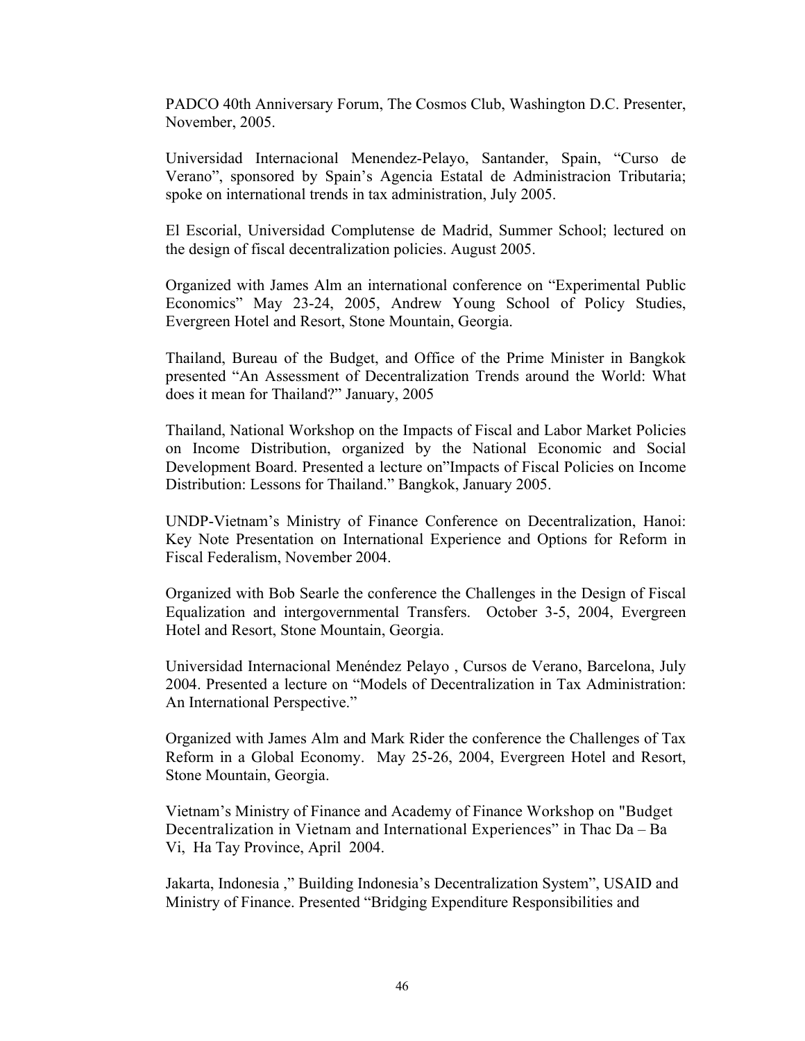PADCO 40th Anniversary Forum, The Cosmos Club, Washington D.C. Presenter, November, 2005.

Universidad Internacional Menendez-Pelayo, Santander, Spain, "Curso de Verano", sponsored by Spain's Agencia Estatal de Administracion Tributaria; spoke on international trends in tax administration, July 2005.

El Escorial, Universidad Complutense de Madrid, Summer School; lectured on the design of fiscal decentralization policies. August 2005.

Organized with James Alm an international conference on "Experimental Public Economics" May 23-24, 2005, Andrew Young School of Policy Studies, Evergreen Hotel and Resort, Stone Mountain, Georgia.

Thailand, Bureau of the Budget, and Office of the Prime Minister in Bangkok presented "An Assessment of Decentralization Trends around the World: What does it mean for Thailand?" January, 2005

Thailand, National Workshop on the Impacts of Fiscal and Labor Market Policies on Income Distribution, organized by the National Economic and Social Development Board. Presented a lecture on"Impacts of Fiscal Policies on Income Distribution: Lessons for Thailand." Bangkok, January 2005.

UNDP-Vietnam's Ministry of Finance Conference on Decentralization, Hanoi: Key Note Presentation on International Experience and Options for Reform in Fiscal Federalism, November 2004.

Organized with Bob Searle the conference the Challenges in the Design of Fiscal Equalization and intergovernmental Transfers. October 3-5, 2004, Evergreen Hotel and Resort, Stone Mountain, Georgia.

Universidad Internacional Menéndez Pelayo , Cursos de Verano, Barcelona, July 2004. Presented a lecture on "Models of Decentralization in Tax Administration: An International Perspective."

Organized with James Alm and Mark Rider the conference the Challenges of Tax Reform in a Global Economy. May 25-26, 2004, Evergreen Hotel and Resort, Stone Mountain, Georgia.

Vietnam's Ministry of Finance and Academy of Finance Workshop on "Budget Decentralization in Vietnam and International Experiences" in Thac Da – Ba Vi, Ha Tay Province, April 2004.

Jakarta, Indonesia ," Building Indonesia's Decentralization System", USAID and Ministry of Finance. Presented "Bridging Expenditure Responsibilities and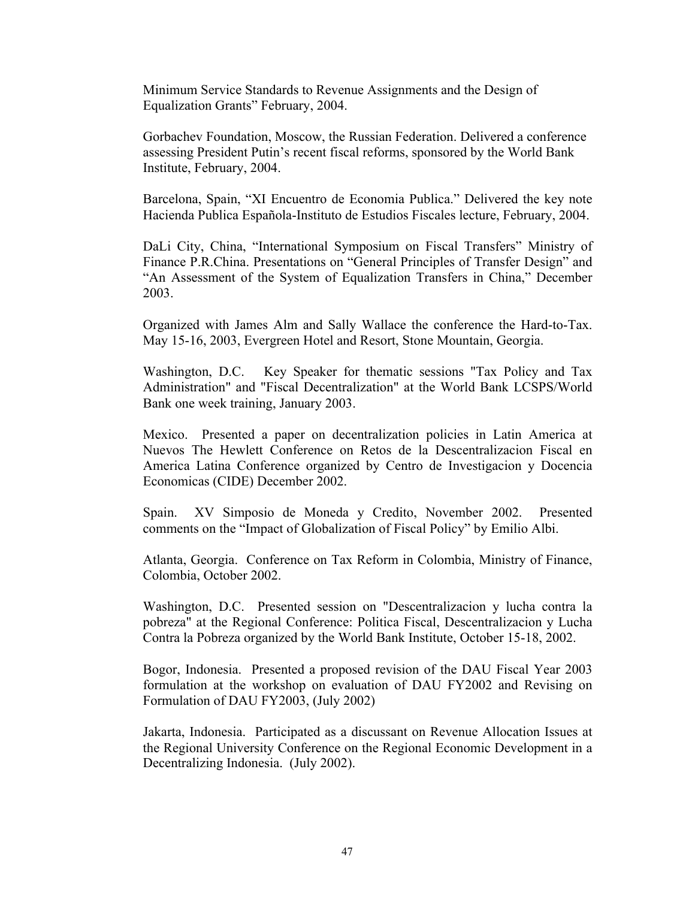Minimum Service Standards to Revenue Assignments and the Design of Equalization Grants" February, 2004.

Gorbachev Foundation, Moscow, the Russian Federation. Delivered a conference assessing President Putin's recent fiscal reforms, sponsored by the World Bank Institute, February, 2004.

Barcelona, Spain, "XI Encuentro de Economia Publica." Delivered the key note Hacienda Publica Española-Instituto de Estudios Fiscales lecture, February, 2004.

DaLi City, China, "International Symposium on Fiscal Transfers" Ministry of Finance P.R.China. Presentations on "General Principles of Transfer Design" and "An Assessment of the System of Equalization Transfers in China," December 2003.

Organized with James Alm and Sally Wallace the conference the Hard-to-Tax. May 15-16, 2003, Evergreen Hotel and Resort, Stone Mountain, Georgia.

Washington, D.C. Key Speaker for thematic sessions "Tax Policy and Tax Administration" and "Fiscal Decentralization" at the World Bank LCSPS/World Bank one week training, January 2003.

Mexico. Presented a paper on decentralization policies in Latin America at Nuevos The Hewlett Conference on Retos de la Descentralizacion Fiscal en America Latina Conference organized by Centro de Investigacion y Docencia Economicas (CIDE) December 2002.

Spain. XV Simposio de Moneda y Credito, November 2002. Presented comments on the "Impact of Globalization of Fiscal Policy" by Emilio Albi.

Atlanta, Georgia. Conference on Tax Reform in Colombia, Ministry of Finance, Colombia, October 2002.

Washington, D.C. Presented session on "Descentralizacion y lucha contra la pobreza" at the Regional Conference: Politica Fiscal, Descentralizacion y Lucha Contra la Pobreza organized by the World Bank Institute, October 15-18, 2002.

Bogor, Indonesia. Presented a proposed revision of the DAU Fiscal Year 2003 formulation at the workshop on evaluation of DAU FY2002 and Revising on Formulation of DAU FY2003, (July 2002)

Jakarta, Indonesia. Participated as a discussant on Revenue Allocation Issues at the Regional University Conference on the Regional Economic Development in a Decentralizing Indonesia. (July 2002).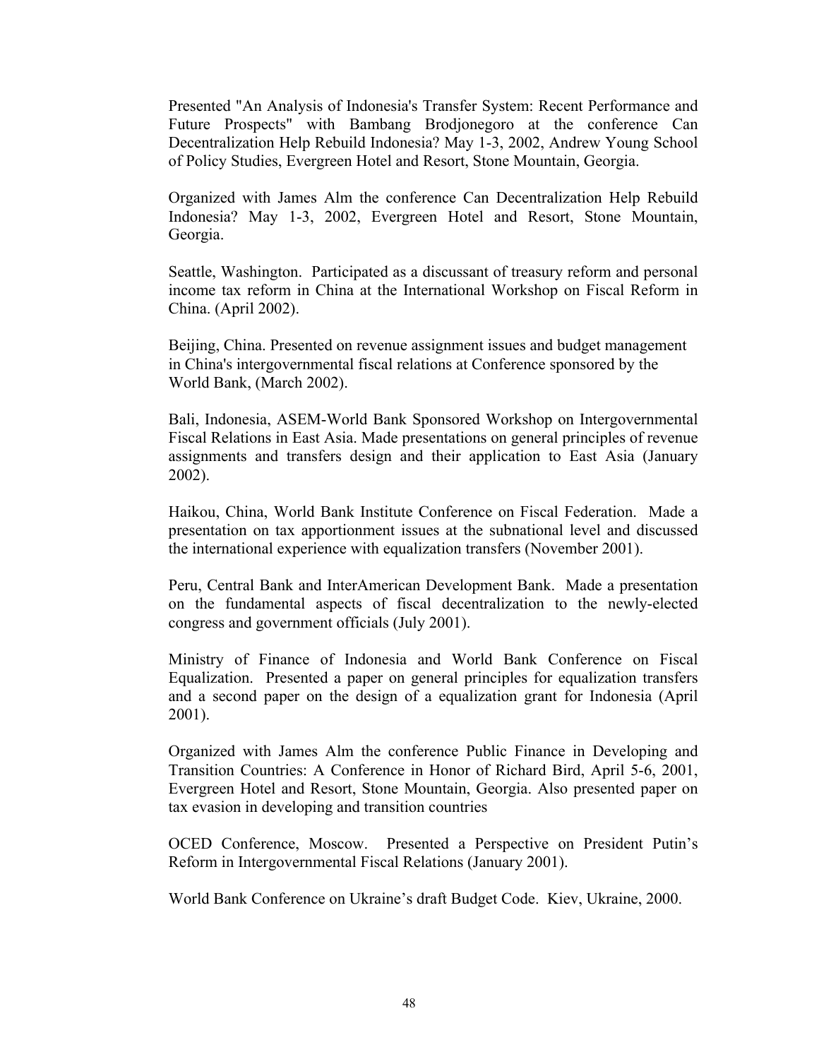Presented "An Analysis of Indonesia's Transfer System: Recent Performance and Future Prospects" with Bambang Brodjonegoro at the conference Can Decentralization Help Rebuild Indonesia? May 1-3, 2002, Andrew Young School of Policy Studies, Evergreen Hotel and Resort, Stone Mountain, Georgia.

Organized with James Alm the conference Can Decentralization Help Rebuild Indonesia? May 1-3, 2002, Evergreen Hotel and Resort, Stone Mountain, Georgia.

Seattle, Washington. Participated as a discussant of treasury reform and personal income tax reform in China at the International Workshop on Fiscal Reform in China. (April 2002).

Beijing, China. Presented on revenue assignment issues and budget management in China's intergovernmental fiscal relations at Conference sponsored by the World Bank, (March 2002).

Bali, Indonesia, ASEM-World Bank Sponsored Workshop on Intergovernmental Fiscal Relations in East Asia. Made presentations on general principles of revenue assignments and transfers design and their application to East Asia (January 2002).

Haikou, China, World Bank Institute Conference on Fiscal Federation. Made a presentation on tax apportionment issues at the subnational level and discussed the international experience with equalization transfers (November 2001).

Peru, Central Bank and InterAmerican Development Bank. Made a presentation on the fundamental aspects of fiscal decentralization to the newly-elected congress and government officials (July 2001).

Ministry of Finance of Indonesia and World Bank Conference on Fiscal Equalization. Presented a paper on general principles for equalization transfers and a second paper on the design of a equalization grant for Indonesia (April 2001).

Organized with James Alm the conference Public Finance in Developing and Transition Countries: A Conference in Honor of Richard Bird, April 5-6, 2001, Evergreen Hotel and Resort, Stone Mountain, Georgia. Also presented paper on tax evasion in developing and transition countries

OCED Conference, Moscow. Presented a Perspective on President Putin's Reform in Intergovernmental Fiscal Relations (January 2001).

World Bank Conference on Ukraine's draft Budget Code. Kiev, Ukraine, 2000.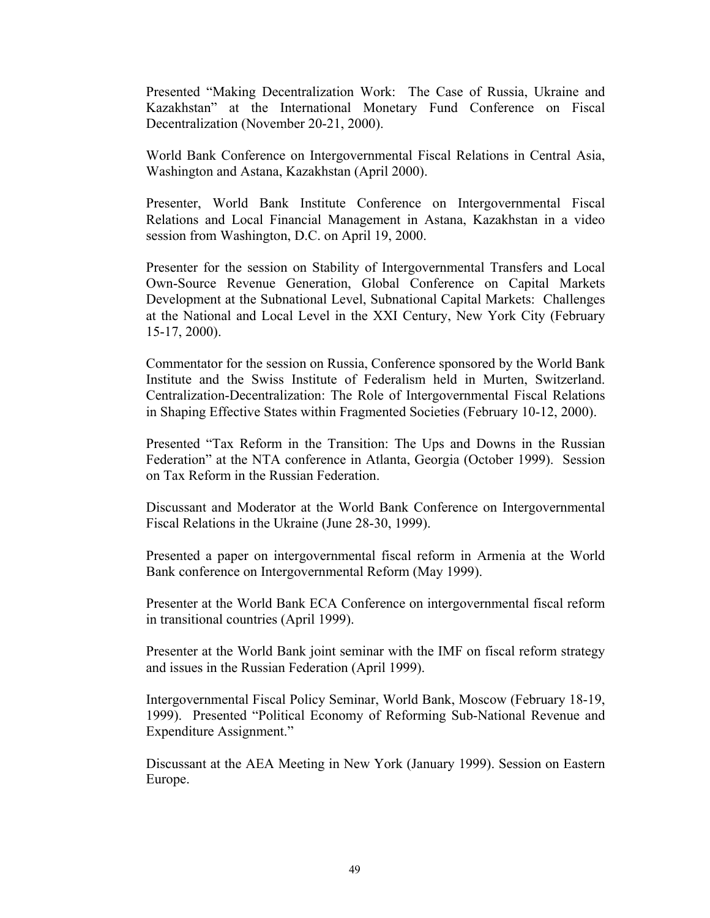Presented “Making Decentralization Work: The Case of Russia, Ukraine and Kazakhstan” at the International Monetary Fund Conference on Fiscal Decentralization (November 20-21, 2000).

World Bank Conference on Intergovernmental Fiscal Relations in Central Asia, Washington and Astana, Kazakhstan (April 2000).

Presenter, World Bank Institute Conference on Intergovernmental Fiscal Relations and Local Financial Management in Astana, Kazakhstan in a video session from Washington, D.C. on April 19, 2000.

Presenter for the session on Stability of Intergovernmental Transfers and Local Own-Source Revenue Generation, Global Conference on Capital Markets Development at the Subnational Level, Subnational Capital Markets: Challenges at the National and Local Level in the XXI Century, New York City (February 15-17, 2000).

Commentator for the session on Russia, Conference sponsored by the World Bank Institute and the Swiss Institute of Federalism held in Murten, Switzerland. Centralization-Decentralization: The Role of Intergovernmental Fiscal Relations in Shaping Effective States within Fragmented Societies (February 10-12, 2000).

Presented “Tax Reform in the Transition: The Ups and Downs in the Russian Federation” at the NTA conference in Atlanta, Georgia (October 1999). Session on Tax Reform in the Russian Federation.

Discussant and Moderator at the World Bank Conference on Intergovernmental Fiscal Relations in the Ukraine (June 28-30, 1999).

Presented a paper on intergovernmental fiscal reform in Armenia at the World Bank conference on Intergovernmental Reform (May 1999).

Presenter at the World Bank ECA Conference on intergovernmental fiscal reform in transitional countries (April 1999).

Presenter at the World Bank joint seminar with the IMF on fiscal reform strategy and issues in the Russian Federation (April 1999).

Intergovernmental Fiscal Policy Seminar, World Bank, Moscow (February 18-19, 1999). Presented “Political Economy of Reforming Sub-National Revenue and Expenditure Assignment.”

Discussant at the AEA Meeting in New York (January 1999). Session on Eastern Europe.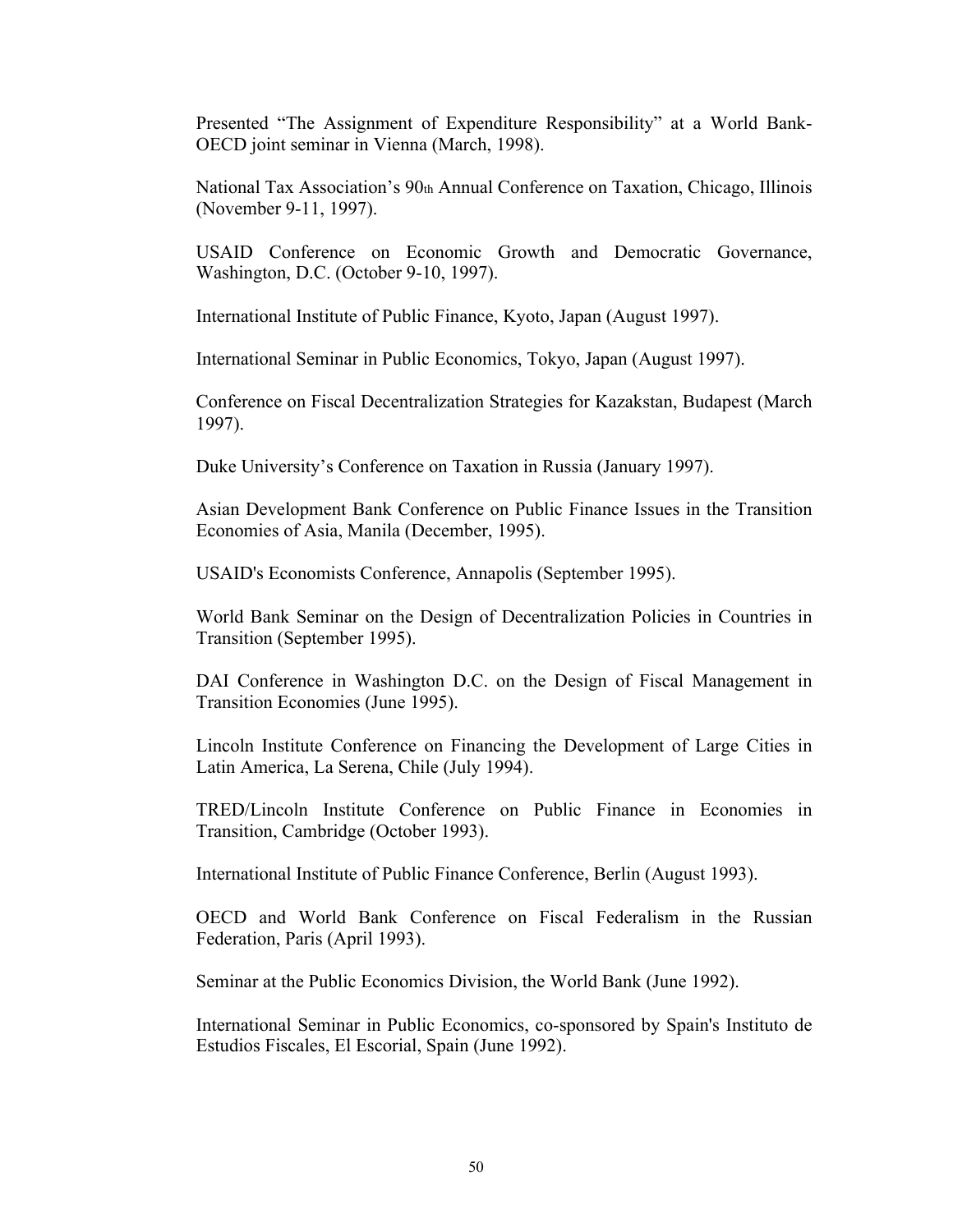Presented “The Assignment of Expenditure Responsibility” at a World Bank-OECD joint seminar in Vienna (March, 1998).

National Tax Association’s 90th Annual Conference on Taxation, Chicago, Illinois (November 9-11, 1997).

USAID Conference on Economic Growth and Democratic Governance, Washington, D.C. (October 9-10, 1997).

International Institute of Public Finance, Kyoto, Japan (August 1997).

International Seminar in Public Economics, Tokyo, Japan (August 1997).

Conference on Fiscal Decentralization Strategies for Kazakstan, Budapest (March 1997).

Duke University’s Conference on Taxation in Russia (January 1997).

Asian Development Bank Conference on Public Finance Issues in the Transition Economies of Asia, Manila (December, 1995).

USAID's Economists Conference, Annapolis (September 1995).

World Bank Seminar on the Design of Decentralization Policies in Countries in Transition (September 1995).

DAI Conference in Washington D.C. on the Design of Fiscal Management in Transition Economies (June 1995).

Lincoln Institute Conference on Financing the Development of Large Cities in Latin America, La Serena, Chile (July 1994).

TRED/Lincoln Institute Conference on Public Finance in Economies in Transition, Cambridge (October 1993).

International Institute of Public Finance Conference, Berlin (August 1993).

OECD and World Bank Conference on Fiscal Federalism in the Russian Federation, Paris (April 1993).

Seminar at the Public Economics Division, the World Bank (June 1992).

International Seminar in Public Economics, co-sponsored by Spain's Instituto de Estudios Fiscales, El Escorial, Spain (June 1992).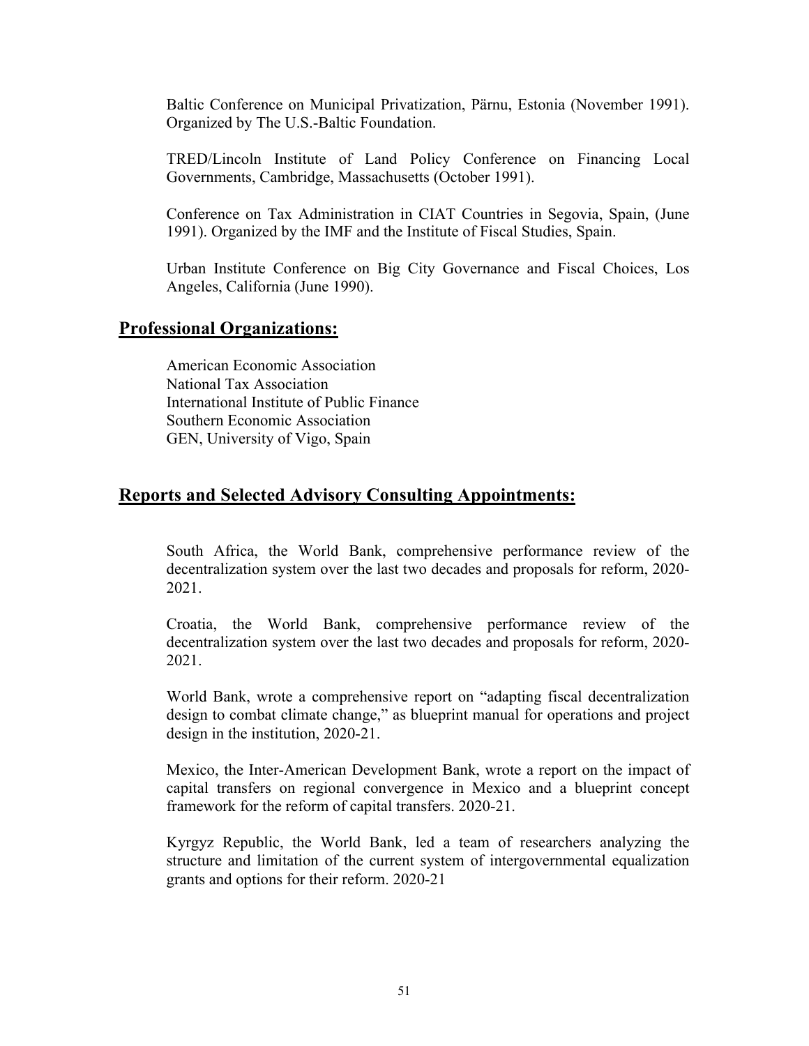Baltic Conference on Municipal Privatization, Pärnu, Estonia (November 1991). Organized by The U.S.-Baltic Foundation.

TRED/Lincoln Institute of Land Policy Conference on Financing Local Governments, Cambridge, Massachusetts (October 1991).

Conference on Tax Administration in CIAT Countries in Segovia, Spain, (June 1991). Organized by the IMF and the Institute of Fiscal Studies, Spain.

Urban Institute Conference on Big City Governance and Fiscal Choices, Los Angeles, California (June 1990).

## Professional Organizations:

American Economic Association
National Tax Association
International Institute of Public Finance
Southern Economic Association
GEN, University of Vigo, Spain

## Reports and Selected Advisory Consulting Appointments:

South Africa, the World Bank, comprehensive performance review of the decentralization system over the last two decades and proposals for reform, 2020-2021.

Croatia, the World Bank, comprehensive performance review of the decentralization system over the last two decades and proposals for reform, 2020-2021.

World Bank, wrote a comprehensive report on "adapting fiscal decentralization design to combat climate change," as blueprint manual for operations and project design in the institution, 2020-21.

Mexico, the Inter-American Development Bank, wrote a report on the impact of capital transfers on regional convergence in Mexico and a blueprint concept framework for the reform of capital transfers. 2020-21.

Kyrgyz Republic, the World Bank, led a team of researchers analyzing the structure and limitation of the current system of intergovernmental equalization grants and options for their reform. 2020-21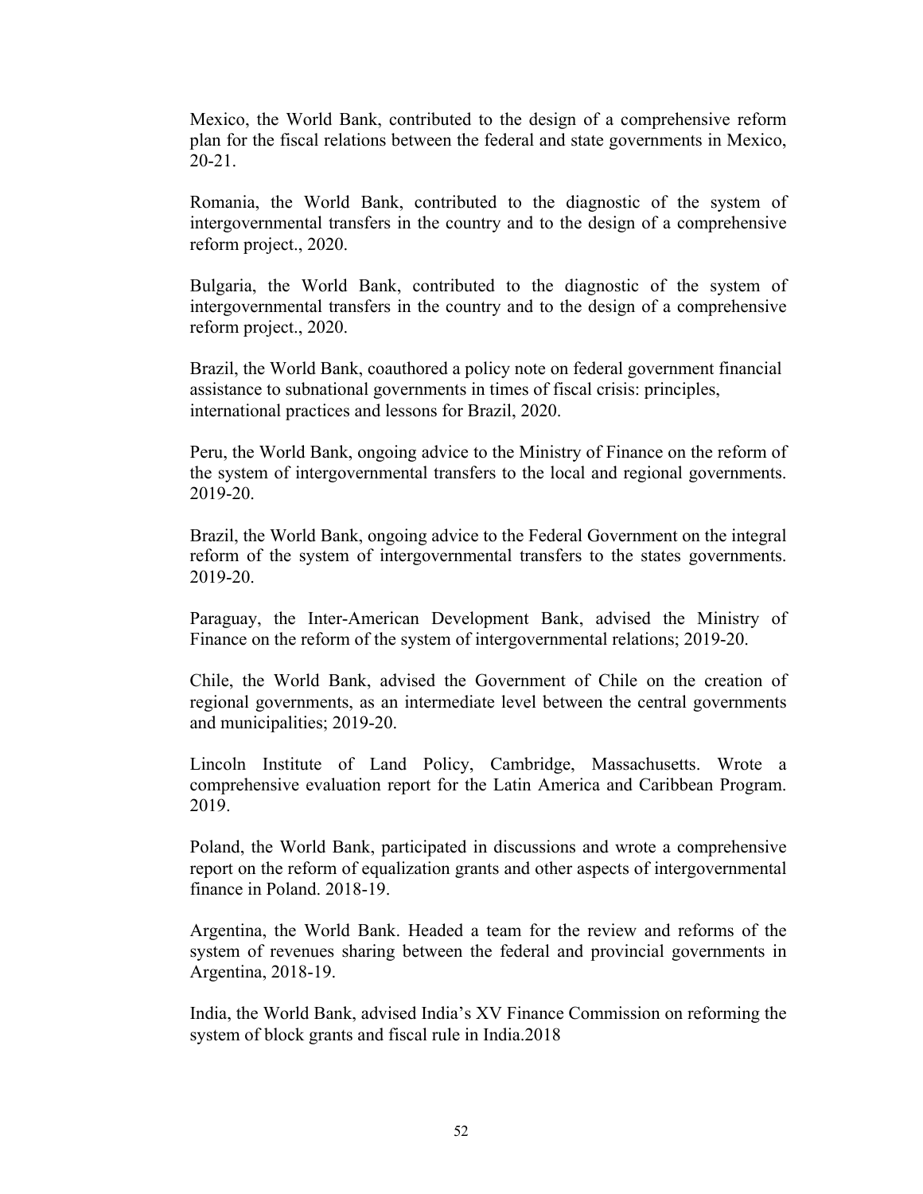Mexico, the World Bank, contributed to the design of a comprehensive reform plan for the fiscal relations between the federal and state governments in Mexico, 20-21.

Romania, the World Bank, contributed to the diagnostic of the system of intergovernmental transfers in the country and to the design of a comprehensive reform project., 2020.

Bulgaria, the World Bank, contributed to the diagnostic of the system of intergovernmental transfers in the country and to the design of a comprehensive reform project., 2020.

Brazil, the World Bank, coauthored a policy note on federal government financial assistance to subnational governments in times of fiscal crisis: principles, international practices and lessons for Brazil, 2020.

Peru, the World Bank, ongoing advice to the Ministry of Finance on the reform of the system of intergovernmental transfers to the local and regional governments. 2019-20.

Brazil, the World Bank, ongoing advice to the Federal Government on the integral reform of the system of intergovernmental transfers to the states governments. 2019-20.

Paraguay, the Inter-American Development Bank, advised the Ministry of Finance on the reform of the system of intergovernmental relations; 2019-20.

Chile, the World Bank, advised the Government of Chile on the creation of regional governments, as an intermediate level between the central governments and municipalities; 2019-20.

Lincoln Institute of Land Policy, Cambridge, Massachusetts. Wrote a comprehensive evaluation report for the Latin America and Caribbean Program. 2019.

Poland, the World Bank, participated in discussions and wrote a comprehensive report on the reform of equalization grants and other aspects of intergovernmental finance in Poland. 2018-19.

Argentina, the World Bank. Headed a team for the review and reforms of the system of revenues sharing between the federal and provincial governments in Argentina, 2018-19.

India, the World Bank, advised India's XV Finance Commission on reforming the system of block grants and fiscal rule in India.2018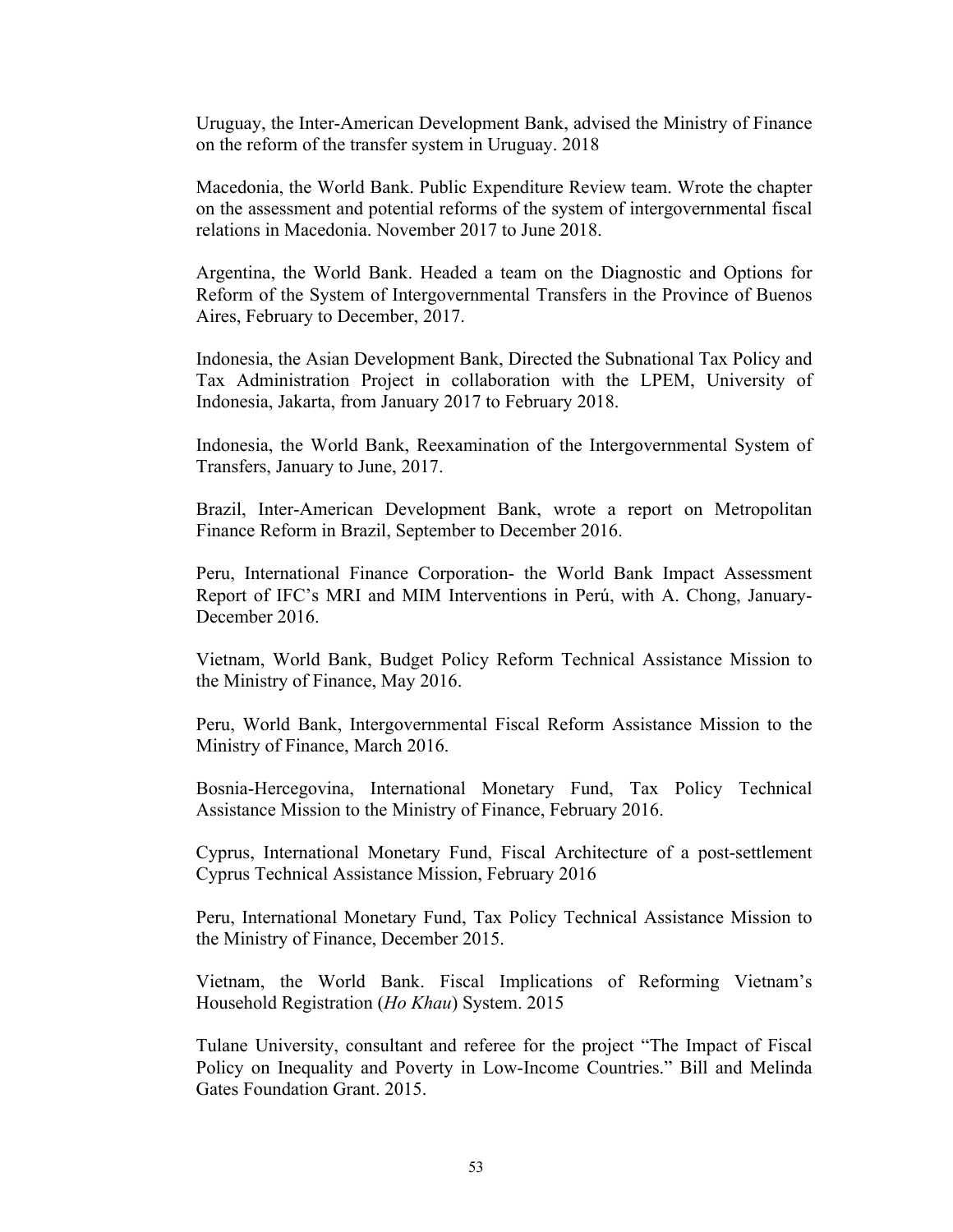Uruguay, the Inter-American Development Bank, advised the Ministry of Finance on the reform of the transfer system in Uruguay. 2018

Macedonia, the World Bank. Public Expenditure Review team. Wrote the chapter on the assessment and potential reforms of the system of intergovernmental fiscal relations in Macedonia. November 2017 to June 2018.

Argentina, the World Bank. Headed a team on the Diagnostic and Options for Reform of the System of Intergovernmental Transfers in the Province of Buenos Aires, February to December, 2017.

Indonesia, the Asian Development Bank, Directed the Subnational Tax Policy and Tax Administration Project in collaboration with the LPEM, University of Indonesia, Jakarta, from January 2017 to February 2018.

Indonesia, the World Bank, Reexamination of the Intergovernmental System of Transfers, January to June, 2017.

Brazil, Inter-American Development Bank, wrote a report on Metropolitan Finance Reform in Brazil, September to December 2016.

Peru, International Finance Corporation- the World Bank Impact Assessment Report of IFC's MRI and MIM Interventions in Perú, with A. Chong, January-December 2016.

Vietnam, World Bank, Budget Policy Reform Technical Assistance Mission to the Ministry of Finance, May 2016.

Peru, World Bank, Intergovernmental Fiscal Reform Assistance Mission to the Ministry of Finance, March 2016.

Bosnia-Hercegovina, International Monetary Fund, Tax Policy Technical Assistance Mission to the Ministry of Finance, February 2016.

Cyprus, International Monetary Fund, Fiscal Architecture of a post-settlement Cyprus Technical Assistance Mission, February 2016

Peru, International Monetary Fund, Tax Policy Technical Assistance Mission to the Ministry of Finance, December 2015.

Vietnam, the World Bank. Fiscal Implications of Reforming Vietnam's Household Registration (*Ho Khau*) System. 2015

Tulane University, consultant and referee for the project "The Impact of Fiscal Policy on Inequality and Poverty in Low-Income Countries." Bill and Melinda Gates Foundation Grant. 2015.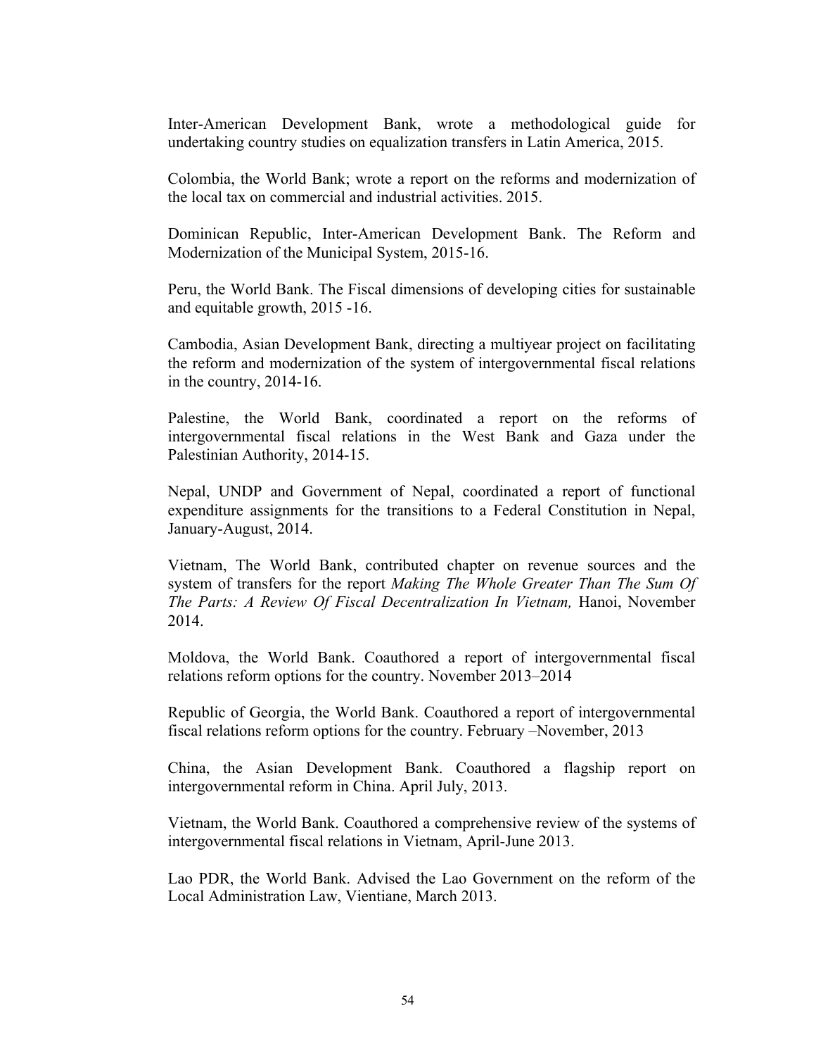Inter-American Development Bank, wrote a methodological guide for undertaking country studies on equalization transfers in Latin America, 2015.

Colombia, the World Bank; wrote a report on the reforms and modernization of the local tax on commercial and industrial activities. 2015.

Dominican Republic, Inter-American Development Bank. The Reform and Modernization of the Municipal System, 2015-16.

Peru, the World Bank. The Fiscal dimensions of developing cities for sustainable and equitable growth, 2015 -16.

Cambodia, Asian Development Bank, directing a multiyear project on facilitating the reform and modernization of the system of intergovernmental fiscal relations in the country, 2014-16.

Palestine, the World Bank, coordinated a report on the reforms of intergovernmental fiscal relations in the West Bank and Gaza under the Palestinian Authority, 2014-15.

Nepal, UNDP and Government of Nepal, coordinated a report of functional expenditure assignments for the transitions to a Federal Constitution in Nepal, January-August, 2014.

Vietnam, The World Bank, contributed chapter on revenue sources and the system of transfers for the report *Making The Whole Greater Than The Sum Of The Parts: A Review Of Fiscal Decentralization In Vietnam,* Hanoi, November 2014.

Moldova, the World Bank. Coauthored a report of intergovernmental fiscal relations reform options for the country. November 2013–2014

Republic of Georgia, the World Bank. Coauthored a report of intergovernmental fiscal relations reform options for the country. February –November, 2013

China, the Asian Development Bank. Coauthored a flagship report on intergovernmental reform in China. April July, 2013.

Vietnam, the World Bank. Coauthored a comprehensive review of the systems of intergovernmental fiscal relations in Vietnam, April-June 2013.

Lao PDR, the World Bank. Advised the Lao Government on the reform of the Local Administration Law, Vientiane, March 2013.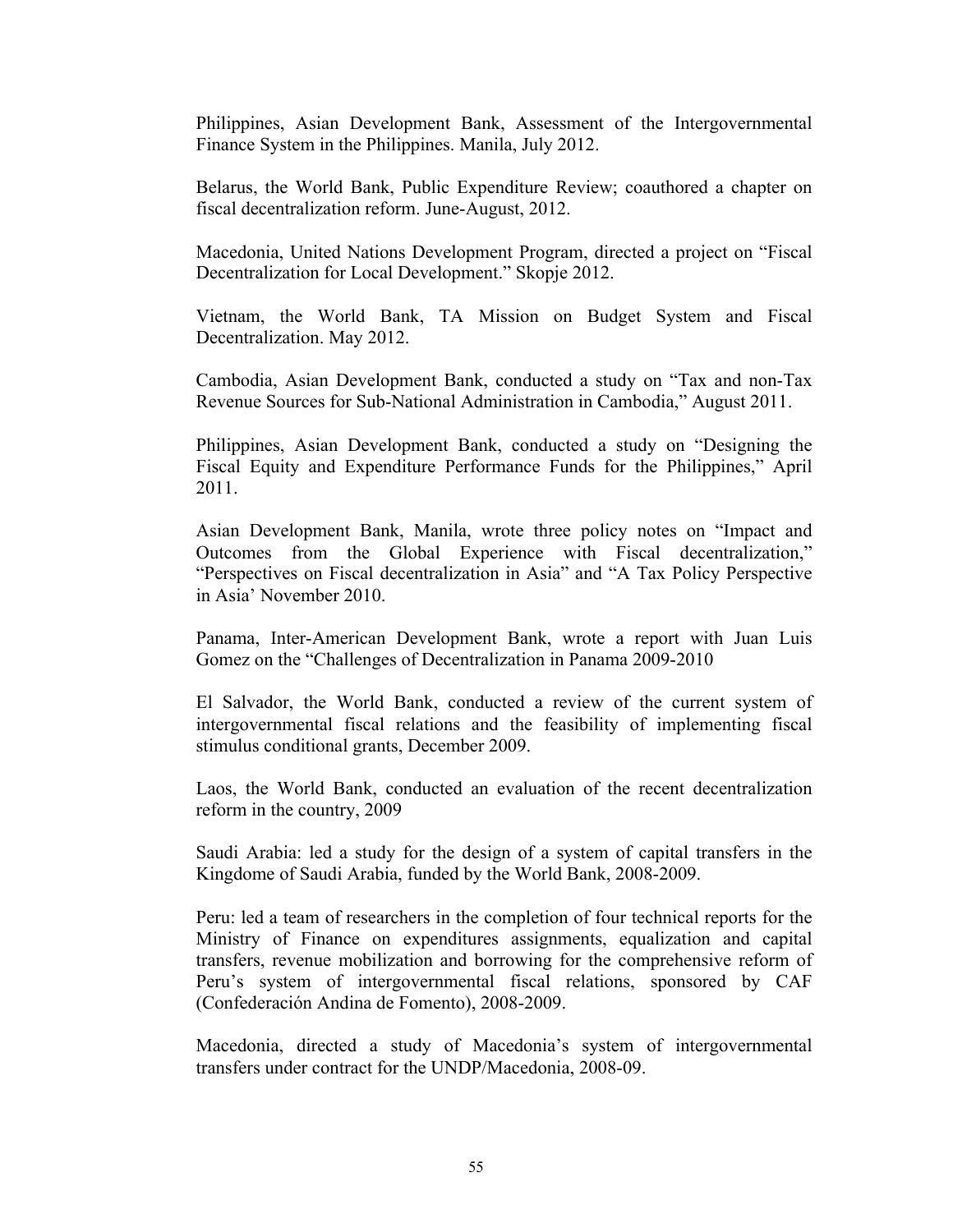Philippines, Asian Development Bank, Assessment of the Intergovernmental Finance System in the Philippines. Manila, July 2012.

Belarus, the World Bank, Public Expenditure Review; coauthored a chapter on fiscal decentralization reform. June-August, 2012.

Macedonia, United Nations Development Program, directed a project on "Fiscal Decentralization for Local Development." Skopje 2012.

Vietnam, the World Bank, TA Mission on Budget System and Fiscal Decentralization. May 2012.

Cambodia, Asian Development Bank, conducted a study on "Tax and non-Tax Revenue Sources for Sub-National Administration in Cambodia," August 2011.

Philippines, Asian Development Bank, conducted a study on "Designing the Fiscal Equity and Expenditure Performance Funds for the Philippines," April 2011.

Asian Development Bank, Manila, wrote three policy notes on "Impact and Outcomes from the Global Experience with Fiscal decentralization," "Perspectives on Fiscal decentralization in Asia" and "A Tax Policy Perspective in Asia' November 2010.

Panama, Inter-American Development Bank, wrote a report with Juan Luis Gomez on the "Challenges of Decentralization in Panama 2009-2010

El Salvador, the World Bank, conducted a review of the current system of intergovernmental fiscal relations and the feasibility of implementing fiscal stimulus conditional grants, December 2009.

Laos, the World Bank, conducted an evaluation of the recent decentralization reform in the country, 2009

Saudi Arabia: led a study for the design of a system of capital transfers in the Kingdome of Saudi Arabia, funded by the World Bank, 2008-2009.

Peru: led a team of researchers in the completion of four technical reports for the Ministry of Finance on expenditures assignments, equalization and capital transfers, revenue mobilization and borrowing for the comprehensive reform of Peru's system of intergovernmental fiscal relations, sponsored by CAF (Confederación Andina de Fomento), 2008-2009.

Macedonia, directed a study of Macedonia's system of intergovernmental transfers under contract for the UNDP/Macedonia, 2008-09.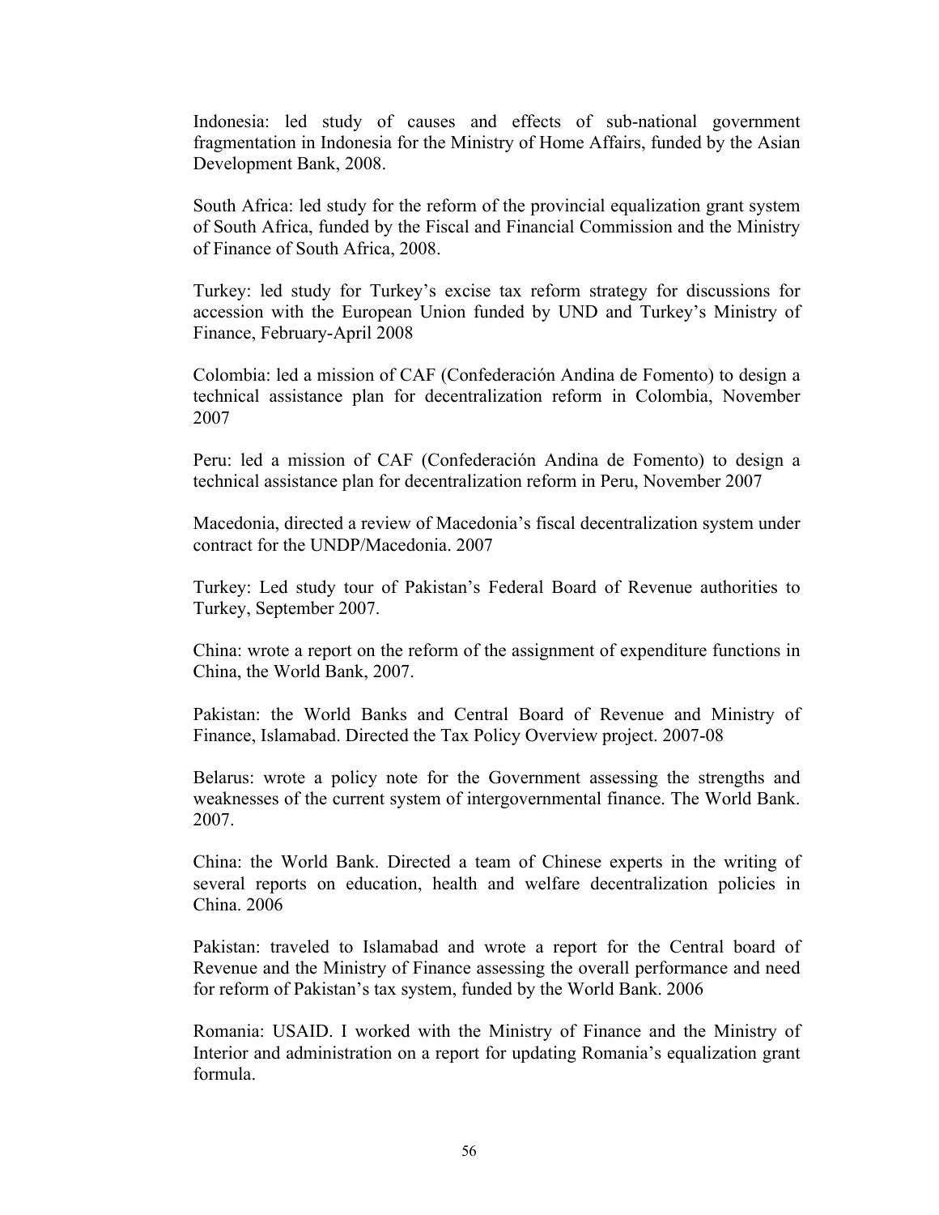Indonesia: led study of causes and effects of sub-national government fragmentation in Indonesia for the Ministry of Home Affairs, funded by the Asian Development Bank, 2008.

South Africa: led study for the reform of the provincial equalization grant system of South Africa, funded by the Fiscal and Financial Commission and the Ministry of Finance of South Africa, 2008.

Turkey: led study for Turkey's excise tax reform strategy for discussions for accession with the European Union funded by UND and Turkey's Ministry of Finance, February-April 2008

Colombia: led a mission of CAF (Confederación Andina de Fomento) to design a technical assistance plan for decentralization reform in Colombia, November 2007

Peru: led a mission of CAF (Confederación Andina de Fomento) to design a technical assistance plan for decentralization reform in Peru, November 2007

Macedonia, directed a review of Macedonia's fiscal decentralization system under contract for the UNDP/Macedonia. 2007

Turkey: Led study tour of Pakistan's Federal Board of Revenue authorities to Turkey, September 2007.

China: wrote a report on the reform of the assignment of expenditure functions in China, the World Bank, 2007.

Pakistan: the World Banks and Central Board of Revenue and Ministry of Finance, Islamabad. Directed the Tax Policy Overview project. 2007-08

Belarus: wrote a policy note for the Government assessing the strengths and weaknesses of the current system of intergovernmental finance. The World Bank. 2007.

China: the World Bank. Directed a team of Chinese experts in the writing of several reports on education, health and welfare decentralization policies in China. 2006

Pakistan: traveled to Islamabad and wrote a report for the Central board of Revenue and the Ministry of Finance assessing the overall performance and need for reform of Pakistan's tax system, funded by the World Bank. 2006

Romania: USAID. I worked with the Ministry of Finance and the Ministry of Interior and administration on a report for updating Romania's equalization grant formula.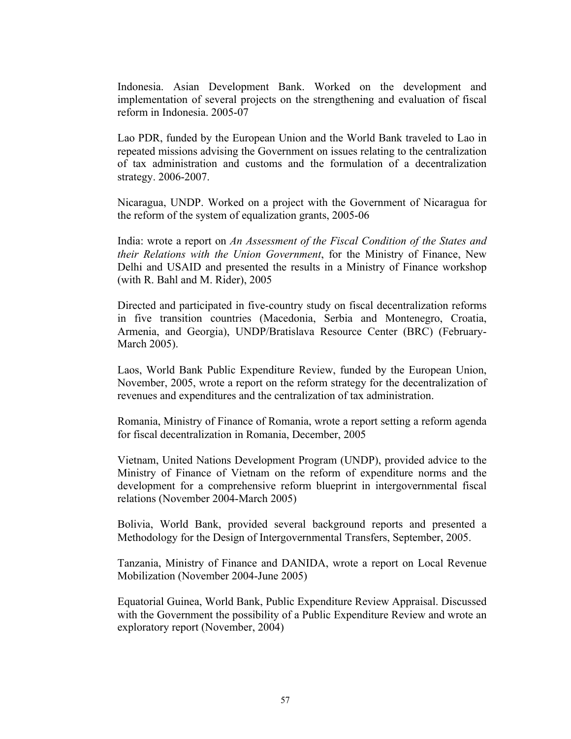Indonesia. Asian Development Bank. Worked on the development and implementation of several projects on the strengthening and evaluation of fiscal reform in Indonesia. 2005-07

Lao PDR, funded by the European Union and the World Bank traveled to Lao in repeated missions advising the Government on issues relating to the centralization of tax administration and customs and the formulation of a decentralization strategy. 2006-2007.

Nicaragua, UNDP. Worked on a project with the Government of Nicaragua for the reform of the system of equalization grants, 2005-06

India: wrote a report on *An Assessment of the Fiscal Condition of the States and their Relations with the Union Government*, for the Ministry of Finance, New Delhi and USAID and presented the results in a Ministry of Finance workshop (with R. Bahl and M. Rider), 2005

Directed and participated in five-country study on fiscal decentralization reforms in five transition countries (Macedonia, Serbia and Montenegro, Croatia, Armenia, and Georgia), UNDP/Bratislava Resource Center (BRC) (February-March 2005).

Laos, World Bank Public Expenditure Review, funded by the European Union, November, 2005, wrote a report on the reform strategy for the decentralization of revenues and expenditures and the centralization of tax administration.

Romania, Ministry of Finance of Romania, wrote a report setting a reform agenda for fiscal decentralization in Romania, December, 2005

Vietnam, United Nations Development Program (UNDP), provided advice to the Ministry of Finance of Vietnam on the reform of expenditure norms and the development for a comprehensive reform blueprint in intergovernmental fiscal relations (November 2004-March 2005)

Bolivia, World Bank, provided several background reports and presented a Methodology for the Design of Intergovernmental Transfers, September, 2005.

Tanzania, Ministry of Finance and DANIDA, wrote a report on Local Revenue Mobilization (November 2004-June 2005)

Equatorial Guinea, World Bank, Public Expenditure Review Appraisal. Discussed with the Government the possibility of a Public Expenditure Review and wrote an exploratory report (November, 2004)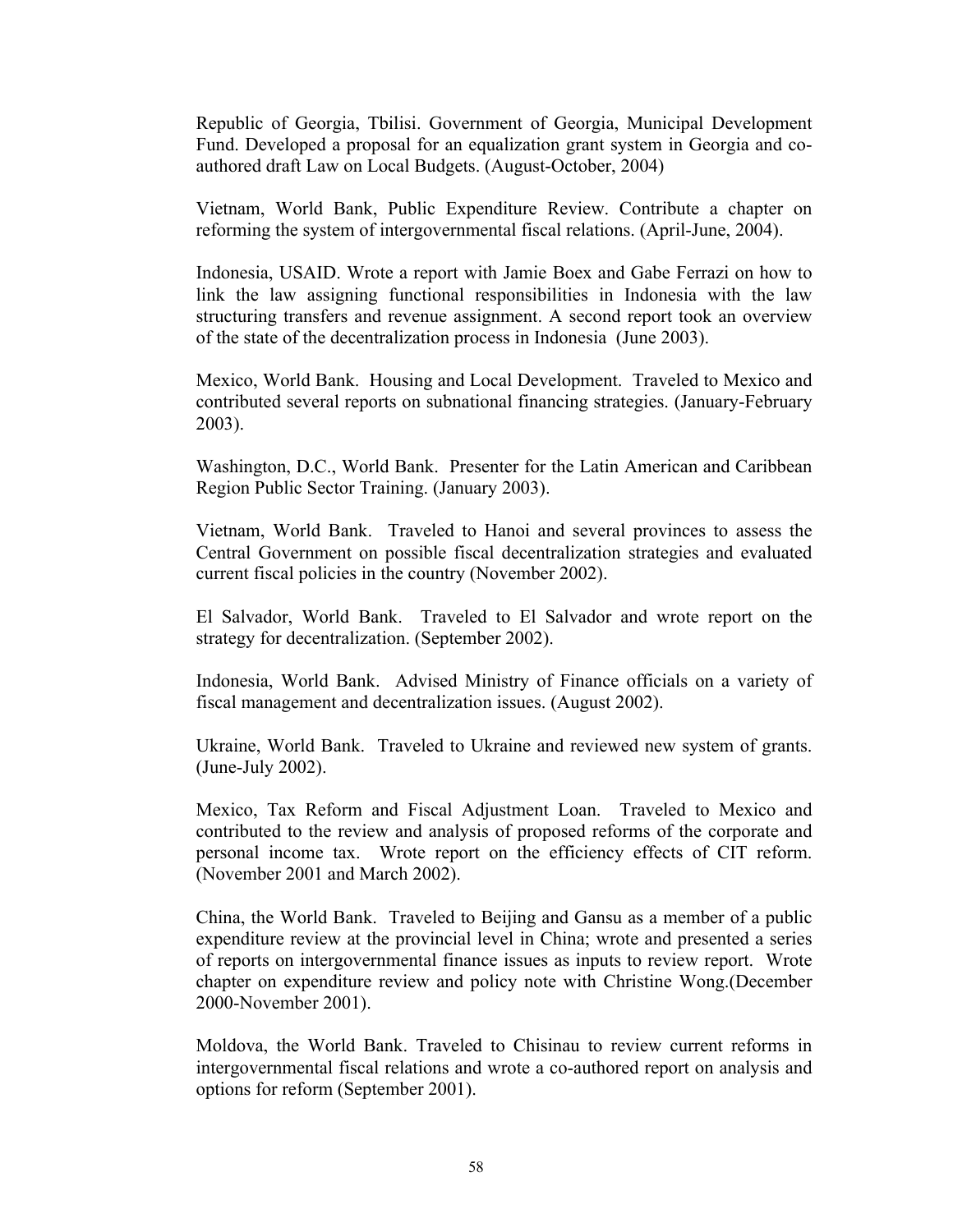Republic of Georgia, Tbilisi. Government of Georgia, Municipal Development Fund. Developed a proposal for an equalization grant system in Georgia and co-authored draft Law on Local Budgets. (August-October, 2004)

Vietnam, World Bank, Public Expenditure Review. Contribute a chapter on reforming the system of intergovernmental fiscal relations. (April-June, 2004).

Indonesia, USAID. Wrote a report with Jamie Boex and Gabe Ferrazi on how to link the law assigning functional responsibilities in Indonesia with the law structuring transfers and revenue assignment. A second report took an overview of the state of the decentralization process in Indonesia (June 2003).

Mexico, World Bank. Housing and Local Development. Traveled to Mexico and contributed several reports on subnational financing strategies. (January-February 2003).

Washington, D.C., World Bank. Presenter for the Latin American and Caribbean Region Public Sector Training. (January 2003).

Vietnam, World Bank. Traveled to Hanoi and several provinces to assess the Central Government on possible fiscal decentralization strategies and evaluated current fiscal policies in the country (November 2002).

El Salvador, World Bank. Traveled to El Salvador and wrote report on the strategy for decentralization. (September 2002).

Indonesia, World Bank. Advised Ministry of Finance officials on a variety of fiscal management and decentralization issues. (August 2002).

Ukraine, World Bank. Traveled to Ukraine and reviewed new system of grants. (June-July 2002).

Mexico, Tax Reform and Fiscal Adjustment Loan. Traveled to Mexico and contributed to the review and analysis of proposed reforms of the corporate and personal income tax. Wrote report on the efficiency effects of CIT reform. (November 2001 and March 2002).

China, the World Bank. Traveled to Beijing and Gansu as a member of a public expenditure review at the provincial level in China; wrote and presented a series of reports on intergovernmental finance issues as inputs to review report. Wrote chapter on expenditure review and policy note with Christine Wong.(December 2000-November 2001).

Moldova, the World Bank. Traveled to Chisinau to review current reforms in intergovernmental fiscal relations and wrote a co-authored report on analysis and options for reform (September 2001).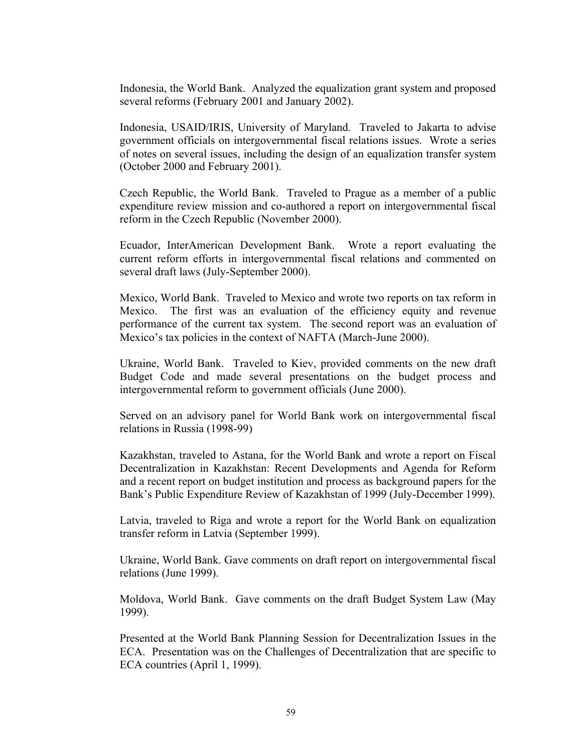Indonesia, the World Bank. Analyzed the equalization grant system and proposed several reforms (February 2001 and January 2002).

Indonesia, USAID/IRIS, University of Maryland. Traveled to Jakarta to advise government officials on intergovernmental fiscal relations issues. Wrote a series of notes on several issues, including the design of an equalization transfer system (October 2000 and February 2001).

Czech Republic, the World Bank. Traveled to Prague as a member of a public expenditure review mission and co-authored a report on intergovernmental fiscal reform in the Czech Republic (November 2000).

Ecuador, InterAmerican Development Bank. Wrote a report evaluating the current reform efforts in intergovernmental fiscal relations and commented on several draft laws (July-September 2000).

Mexico, World Bank. Traveled to Mexico and wrote two reports on tax reform in Mexico. The first was an evaluation of the efficiency equity and revenue performance of the current tax system. The second report was an evaluation of Mexico's tax policies in the context of NAFTA (March-June 2000).

Ukraine, World Bank. Traveled to Kiev, provided comments on the new draft Budget Code and made several presentations on the budget process and intergovernmental reform to government officials (June 2000).

Served on an advisory panel for World Bank work on intergovernmental fiscal relations in Russia (1998-99)

Kazakhstan, traveled to Astana, for the World Bank and wrote a report on Fiscal Decentralization in Kazakhstan: Recent Developments and Agenda for Reform and a recent report on budget institution and process as background papers for the Bank's Public Expenditure Review of Kazakhstan of 1999 (July-December 1999).

Latvia, traveled to Riga and wrote a report for the World Bank on equalization transfer reform in Latvia (September 1999).

Ukraine, World Bank. Gave comments on draft report on intergovernmental fiscal relations (June 1999).

Moldova, World Bank. Gave comments on the draft Budget System Law (May 1999).

Presented at the World Bank Planning Session for Decentralization Issues in the ECA. Presentation was on the Challenges of Decentralization that are specific to ECA countries (April 1, 1999).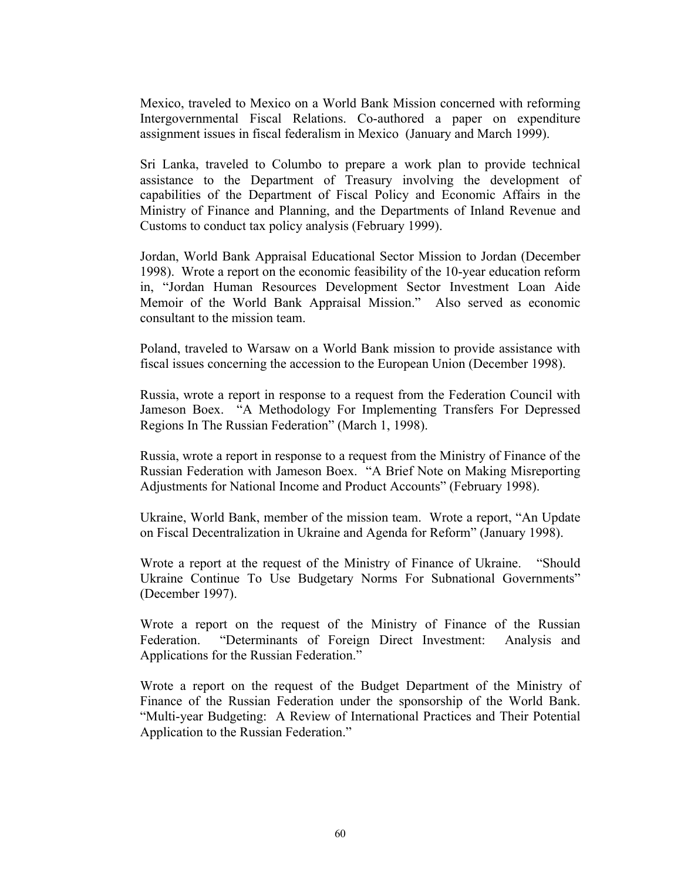Mexico, traveled to Mexico on a World Bank Mission concerned with reforming Intergovernmental Fiscal Relations. Co-authored a paper on expenditure assignment issues in fiscal federalism in Mexico (January and March 1999).

Sri Lanka, traveled to Columbo to prepare a work plan to provide technical assistance to the Department of Treasury involving the development of capabilities of the Department of Fiscal Policy and Economic Affairs in the Ministry of Finance and Planning, and the Departments of Inland Revenue and Customs to conduct tax policy analysis (February 1999).

Jordan, World Bank Appraisal Educational Sector Mission to Jordan (December 1998). Wrote a report on the economic feasibility of the 10-year education reform in, "Jordan Human Resources Development Sector Investment Loan Aide Memoir of the World Bank Appraisal Mission." Also served as economic consultant to the mission team.

Poland, traveled to Warsaw on a World Bank mission to provide assistance with fiscal issues concerning the accession to the European Union (December 1998).

Russia, wrote a report in response to a request from the Federation Council with Jameson Boex. "A Methodology For Implementing Transfers For Depressed Regions In The Russian Federation" (March 1, 1998).

Russia, wrote a report in response to a request from the Ministry of Finance of the Russian Federation with Jameson Boex. "A Brief Note on Making Misreporting Adjustments for National Income and Product Accounts" (February 1998).

Ukraine, World Bank, member of the mission team. Wrote a report, "An Update on Fiscal Decentralization in Ukraine and Agenda for Reform" (January 1998).

Wrote a report at the request of the Ministry of Finance of Ukraine. "Should Ukraine Continue To Use Budgetary Norms For Subnational Governments" (December 1997).

Wrote a report on the request of the Ministry of Finance of the Russian Federation. "Determinants of Foreign Direct Investment: Analysis and Applications for the Russian Federation."

Wrote a report on the request of the Budget Department of the Ministry of Finance of the Russian Federation under the sponsorship of the World Bank. "Multi-year Budgeting: A Review of International Practices and Their Potential Application to the Russian Federation."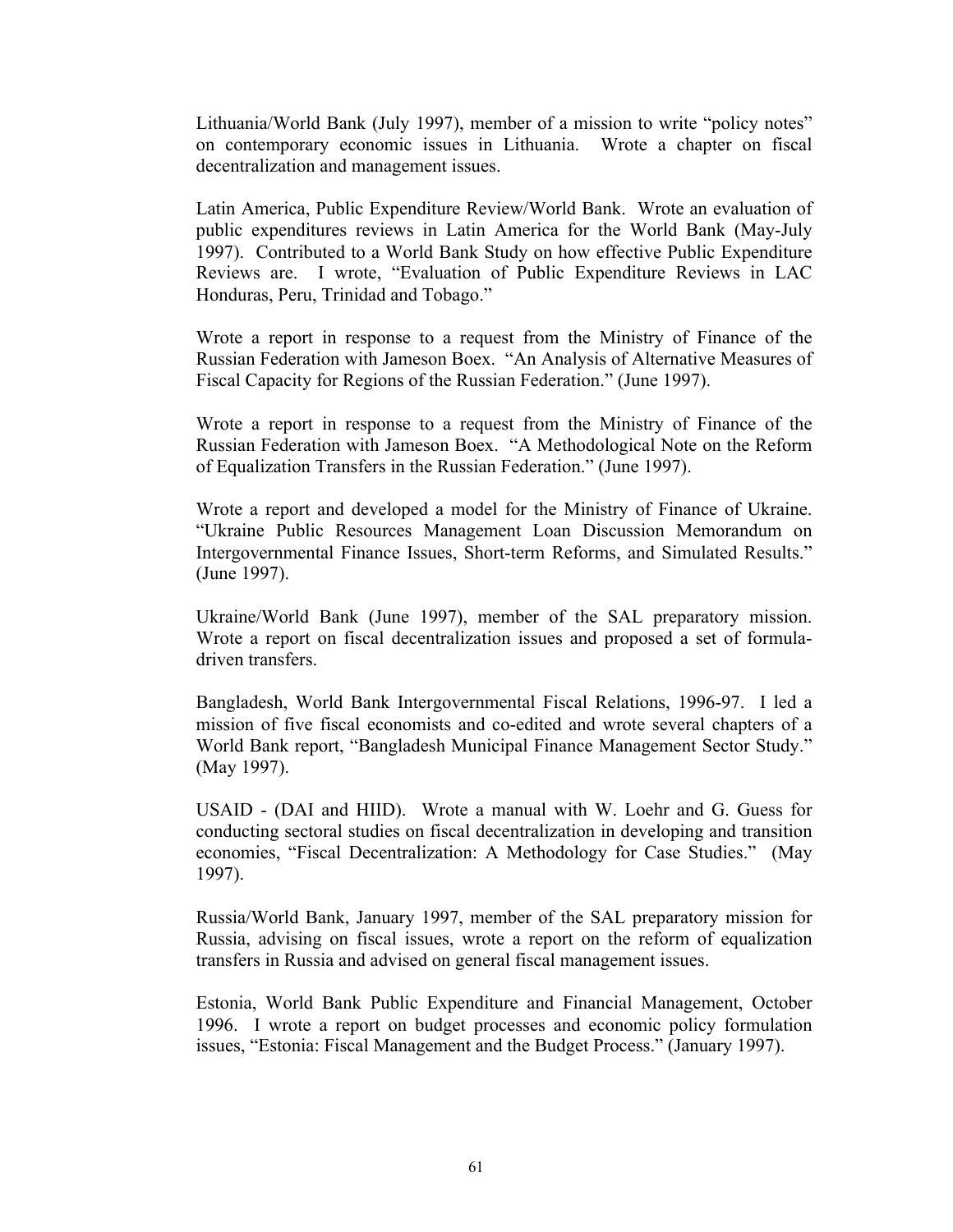Lithuania/World Bank (July 1997), member of a mission to write "policy notes" on contemporary economic issues in Lithuania. Wrote a chapter on fiscal decentralization and management issues.

Latin America, Public Expenditure Review/World Bank. Wrote an evaluation of public expenditures reviews in Latin America for the World Bank (May-July 1997). Contributed to a World Bank Study on how effective Public Expenditure Reviews are. I wrote, "Evaluation of Public Expenditure Reviews in LAC Honduras, Peru, Trinidad and Tobago."

Wrote a report in response to a request from the Ministry of Finance of the Russian Federation with Jameson Boex. "An Analysis of Alternative Measures of Fiscal Capacity for Regions of the Russian Federation." (June 1997).

Wrote a report in response to a request from the Ministry of Finance of the Russian Federation with Jameson Boex. "A Methodological Note on the Reform of Equalization Transfers in the Russian Federation." (June 1997).

Wrote a report and developed a model for the Ministry of Finance of Ukraine. "Ukraine Public Resources Management Loan Discussion Memorandum on Intergovernmental Finance Issues, Short-term Reforms, and Simulated Results." (June 1997).

Ukraine/World Bank (June 1997), member of the SAL preparatory mission. Wrote a report on fiscal decentralization issues and proposed a set of formula-driven transfers.

Bangladesh, World Bank Intergovernmental Fiscal Relations, 1996-97. I led a mission of five fiscal economists and co-edited and wrote several chapters of a World Bank report, "Bangladesh Municipal Finance Management Sector Study." (May 1997).

USAID - (DAI and HIID). Wrote a manual with W. Loehr and G. Guess for conducting sectoral studies on fiscal decentralization in developing and transition economies, "Fiscal Decentralization: A Methodology for Case Studies." (May 1997).

Russia/World Bank, January 1997, member of the SAL preparatory mission for Russia, advising on fiscal issues, wrote a report on the reform of equalization transfers in Russia and advised on general fiscal management issues.

Estonia, World Bank Public Expenditure and Financial Management, October 1996. I wrote a report on budget processes and economic policy formulation issues, "Estonia: Fiscal Management and the Budget Process." (January 1997).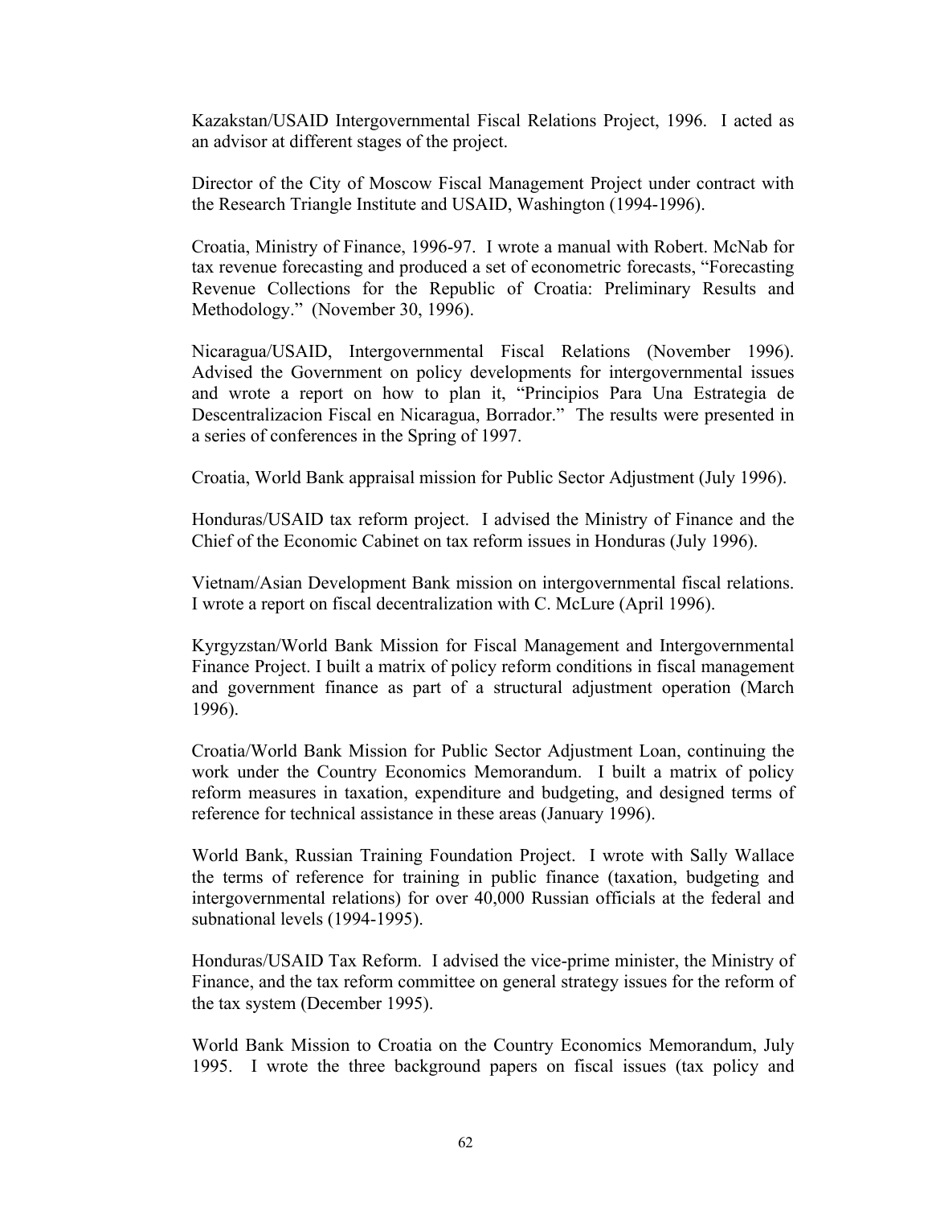Kazakstan/USAID Intergovernmental Fiscal Relations Project, 1996. I acted as an advisor at different stages of the project.

Director of the City of Moscow Fiscal Management Project under contract with the Research Triangle Institute and USAID, Washington (1994-1996).

Croatia, Ministry of Finance, 1996-97. I wrote a manual with Robert. McNab for tax revenue forecasting and produced a set of econometric forecasts, "Forecasting Revenue Collections for the Republic of Croatia: Preliminary Results and Methodology." (November 30, 1996).

Nicaragua/USAID, Intergovernmental Fiscal Relations (November 1996). Advised the Government on policy developments for intergovernmental issues and wrote a report on how to plan it, "Principios Para Una Estrategia de Descentralizacion Fiscal en Nicaragua, Borrador." The results were presented in a series of conferences in the Spring of 1997.

Croatia, World Bank appraisal mission for Public Sector Adjustment (July 1996).

Honduras/USAID tax reform project. I advised the Ministry of Finance and the Chief of the Economic Cabinet on tax reform issues in Honduras (July 1996).

Vietnam/Asian Development Bank mission on intergovernmental fiscal relations. I wrote a report on fiscal decentralization with C. McLure (April 1996).

Kyrgyzstan/World Bank Mission for Fiscal Management and Intergovernmental Finance Project. I built a matrix of policy reform conditions in fiscal management and government finance as part of a structural adjustment operation (March 1996).

Croatia/World Bank Mission for Public Sector Adjustment Loan, continuing the work under the Country Economics Memorandum. I built a matrix of policy reform measures in taxation, expenditure and budgeting, and designed terms of reference for technical assistance in these areas (January 1996).

World Bank, Russian Training Foundation Project. I wrote with Sally Wallace the terms of reference for training in public finance (taxation, budgeting and intergovernmental relations) for over 40,000 Russian officials at the federal and subnational levels (1994-1995).

Honduras/USAID Tax Reform. I advised the vice-prime minister, the Ministry of Finance, and the tax reform committee on general strategy issues for the reform of the tax system (December 1995).

World Bank Mission to Croatia on the Country Economics Memorandum, July 1995. I wrote the three background papers on fiscal issues (tax policy and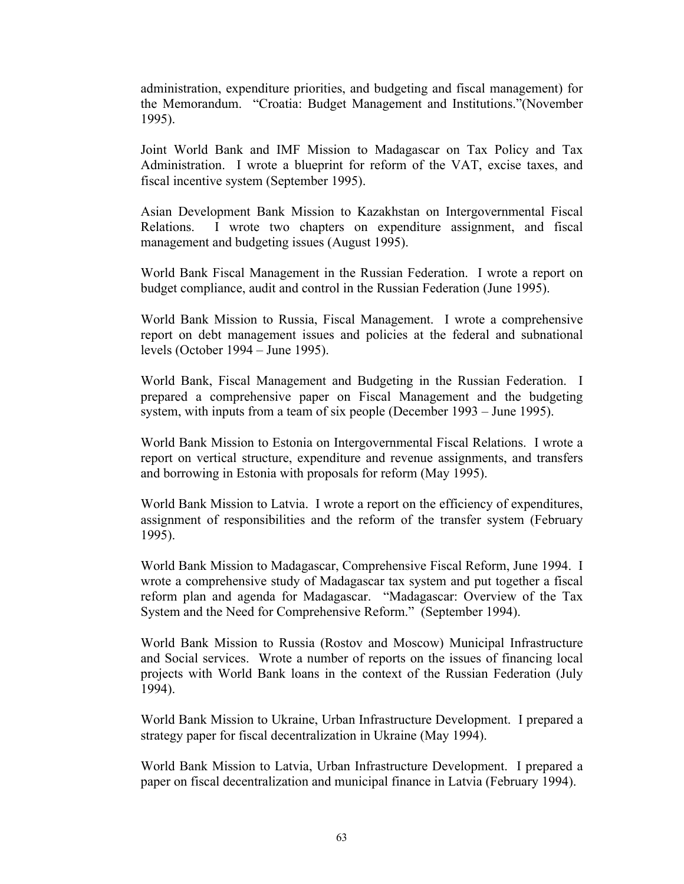administration, expenditure priorities, and budgeting and fiscal management) for the Memorandum. "Croatia: Budget Management and Institutions."(November 1995).

Joint World Bank and IMF Mission to Madagascar on Tax Policy and Tax Administration. I wrote a blueprint for reform of the VAT, excise taxes, and fiscal incentive system (September 1995).

Asian Development Bank Mission to Kazakhstan on Intergovernmental Fiscal Relations. I wrote two chapters on expenditure assignment, and fiscal management and budgeting issues (August 1995).

World Bank Fiscal Management in the Russian Federation. I wrote a report on budget compliance, audit and control in the Russian Federation (June 1995).

World Bank Mission to Russia, Fiscal Management. I wrote a comprehensive report on debt management issues and policies at the federal and subnational levels (October 1994 – June 1995).

World Bank, Fiscal Management and Budgeting in the Russian Federation. I prepared a comprehensive paper on Fiscal Management and the budgeting system, with inputs from a team of six people (December 1993 – June 1995).

World Bank Mission to Estonia on Intergovernmental Fiscal Relations. I wrote a report on vertical structure, expenditure and revenue assignments, and transfers and borrowing in Estonia with proposals for reform (May 1995).

World Bank Mission to Latvia. I wrote a report on the efficiency of expenditures, assignment of responsibilities and the reform of the transfer system (February 1995).

World Bank Mission to Madagascar, Comprehensive Fiscal Reform, June 1994. I wrote a comprehensive study of Madagascar tax system and put together a fiscal reform plan and agenda for Madagascar. "Madagascar: Overview of the Tax System and the Need for Comprehensive Reform." (September 1994).

World Bank Mission to Russia (Rostov and Moscow) Municipal Infrastructure and Social services. Wrote a number of reports on the issues of financing local projects with World Bank loans in the context of the Russian Federation (July 1994).

World Bank Mission to Ukraine, Urban Infrastructure Development. I prepared a strategy paper for fiscal decentralization in Ukraine (May 1994).

World Bank Mission to Latvia, Urban Infrastructure Development. I prepared a paper on fiscal decentralization and municipal finance in Latvia (February 1994).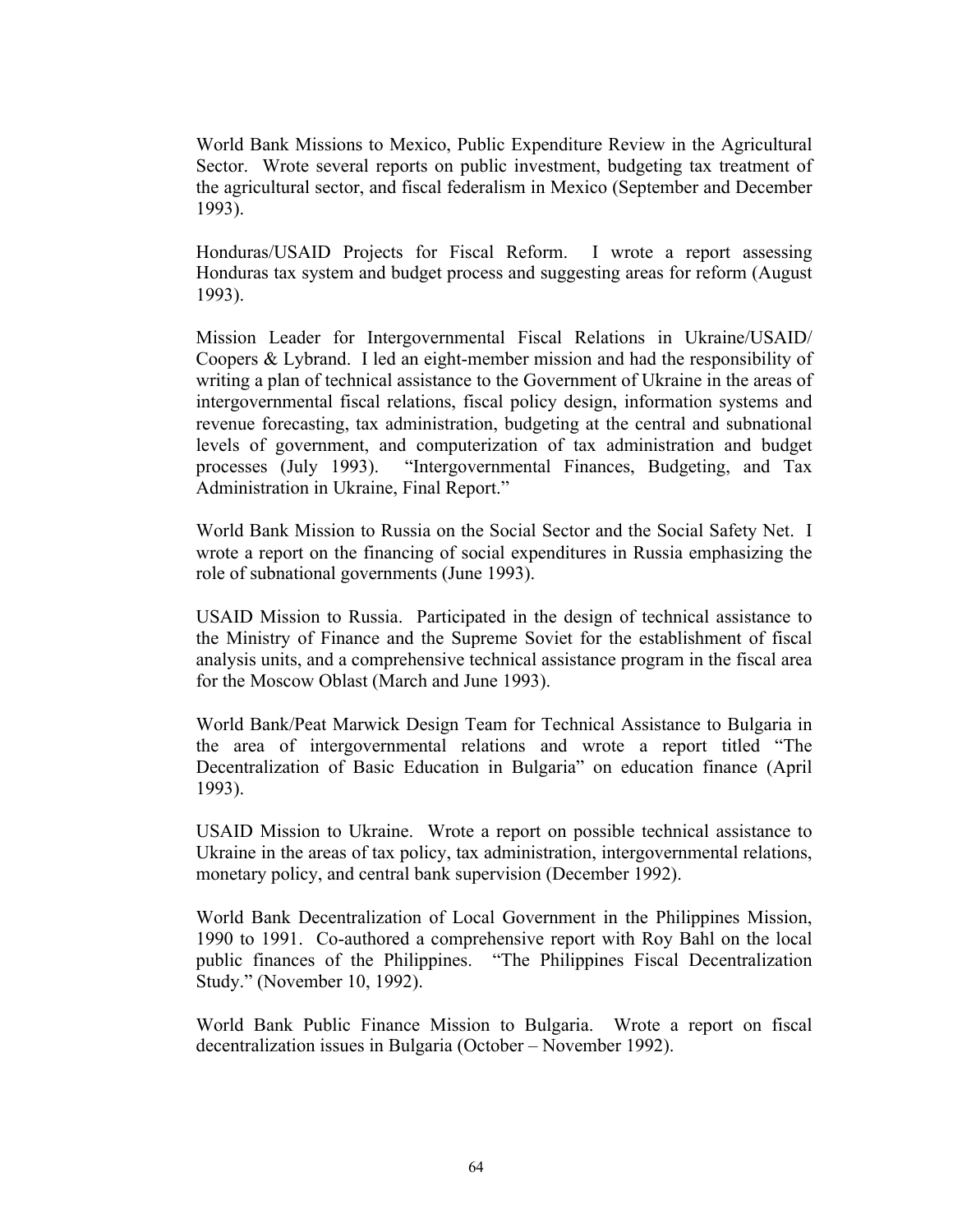World Bank Missions to Mexico, Public Expenditure Review in the Agricultural Sector. Wrote several reports on public investment, budgeting tax treatment of the agricultural sector, and fiscal federalism in Mexico (September and December 1993).

Honduras/USAID Projects for Fiscal Reform. I wrote a report assessing Honduras tax system and budget process and suggesting areas for reform (August 1993).

Mission Leader for Intergovernmental Fiscal Relations in Ukraine/USAID/ Coopers & Lybrand. I led an eight-member mission and had the responsibility of writing a plan of technical assistance to the Government of Ukraine in the areas of intergovernmental fiscal relations, fiscal policy design, information systems and revenue forecasting, tax administration, budgeting at the central and subnational levels of government, and computerization of tax administration and budget processes (July 1993). "Intergovernmental Finances, Budgeting, and Tax Administration in Ukraine, Final Report."

World Bank Mission to Russia on the Social Sector and the Social Safety Net. I wrote a report on the financing of social expenditures in Russia emphasizing the role of subnational governments (June 1993).

USAID Mission to Russia. Participated in the design of technical assistance to the Ministry of Finance and the Supreme Soviet for the establishment of fiscal analysis units, and a comprehensive technical assistance program in the fiscal area for the Moscow Oblast (March and June 1993).

World Bank/Peat Marwick Design Team for Technical Assistance to Bulgaria in the area of intergovernmental relations and wrote a report titled "The Decentralization of Basic Education in Bulgaria" on education finance (April 1993).

USAID Mission to Ukraine. Wrote a report on possible technical assistance to Ukraine in the areas of tax policy, tax administration, intergovernmental relations, monetary policy, and central bank supervision (December 1992).

World Bank Decentralization of Local Government in the Philippines Mission, 1990 to 1991. Co-authored a comprehensive report with Roy Bahl on the local public finances of the Philippines. "The Philippines Fiscal Decentralization Study." (November 10, 1992).

World Bank Public Finance Mission to Bulgaria. Wrote a report on fiscal decentralization issues in Bulgaria (October – November 1992).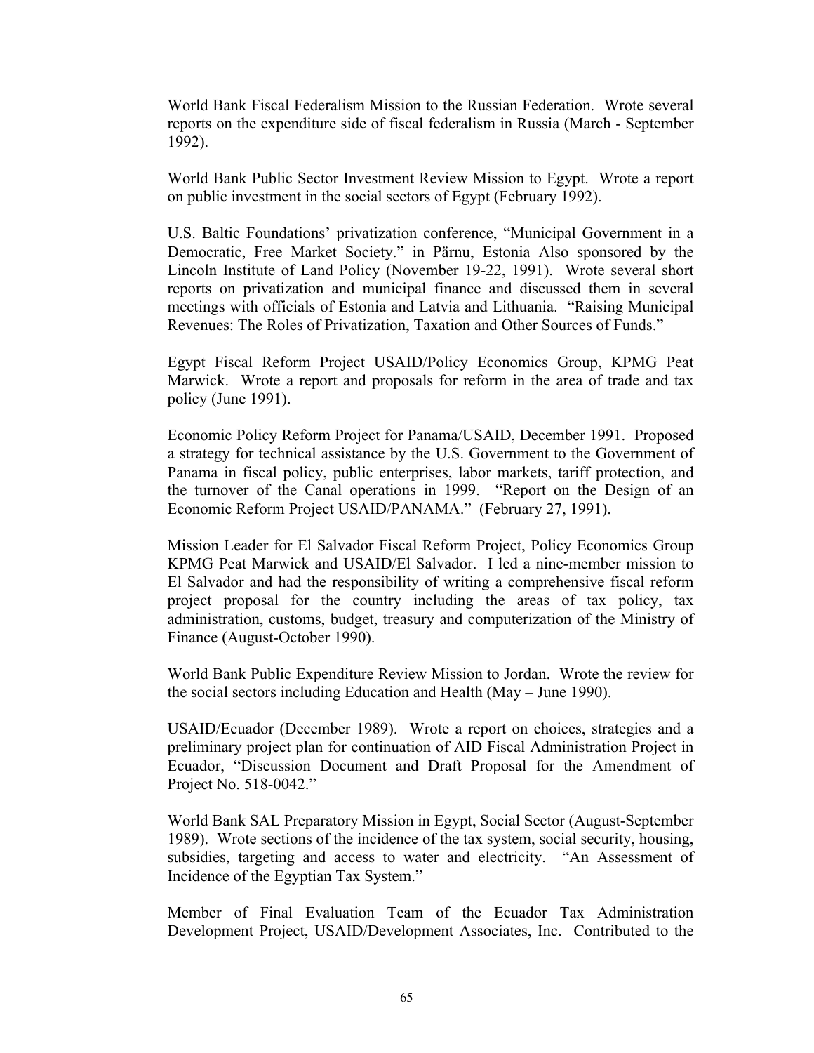World Bank Fiscal Federalism Mission to the Russian Federation. Wrote several reports on the expenditure side of fiscal federalism in Russia (March - September 1992).

World Bank Public Sector Investment Review Mission to Egypt. Wrote a report on public investment in the social sectors of Egypt (February 1992).

U.S. Baltic Foundations' privatization conference, "Municipal Government in a Democratic, Free Market Society." in Pärnu, Estonia Also sponsored by the Lincoln Institute of Land Policy (November 19-22, 1991). Wrote several short reports on privatization and municipal finance and discussed them in several meetings with officials of Estonia and Latvia and Lithuania. "Raising Municipal Revenues: The Roles of Privatization, Taxation and Other Sources of Funds."

Egypt Fiscal Reform Project USAID/Policy Economics Group, KPMG Peat Marwick. Wrote a report and proposals for reform in the area of trade and tax policy (June 1991).

Economic Policy Reform Project for Panama/USAID, December 1991. Proposed a strategy for technical assistance by the U.S. Government to the Government of Panama in fiscal policy, public enterprises, labor markets, tariff protection, and the turnover of the Canal operations in 1999. "Report on the Design of an Economic Reform Project USAID/PANAMA." (February 27, 1991).

Mission Leader for El Salvador Fiscal Reform Project, Policy Economics Group KPMG Peat Marwick and USAID/El Salvador. I led a nine-member mission to El Salvador and had the responsibility of writing a comprehensive fiscal reform project proposal for the country including the areas of tax policy, tax administration, customs, budget, treasury and computerization of the Ministry of Finance (August-October 1990).

World Bank Public Expenditure Review Mission to Jordan. Wrote the review for the social sectors including Education and Health (May – June 1990).

USAID/Ecuador (December 1989). Wrote a report on choices, strategies and a preliminary project plan for continuation of AID Fiscal Administration Project in Ecuador, "Discussion Document and Draft Proposal for the Amendment of Project No. 518-0042."

World Bank SAL Preparatory Mission in Egypt, Social Sector (August-September 1989). Wrote sections of the incidence of the tax system, social security, housing, subsidies, targeting and access to water and electricity. "An Assessment of Incidence of the Egyptian Tax System."

Member of Final Evaluation Team of the Ecuador Tax Administration Development Project, USAID/Development Associates, Inc. Contributed to the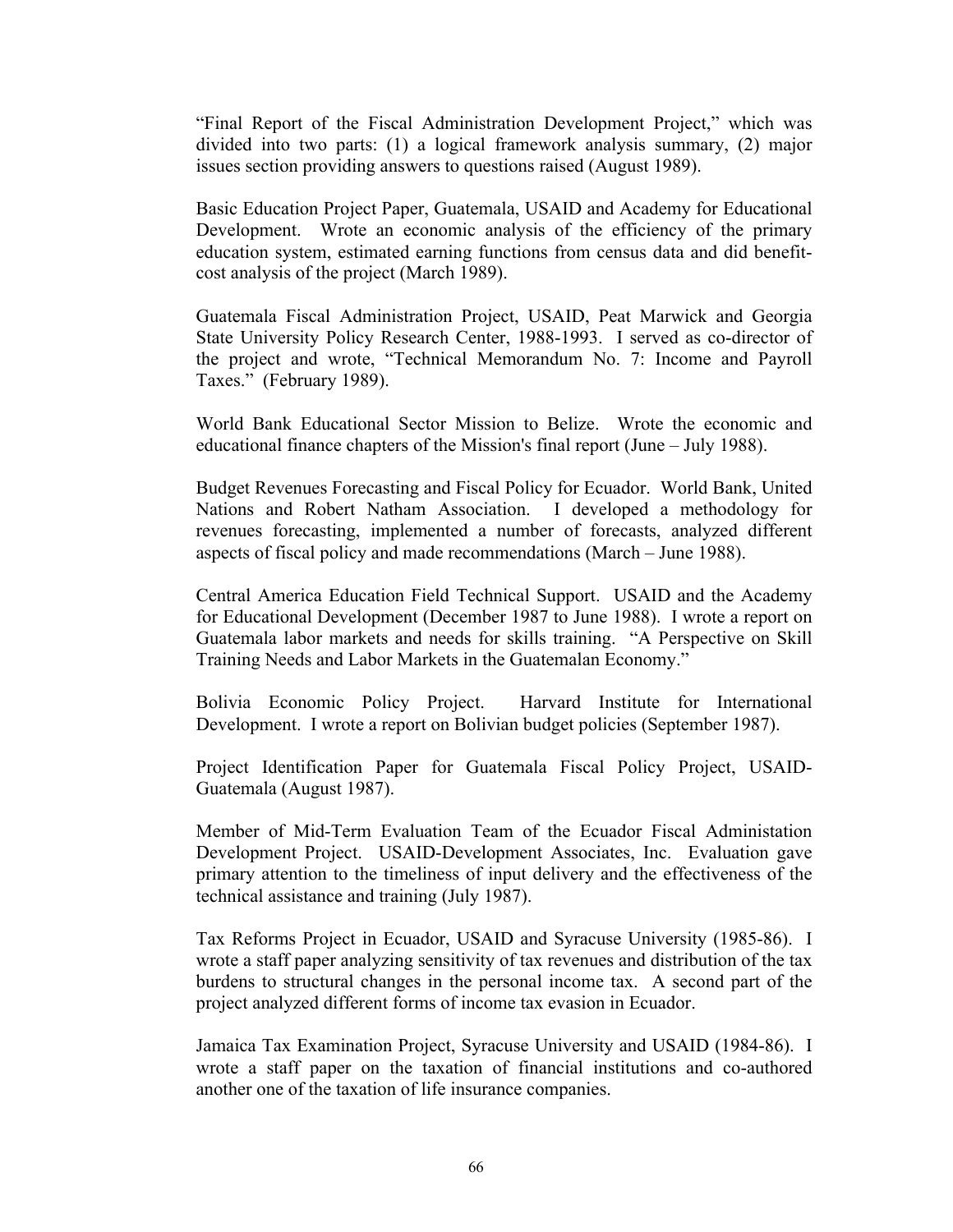"Final Report of the Fiscal Administration Development Project," which was divided into two parts: (1) a logical framework analysis summary, (2) major issues section providing answers to questions raised (August 1989).

Basic Education Project Paper, Guatemala, USAID and Academy for Educational Development. Wrote an economic analysis of the efficiency of the primary education system, estimated earning functions from census data and did benefit-cost analysis of the project (March 1989).

Guatemala Fiscal Administration Project, USAID, Peat Marwick and Georgia State University Policy Research Center, 1988-1993. I served as co-director of the project and wrote, "Technical Memorandum No. 7: Income and Payroll Taxes." (February 1989).

World Bank Educational Sector Mission to Belize. Wrote the economic and educational finance chapters of the Mission's final report (June – July 1988).

Budget Revenues Forecasting and Fiscal Policy for Ecuador. World Bank, United Nations and Robert Natham Association. I developed a methodology for revenues forecasting, implemented a number of forecasts, analyzed different aspects of fiscal policy and made recommendations (March – June 1988).

Central America Education Field Technical Support. USAID and the Academy for Educational Development (December 1987 to June 1988). I wrote a report on Guatemala labor markets and needs for skills training. "A Perspective on Skill Training Needs and Labor Markets in the Guatemalan Economy."

Bolivia Economic Policy Project. Harvard Institute for International Development. I wrote a report on Bolivian budget policies (September 1987).

Project Identification Paper for Guatemala Fiscal Policy Project, USAID-Guatemala (August 1987).

Member of Mid-Term Evaluation Team of the Ecuador Fiscal Administation Development Project. USAID-Development Associates, Inc. Evaluation gave primary attention to the timeliness of input delivery and the effectiveness of the technical assistance and training (July 1987).

Tax Reforms Project in Ecuador, USAID and Syracuse University (1985-86). I wrote a staff paper analyzing sensitivity of tax revenues and distribution of the tax burdens to structural changes in the personal income tax. A second part of the project analyzed different forms of income tax evasion in Ecuador.

Jamaica Tax Examination Project, Syracuse University and USAID (1984-86). I wrote a staff paper on the taxation of financial institutions and co-authored another one of the taxation of life insurance companies.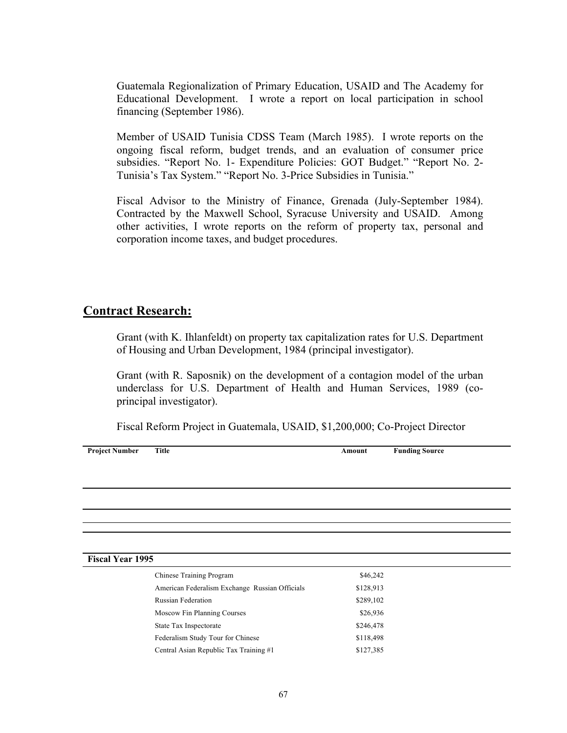Guatemala Regionalization of Primary Education, USAID and The Academy for Educational Development. I wrote a report on local participation in school financing (September 1986).

Member of USAID Tunisia CDSS Team (March 1985). I wrote reports on the ongoing fiscal reform, budget trends, and an evaluation of consumer price subsidies. "Report No. 1- Expenditure Policies: GOT Budget." "Report No. 2- Tunisia's Tax System." "Report No. 3-Price Subsidies in Tunisia."

Fiscal Advisor to the Ministry of Finance, Grenada (July-September 1984). Contracted by the Maxwell School, Syracuse University and USAID. Among other activities, I wrote reports on the reform of property tax, personal and corporation income taxes, and budget procedures.

## Contract Research:

Grant (with K. Ihlanfeldt) on property tax capitalization rates for U.S. Department of Housing and Urban Development, 1984 (principal investigator).

Grant (with R. Saposnik) on the development of a contagion model of the urban underclass for U.S. Department of Health and Human Services, 1989 (co-principal investigator).

Fiscal Reform Project in Guatemala, USAID, $1,200,000; Co-Project Director

| Project Number | Title | Amount | Funding Source |
|---|---|---|---|
| **Fiscal Year 1995** | | | |
| | Chinese Training Program | $46,242 | |
| | American Federalism Exchange Russian Officials | $128,913 | |
| | Russian Federation | $289,102 | |
| | Moscow Fin Planning Courses | $26,936 | |
| | State Tax Inspectorate | $246,478 | |
| | Federalism Study Tour for Chinese | $118,498 | |
| | Central Asian Republic Tax Training #1 | $127,385 | |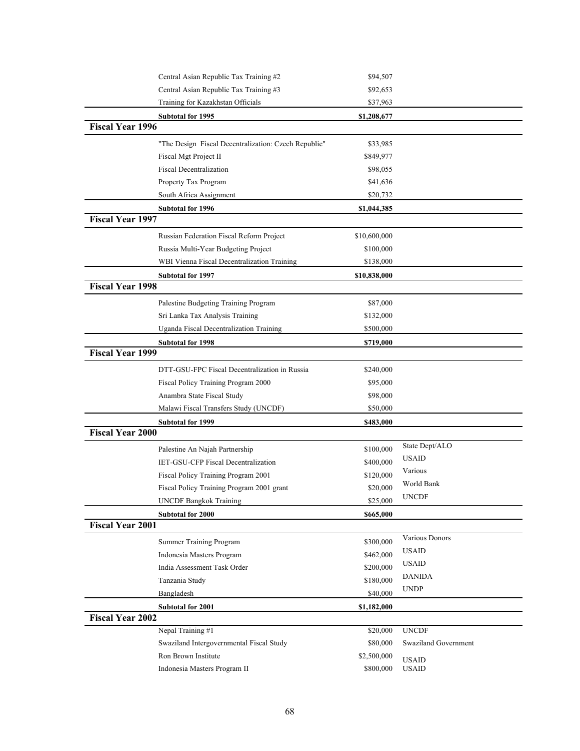| | | | |
|---|---|---|---|
| | Central Asian Republic Tax Training #2 | $94,507 | |
| | Central Asian Republic Tax Training #3 | $92,653 | |
| | Training for Kazakhstan Officials | $37,963 | |
| | **Subtotal for 1995** | **$1,208,677** | |
| **Fiscal Year 1996** | | | |
| | "The Design Fiscal Decentralization: Czech Republic" | $33,985 | |
| | Fiscal Mgt Project II | $849,977 | |
| | Fiscal Decentralization | $98,055 | |
| | Property Tax Program | $41,636 | |
| | South Africa Assignment | $20,732 | |
| | **Subtotal for 1996** | **$1,044,385** | |
| **Fiscal Year 1997** | | | |
| | Russian Federation Fiscal Reform Project | $10,600,000 | |
| | Russia Multi-Year Budgeting Project | $100,000 | |
| | WBI Vienna Fiscal Decentralization Training | $138,000 | |
| | **Subtotal for 1997** | **$10,838,000** | |
| **Fiscal Year 1998** | | | |
| | Palestine Budgeting Training Program | $87,000 | |
| | Sri Lanka Tax Analysis Training | $132,000 | |
| | Uganda Fiscal Decentralization Training | $500,000 | |
| | **Subtotal for 1998** | **$719,000** | |
| **Fiscal Year 1999** | | | |
| | DTT-GSU-FPC Fiscal Decentralization in Russia | $240,000 | |
| | Fiscal Policy Training Program 2000 | $95,000 | |
| | Anambra State Fiscal Study | $98,000 | |
| | Malawi Fiscal Transfers Study (UNCDF) | $50,000 | |
| | **Subtotal for 1999** | **$483,000** | |
| **Fiscal Year 2000** | | | |
| | Palestine An Najah Partnership | $100,000 | State Dept/ALO |
| | IET-GSU-CFP Fiscal Decentralization | $400,000 | USAID |
| | Fiscal Policy Training Program 2001 | $120,000 | Various |
| | Fiscal Policy Training Program 2001 grant | $20,000 | World Bank |
| | UNCDF Bangkok Training | $25,000 | UNCDF |
| | **Subtotal for 2000** | **$665,000** | |
| **Fiscal Year 2001** | | | |
| | Summer Training Program | $300,000 | Various Donors |
| | Indonesia Masters Program | $462,000 | USAID |
| | India Assessment Task Order | $200,000 | USAID |
| | Tanzania Study | $180,000 | DANIDA |
| | Bangladesh | $40,000 | UNDP |
| | **Subtotal for 2001** | **$1,182,000** | |
| **Fiscal Year 2002** | | | |
| | Nepal Training #1 | $20,000 | UNCDF |
| | Swaziland Intergovernmental Fiscal Study | $80,000 | Swaziland Government |
| | Ron Brown Institute | $2,500,000 | USAID |
| | Indonesia Masters Program II | $800,000 | USAID |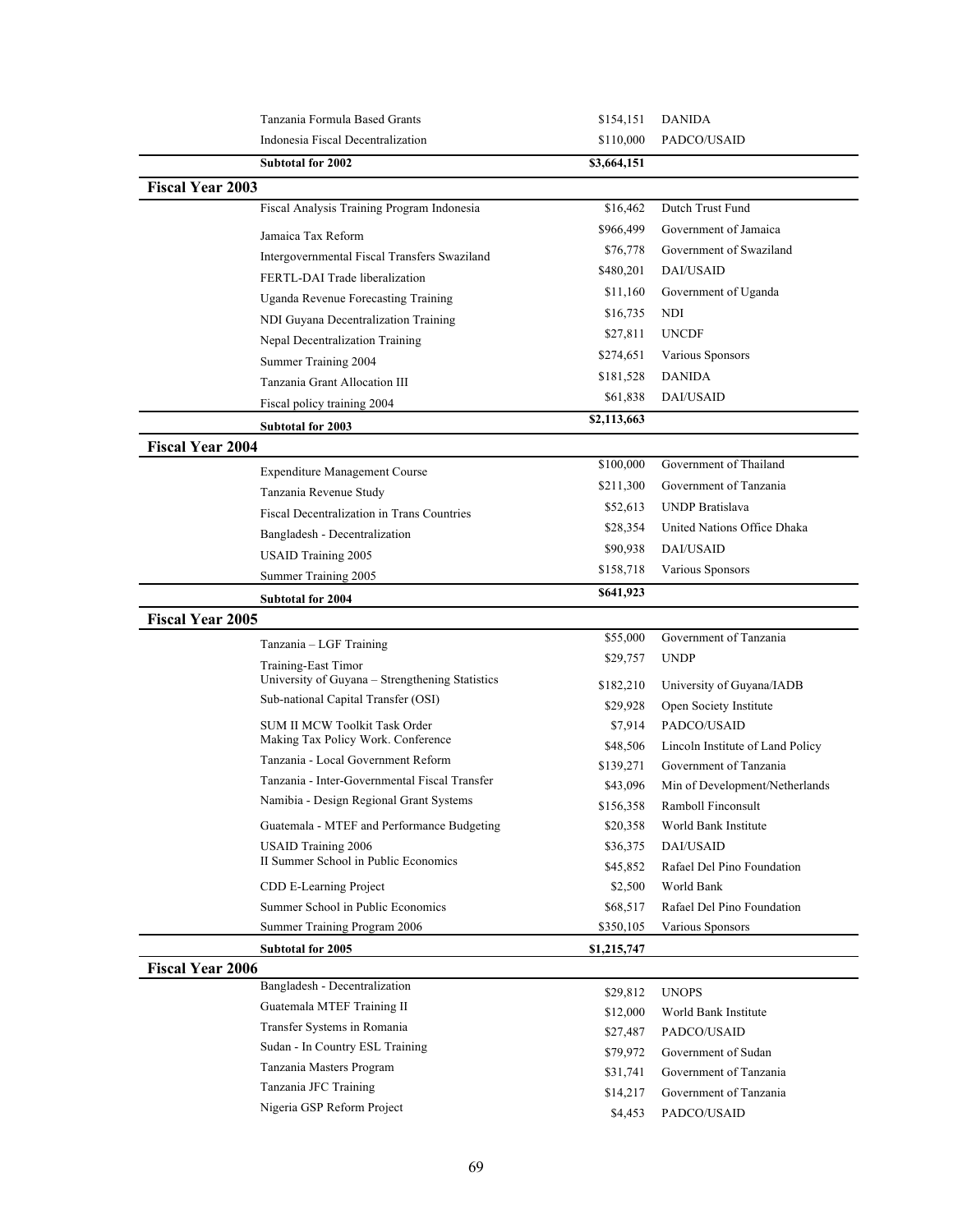| | Project | Amount | Sponsor |
|---|---|---|---|
| | Tanzania Formula Based Grants | $154,151 | DANIDA |
| | Indonesia Fiscal Decentralization | $110,000 | PADCO/USAID |
| | **Subtotal for 2002** | **$3,664,151** | |
| **Fiscal Year 2003** | | | |
| | Fiscal Analysis Training Program Indonesia | $16,462 | Dutch Trust Fund |
| | Jamaica Tax Reform | $966,499 | Government of Jamaica |
| | Intergovernmental Fiscal Transfers Swaziland | $76,778 | Government of Swaziland |
| | FERTL-DAI Trade liberalization | $480,201 | DAI/USAID |
| | Uganda Revenue Forecasting Training | $11,160 | Government of Uganda |
| | NDI Guyana Decentralization Training | $16,735 | NDI |
| | Nepal Decentralization Training | $27,811 | UNCDF |
| | Summer Training 2004 | $274,651 | Various Sponsors |
| | Tanzania Grant Allocation III | $181,528 | DANIDA |
| | Fiscal policy training 2004 | $61,838 | DAI/USAID |
| | **Subtotal for 2003** | **$2,113,663** | |
| **Fiscal Year 2004** | | | |
| | Expenditure Management Course | $100,000 | Government of Thailand |
| | Tanzania Revenue Study | $211,300 | Government of Tanzania |
| | Fiscal Decentralization in Trans Countries | $52,613 | UNDP Bratislava |
| | Bangladesh - Decentralization | $28,354 | United Nations Office Dhaka |
| | USAID Training 2005 | $90,938 | DAI/USAID |
| | Summer Training 2005 | $158,718 | Various Sponsors |
| | **Subtotal for 2004** | **$641,923** | |
| **Fiscal Year 2005** | | | |
| | Tanzania – LGF Training | $55,000 | Government of Tanzania |
| | Training-East Timor | $29,757 | UNDP |
| | University of Guyana – Strengthening Statistics | $182,210 | University of Guyana/IADB |
| | Sub-national Capital Transfer (OSI) | $29,928 | Open Society Institute |
| | SUM II MCW Toolkit Task Order | $7,914 | PADCO/USAID |
| | Making Tax Policy Work. Conference | $48,506 | Lincoln Institute of Land Policy |
| | Tanzania - Local Government Reform | $139,271 | Government of Tanzania |
| | Tanzania - Inter-Governmental Fiscal Transfer | $43,096 | Min of Development/Netherlands |
| | Namibia - Design Regional Grant Systems | $156,358 | Ramboll Finconsult |
| | Guatemala - MTEF and Performance Budgeting | $20,358 | World Bank Institute |
| | USAID Training 2006 | $36,375 | DAI/USAID |
| | II Summer School in Public Economics | $45,852 | Rafael Del Pino Foundation |
| | CDD E-Learning Project | $2,500 | World Bank |
| | Summer School in Public Economics | $68,517 | Rafael Del Pino Foundation |
| | Summer Training Program 2006 | $350,105 | Various Sponsors |
| | **Subtotal for 2005** | **$1,215,747** | |
| **Fiscal Year 2006** | | | |
| | Bangladesh - Decentralization | $29,812 | UNOPS |
| | Guatemala MTEF Training II | $12,000 | World Bank Institute |
| | Transfer Systems in Romania | $27,487 | PADCO/USAID |
| | Sudan - In Country ESL Training | $79,972 | Government of Sudan |
| | Tanzania Masters Program | $31,741 | Government of Tanzania |
| | Tanzania JFC Training | $14,217 | Government of Tanzania |
| | Nigeria GSP Reform Project | $4,453 | PADCO/USAID |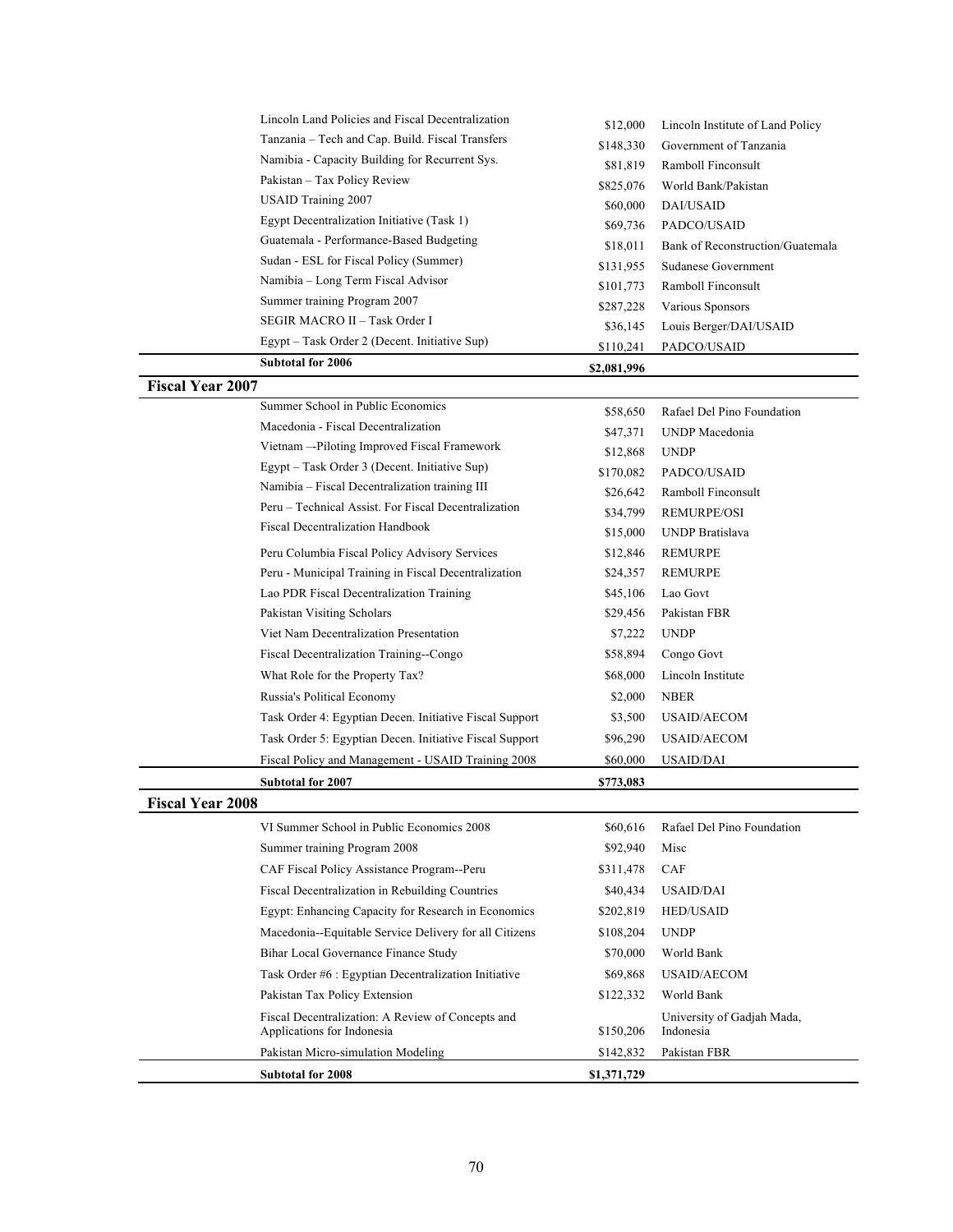| | Project | Amount | Sponsor |
|---|---|---|---|
| | Lincoln Land Policies and Fiscal Decentralization | $12,000 | Lincoln Institute of Land Policy |
| | Tanzania – Tech and Cap. Build. Fiscal Transfers | $148,330 | Government of Tanzania |
| | Namibia - Capacity Building for Recurrent Sys. | $81,819 | Ramboll Finconsult |
| | Pakistan – Tax Policy Review | $825,076 | World Bank/Pakistan |
| | USAID Training 2007 | $60,000 | DAI/USAID |
| | Egypt Decentralization Initiative (Task 1) | $69,736 | PADCO/USAID |
| | Guatemala - Performance-Based Budgeting | $18,011 | Bank of Reconstruction/Guatemala |
| | Sudan - ESL for Fiscal Policy (Summer) | $131,955 | Sudanese Government |
| | Namibia – Long Term Fiscal Advisor | $101,773 | Ramboll Finconsult |
| | Summer training Program 2007 | $287,228 | Various Sponsors |
| | SEGIR MACRO II – Task Order I | $36,145 | Louis Berger/DAI/USAID |
| | Egypt – Task Order 2 (Decent. Initiative Sup) | $110,241 | PADCO/USAID |
| | **Subtotal for 2006** | **$2,081,996** | |
| **Fiscal Year 2007** | | | |
| | Summer School in Public Economics | $58,650 | Rafael Del Pino Foundation |
| | Macedonia - Fiscal Decentralization | $47,371 | UNDP Macedonia |
| | Vietnam –-Piloting Improved Fiscal Framework | $12,868 | UNDP |
| | Egypt – Task Order 3 (Decent. Initiative Sup) | $170,082 | PADCO/USAID |
| | Namibia – Fiscal Decentralization training III | $26,642 | Ramboll Finconsult |
| | Peru – Technical Assist. For Fiscal Decentralization | $34,799 | REMURPE/OSI |
| | Fiscal Decentralization Handbook | $15,000 | UNDP Bratislava |
| | Peru Columbia Fiscal Policy Advisory Services | $12,846 | REMURPE |
| | Peru - Municipal Training in Fiscal Decentralization | $24,357 | REMURPE |
| | Lao PDR Fiscal Decentralization Training | $45,106 | Lao Govt |
| | Pakistan Visiting Scholars | $29,456 | Pakistan FBR |
| | Viet Nam Decentralization Presentation | $7,222 | UNDP |
| | Fiscal Decentralization Training--Congo | $58,894 | Congo Govt |
| | What Role for the Property Tax? | $68,000 | Lincoln Institute |
| | Russia's Political Economy | $2,000 | NBER |
| | Task Order 4: Egyptian Decen. Initiative Fiscal Support | $3,500 | USAID/AECOM |
| | Task Order 5: Egyptian Decen. Initiative Fiscal Support | $96,290 | USAID/AECOM |
| | Fiscal Policy and Management - USAID Training 2008 | $60,000 | USAID/DAI |
| | **Subtotal for 2007** | **$773,083** | |
| **Fiscal Year 2008** | | | |
| | VI Summer School in Public Economics 2008 | $60,616 | Rafael Del Pino Foundation |
| | Summer training Program 2008 | $92,940 | Misc |
| | CAF Fiscal Policy Assistance Program--Peru | $311,478 | CAF |
| | Fiscal Decentralization in Rebuilding Countries | $40,434 | USAID/DAI |
| | Egypt: Enhancing Capacity for Research in Economics | $202,819 | HED/USAID |
| | Macedonia--Equitable Service Delivery for all Citizens | $108,204 | UNDP |
| | Bihar Local Governance Finance Study | $70,000 | World Bank |
| | Task Order #6 : Egyptian Decentralization Initiative | $69,868 | USAID/AECOM |
| | Pakistan Tax Policy Extension | $122,332 | World Bank |
| | Fiscal Decentralization: A Review of Concepts and Applications for Indonesia | $150,206 | University of Gadjah Mada, Indonesia |
| | Pakistan Micro-simulation Modeling | $142,832 | Pakistan FBR |
| | **Subtotal for 2008** | **$1,371,729** | |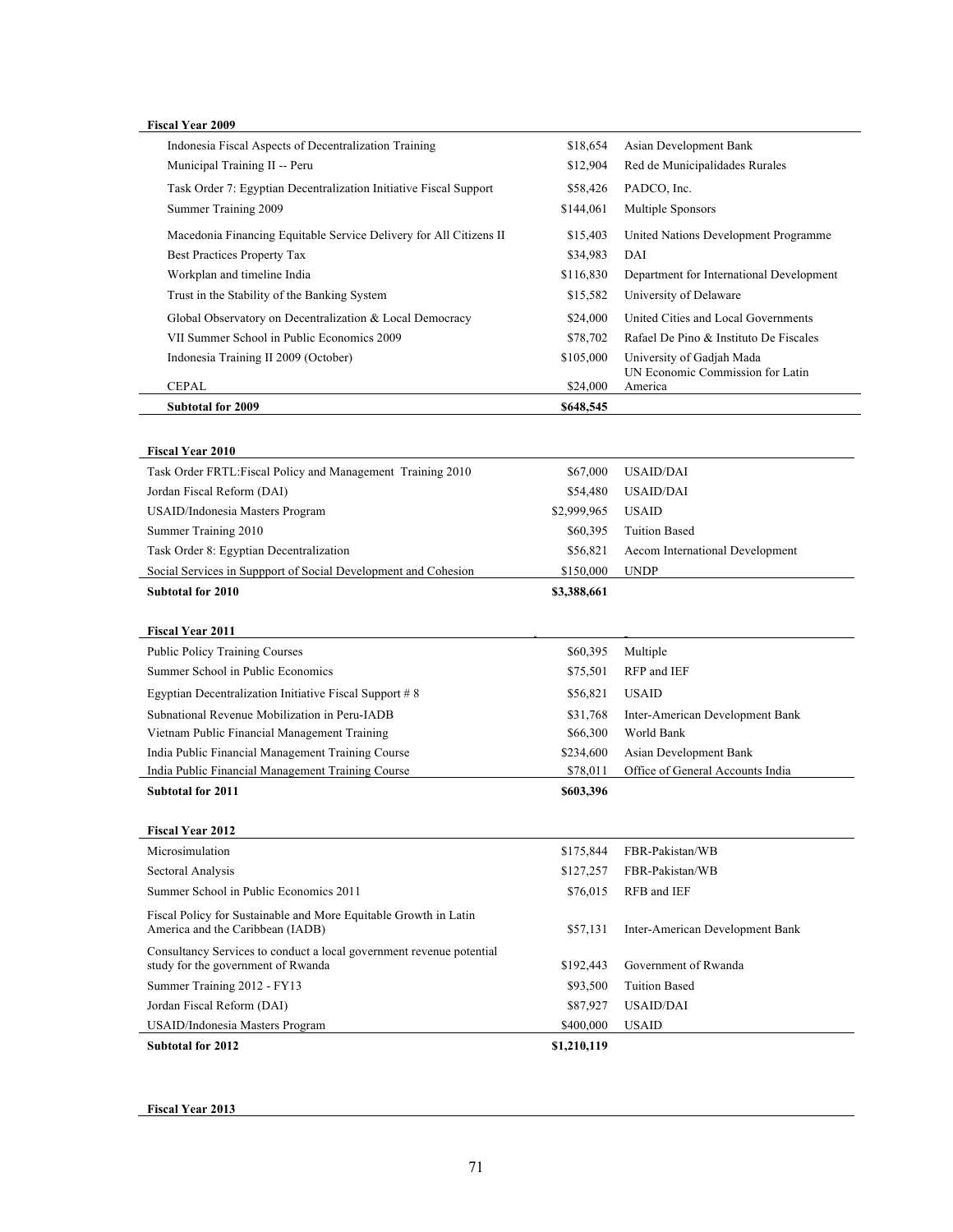| Fiscal Year 2009 | | |
| --- | --- | --- |
| Indonesia Fiscal Aspects of Decentralization Training | $18,654 | Asian Development Bank |
| Municipal Training II -- Peru | $12,904 | Red de Municipalidades Rurales |
| Task Order 7: Egyptian Decentralization Initiative Fiscal Support | $58,426 | PADCO, Inc. |
| Summer Training 2009 | $144,061 | Multiple Sponsors |
| Macedonia Financing Equitable Service Delivery for All Citizens II | $15,403 | United Nations Development Programme |
| Best Practices Property Tax | $34,983 | DAI |
| Workplan and timeline India | $116,830 | Department for International Development |
| Trust in the Stability of the Banking System | $15,582 | University of Delaware |
| Global Observatory on Decentralization & Local Democracy | $24,000 | United Cities and Local Governments |
| VII Summer School in Public Economics 2009 | $78,702 | Rafael De Pino & Instituto De Fiscales |
| Indonesia Training II 2009 (October) | $105,000 | University of Gadjah Mada |
| CEPAL | $24,000 | UN Economic Commission for Latin America |
| **Subtotal for 2009** | **$648,545** | |

| Fiscal Year 2010 | | |
| --- | --- | --- |
| Task Order FRTL:Fiscal Policy and Management Training 2010 | $67,000 | USAID/DAI |
| Jordan Fiscal Reform (DAI) | $54,480 | USAID/DAI |
| USAID/Indonesia Masters Program | $2,999,965 | USAID |
| Summer Training 2010 | $60,395 | Tuition Based |
| Task Order 8: Egyptian Decentralization | $56,821 | Aecom International Development |
| Social Services in Suppport of Social Development and Cohesion | $150,000 | UNDP |
| **Subtotal for 2010** | **$3,388,661** | |

| Fiscal Year 2011 | | |
| --- | --- | --- |
| Public Policy Training Courses | $60,395 | Multiple |
| Summer School in Public Economics | $75,501 | RFP and IEF |
| Egyptian Decentralization Initiative Fiscal Support # 8 | $56,821 | USAID |
| Subnational Revenue Mobilization in Peru-IADB | $31,768 | Inter-American Development Bank |
| Vietnam Public Financial Management Training | $66,300 | World Bank |
| India Public Financial Management Training Course | $234,600 | Asian Development Bank |
| India Public Financial Management Training Course | $78,011 | Office of General Accounts India |
| **Subtotal for 2011** | **$603,396** | |

| Fiscal Year 2012 | | |
| --- | --- | --- |
| Microsimulation | $175,844 | FBR-Pakistan/WB |
| Sectoral Analysis | $127,257 | FBR-Pakistan/WB |
| Summer School in Public Economics 2011 | $76,015 | RFB and IEF |
| Fiscal Policy for Sustainable and More Equitable Growth in Latin America and the Caribbean (IADB) | $57,131 | Inter-American Development Bank |
| Consultancy Services to conduct a local government revenue potential study for the government of Rwanda | $192,443 | Government of Rwanda |
| Summer Training 2012 - FY13 | $93,500 | Tuition Based |
| Jordan Fiscal Reform (DAI) | $87,927 | USAID/DAI |
| USAID/Indonesia Masters Program | $400,000 | USAID |
| **Subtotal for 2012** | **$1,210,119** | |

**Fiscal Year 2013**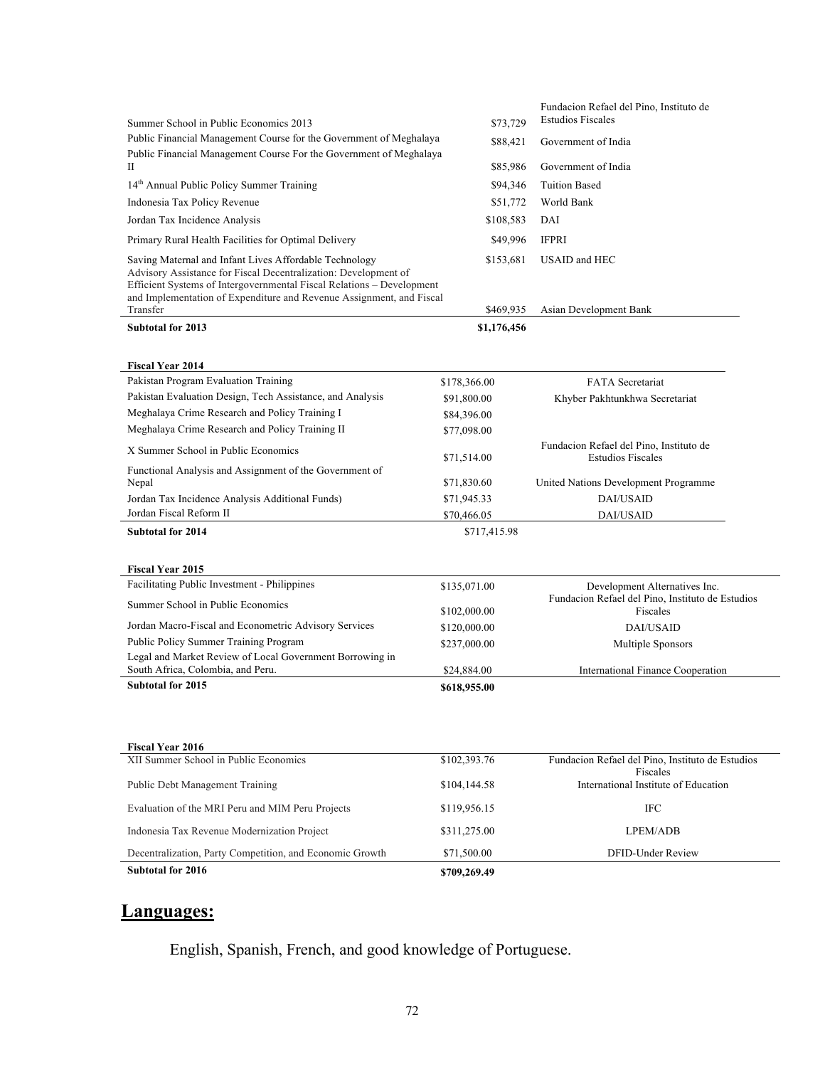| | | |
|---|---|---|
| Summer School in Public Economics 2013 | $73,729 | Fundacion Refael del Pino, Instituto de Estudios Fiscales |
| Public Financial Management Course for the Government of Meghalaya | $88,421 | Government of India |
| Public Financial Management Course For the Government of Meghalaya II | $85,986 | Government of India |
| 14th Annual Public Policy Summer Training | $94,346 | Tuition Based |
| Indonesia Tax Policy Revenue | $51,772 | World Bank |
| Jordan Tax Incidence Analysis | $108,583 | DAI |
| Primary Rural Health Facilities for Optimal Delivery | $49,996 | IFPRI |
| Saving Maternal and Infant Lives Affordable Technology | $153,681 | USAID and HEC |
| Advisory Assistance for Fiscal Decentralization: Development of Efficient Systems of Intergovernmental Fiscal Relations – Development and Implementation of Expenditure and Revenue Assignment, and Fiscal Transfer | $469,935 | Asian Development Bank |
| **Subtotal for 2013** | **$1,176,456** | |

| **Fiscal Year 2014** | | |
|---|---|---|
| Pakistan Program Evaluation Training | $178,366.00 | FATA Secretariat |
| Pakistan Evaluation Design, Tech Assistance, and Analysis | $91,800.00 | Khyber Pakhtunkhwa Secretariat |
| Meghalaya Crime Research and Policy Training I | $84,396.00 | |
| Meghalaya Crime Research and Policy Training II | $77,098.00 | |
| X Summer School in Public Economics | $71,514.00 | Fundacion Refael del Pino, Instituto de Estudios Fiscales |
| Functional Analysis and Assignment of the Government of Nepal | $71,830.60 | United Nations Development Programme |
| Jordan Tax Incidence Analysis Additional Funds) | $71,945.33 | DAI/USAID |
| Jordan Fiscal Reform II | $70,466.05 | DAI/USAID |
| **Subtotal for 2014** | $717,415.98 | |

| **Fiscal Year 2015** | | |
|---|---|---|
| Facilitating Public Investment - Philippines | $135,071.00 | Development Alternatives Inc. |
| Summer School in Public Economics | $102,000.00 | Fundacion Refael del Pino, Instituto de Estudios Fiscales |
| Jordan Macro-Fiscal and Econometric Advisory Services | $120,000.00 | DAI/USAID |
| Public Policy Summer Training Program | $237,000.00 | Multiple Sponsors |
| Legal and Market Review of Local Government Borrowing in South Africa, Colombia, and Peru. | $24,884.00 | International Finance Cooperation |
| **Subtotal for 2015** | **$618,955.00** | |

| **Fiscal Year 2016** | | |
|---|---|---|
| XII Summer School in Public Economics | $102,393.76 | Fundacion Refael del Pino, Instituto de Estudios Fiscales |
| Public Debt Management Training | $104,144.58 | International Institute of Education |
| Evaluation of the MRI Peru and MIM Peru Projects | $119,956.15 | IFC |
| Indonesia Tax Revenue Modernization Project | $311,275.00 | LPEM/ADB |
| Decentralization, Party Competition, and Economic Growth | $71,500.00 | DFID-Under Review |
| **Subtotal for 2016** | **$709,269.49** | |

## Languages:

English, Spanish, French, and good knowledge of Portuguese.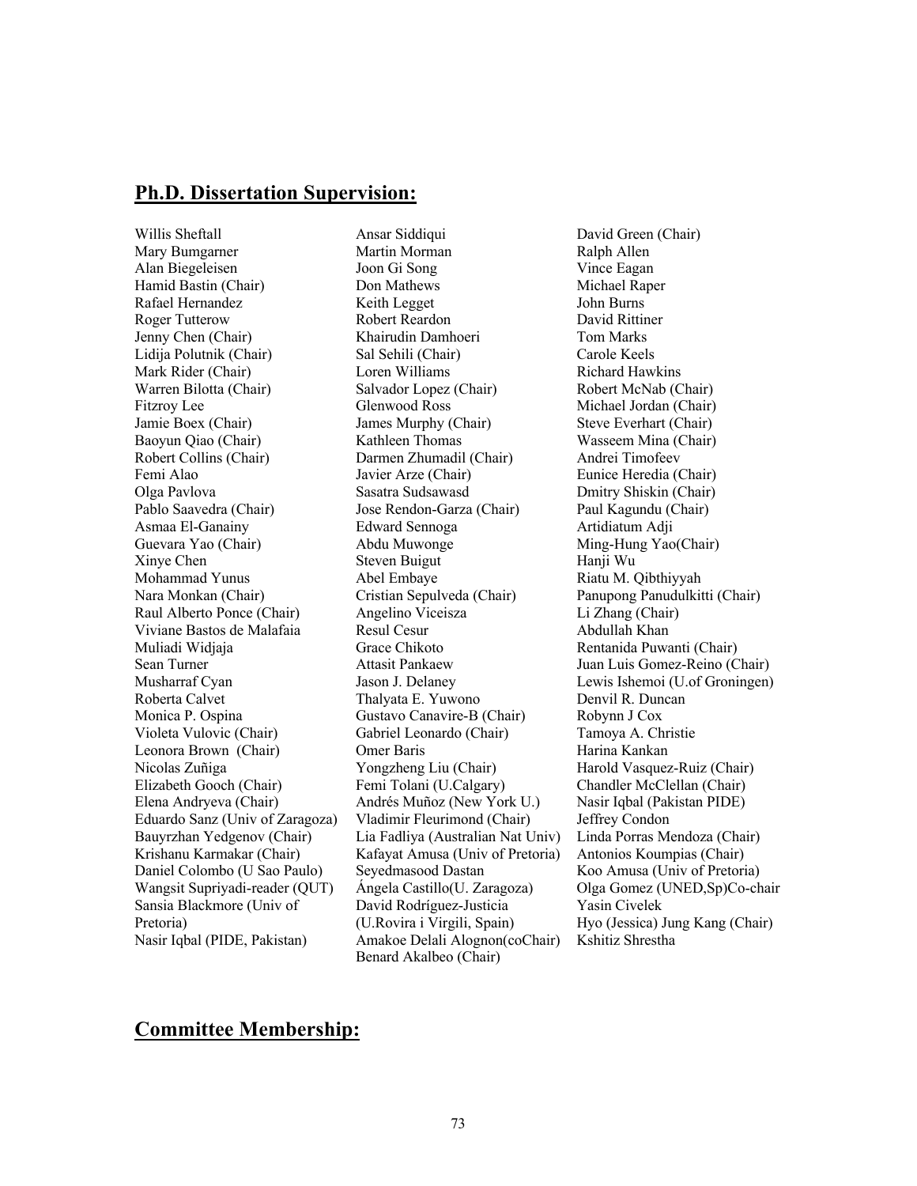## Ph.D. Dissertation Supervision:

Willis Sheftall
Mary Bumgarner
Alan Biegeleisen
Hamid Bastin (Chair)
Rafael Hernandez
Roger Tutterow
Jenny Chen (Chair)
Lidija Polutnik (Chair)
Mark Rider (Chair)
Warren Bilotta (Chair)
Fitzroy Lee
Jamie Boex (Chair)
Baoyun Qiao (Chair)
Robert Collins (Chair)
Femi Alao
Olga Pavlova
Pablo Saavedra (Chair)
Asmaa El-Ganainy
Guevara Yao (Chair)
Xinye Chen
Mohammad Yunus
Nara Monkan (Chair)
Raul Alberto Ponce (Chair)
Viviane Bastos de Malafaia
Muliadi Widjaja
Sean Turner
Musharraf Cyan
Roberta Calvet
Monica P. Ospina
Violeta Vulovic (Chair)
Leonora Brown (Chair)
Nicolas Zuñiga
Elizabeth Gooch (Chair)
Elena Andryeva (Chair)
Eduardo Sanz (Univ of Zaragoza)
Bauyrzhan Yedgenov (Chair)
Krishanu Karmakar (Chair)
Daniel Colombo (U Sao Paulo)
Wangsit Supriyadi-reader (QUT)
Sansia Blackmore (Univ of Pretoria)
Nasir Iqbal (PIDE, Pakistan)
Ansar Siddiqui
Martin Morman
Joon Gi Song
Don Mathews
Keith Legget
Robert Reardon
Khairudin Damhoeri
Sal Sehili (Chair)
Loren Williams
Salvador Lopez (Chair)
Glenwood Ross
James Murphy (Chair)
Kathleen Thomas
Darmen Zhumadil (Chair)
Javier Arze (Chair)
Sasatra Sudsawasd
Jose Rendon-Garza (Chair)
Edward Sennoga
Abdu Muwonge
Steven Buigut
Abel Embaye
Cristian Sepulveda (Chair)
Angelino Viceisza
Resul Cesur
Grace Chikoto
Attasit Pankaew
Jason J. Delaney
Thalyata E. Yuwono
Gustavo Canavire-B (Chair)
Gabriel Leonardo (Chair)
Omer Baris
Yongzheng Liu (Chair)
Femi Tolani (U.Calgary)
Andrés Muñoz (New York U.)
Vladimir Fleurimond (Chair)
Lia Fadliya (Australian Nat Univ)
Kafayat Amusa (Univ of Pretoria)
Seyedmasood Dastan
Ángela Castillo(U. Zaragoza)
David Rodríguez-Justicia (U.Rovira i Virgili, Spain)
Amakoe Delali Alognon(coChair)
Benard Akalbeo (Chair)
David Green (Chair)
Ralph Allen
Vince Eagan
Michael Raper
John Burns
David Rittiner
Tom Marks
Carole Keels
Richard Hawkins
Robert McNab (Chair)
Michael Jordan (Chair)
Steve Everhart (Chair)
Wasseem Mina (Chair)
Andrei Timofeev
Eunice Heredia (Chair)
Dmitry Shiskin (Chair)
Paul Kagundu (Chair)
Artidiatum Adji
Ming-Hung Yao(Chair)
Hanji Wu
Riatu M. Qibthiyyah
Panupong Panudulkitti (Chair)
Li Zhang (Chair)
Abdullah Khan
Rentanida Puwanti (Chair)
Juan Luis Gomez-Reino (Chair)
Lewis Ishemoi (U.of Groningen)
Denvil R. Duncan
Robynn J Cox
Tamoya A. Christie
Harina Kankan
Harold Vasquez-Ruiz (Chair)
Chandler McClellan (Chair)
Nasir Iqbal (Pakistan PIDE)
Jeffrey Condon
Linda Porras Mendoza (Chair)
Antonios Koumpias (Chair)
Koo Amusa (Univ of Pretoria)
Olga Gomez (UNED,Sp)Co-chair
Yasin Civelek
Hyo (Jessica) Jung Kang (Chair)
Kshitiz Shrestha

## Committee Membership: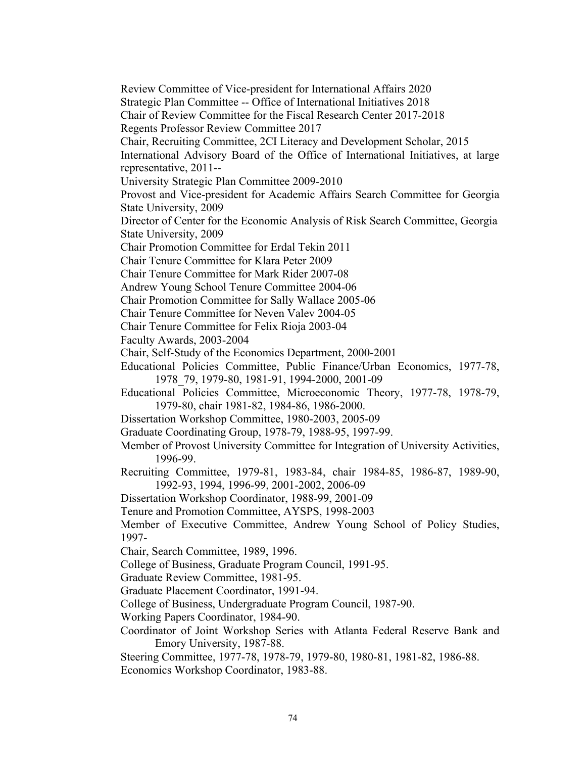Review Committee of Vice-president for International Affairs 2020

Strategic Plan Committee -- Office of International Initiatives 2018

Chair of Review Committee for the Fiscal Research Center 2017-2018

Regents Professor Review Committee 2017

Chair, Recruiting Committee, 2CI Literacy and Development Scholar, 2015

International Advisory Board of the Office of International Initiatives, at large representative, 2011--

University Strategic Plan Committee 2009-2010

Provost and Vice-president for Academic Affairs Search Committee for Georgia State University, 2009

Director of Center for the Economic Analysis of Risk Search Committee, Georgia State University, 2009

Chair Promotion Committee for Erdal Tekin 2011

Chair Tenure Committee for Klara Peter 2009

Chair Tenure Committee for Mark Rider 2007-08

Andrew Young School Tenure Committee 2004-06

Chair Promotion Committee for Sally Wallace 2005-06

Chair Tenure Committee for Neven Valev 2004-05

Chair Tenure Committee for Felix Rioja 2003-04

Faculty Awards, 2003-2004

Chair, Self-Study of the Economics Department, 2000-2001

Educational Policies Committee, Public Finance/Urban Economics, 1977-78, 1978_79, 1979-80, 1981-91, 1994-2000, 2001-09

Educational Policies Committee, Microeconomic Theory, 1977-78, 1978-79, 1979-80, chair 1981-82, 1984-86, 1986-2000.

Dissertation Workshop Committee, 1980-2003, 2005-09

Graduate Coordinating Group, 1978-79, 1988-95, 1997-99.

Member of Provost University Committee for Integration of University Activities, 1996-99.

Recruiting Committee, 1979-81, 1983-84, chair 1984-85, 1986-87, 1989-90, 1992-93, 1994, 1996-99, 2001-2002, 2006-09

Dissertation Workshop Coordinator, 1988-99, 2001-09

Tenure and Promotion Committee, AYSPS, 1998-2003

Member of Executive Committee, Andrew Young School of Policy Studies, 1997-

Chair, Search Committee, 1989, 1996.

College of Business, Graduate Program Council, 1991-95.

Graduate Review Committee, 1981-95.

Graduate Placement Coordinator, 1991-94.

College of Business, Undergraduate Program Council, 1987-90.

Working Papers Coordinator, 1984-90.

Coordinator of Joint Workshop Series with Atlanta Federal Reserve Bank and Emory University, 1987-88.

Steering Committee, 1977-78, 1978-79, 1979-80, 1980-81, 1981-82, 1986-88.

Economics Workshop Coordinator, 1983-88.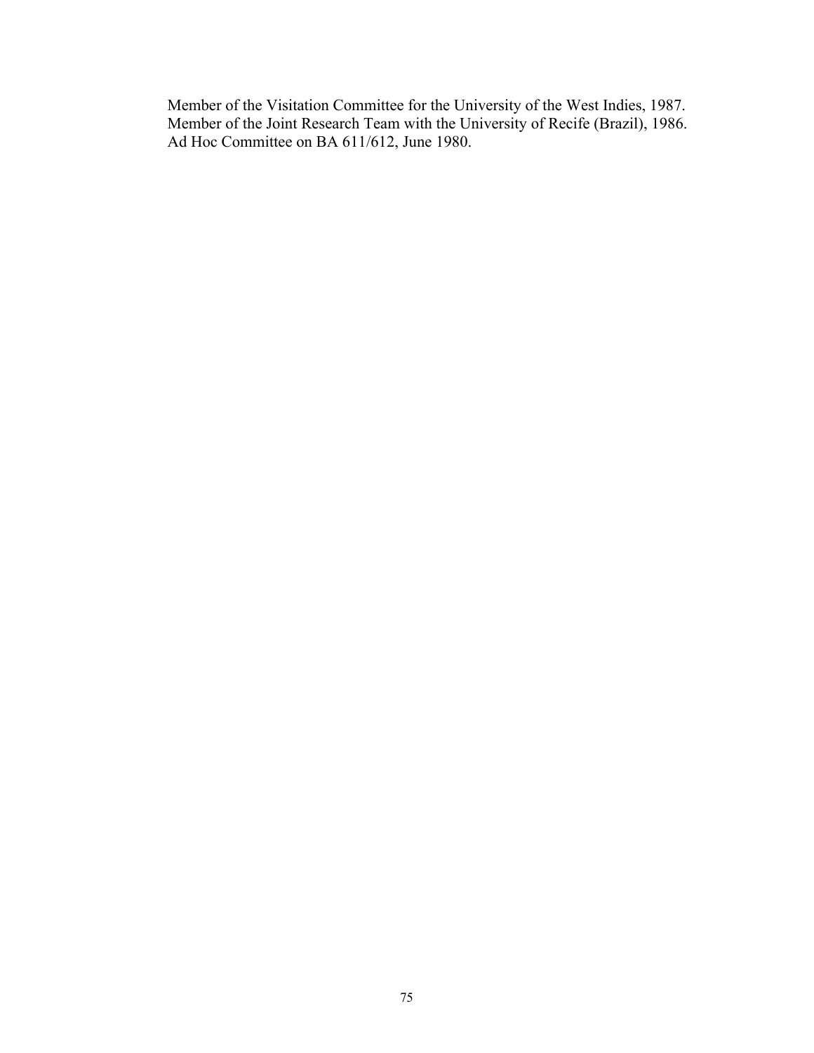Member of the Visitation Committee for the University of the West Indies, 1987.
Member of the Joint Research Team with the University of Recife (Brazil), 1986.
Ad Hoc Committee on BA 611/612, June 1980.